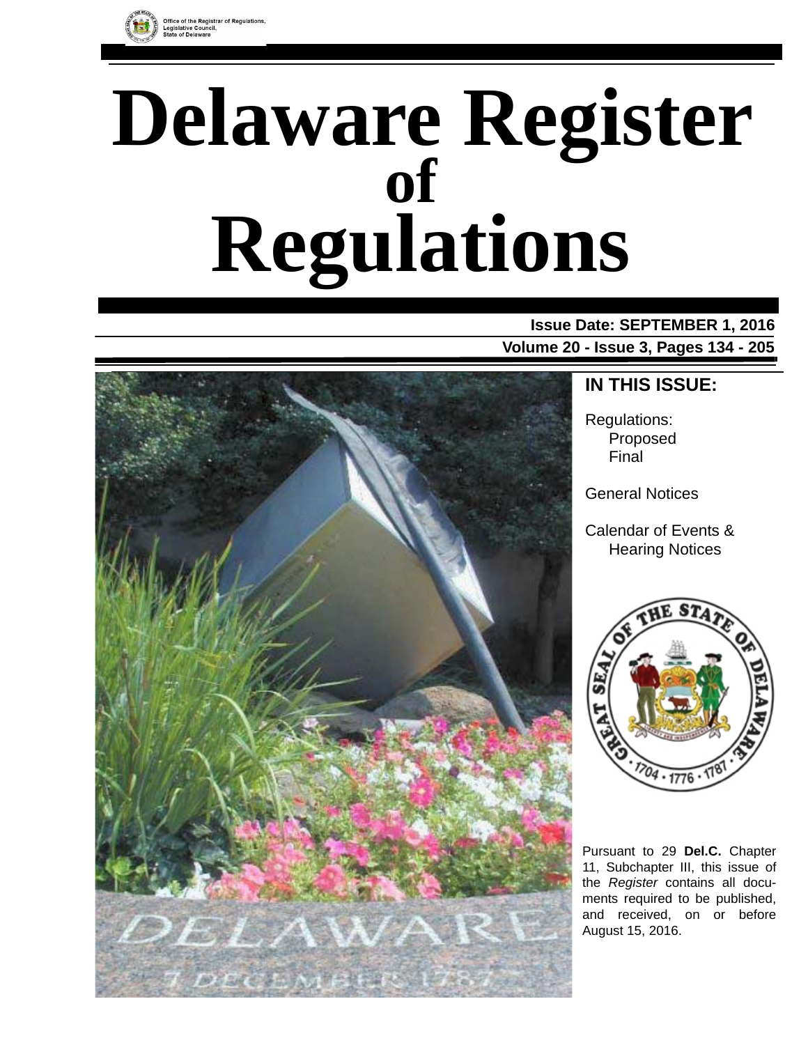Office of the Registrar of Regulations,
Legislative Council,
State of Delaware

# Delaware Register of Regulations

**Issue Date: SEPTEMBER 1, 2016**

**Volume 20 - Issue 3, Pages 134 - 205**

## IN THIS ISSUE:

Regulations:
- Proposed
- Final

General Notices

Calendar of Events & Hearing Notices

Pursuant to 29 **Del.C.** Chapter 11, Subchapter III, this issue of the *Register* contains all documents required to be published, and received, on or before August 15, 2016.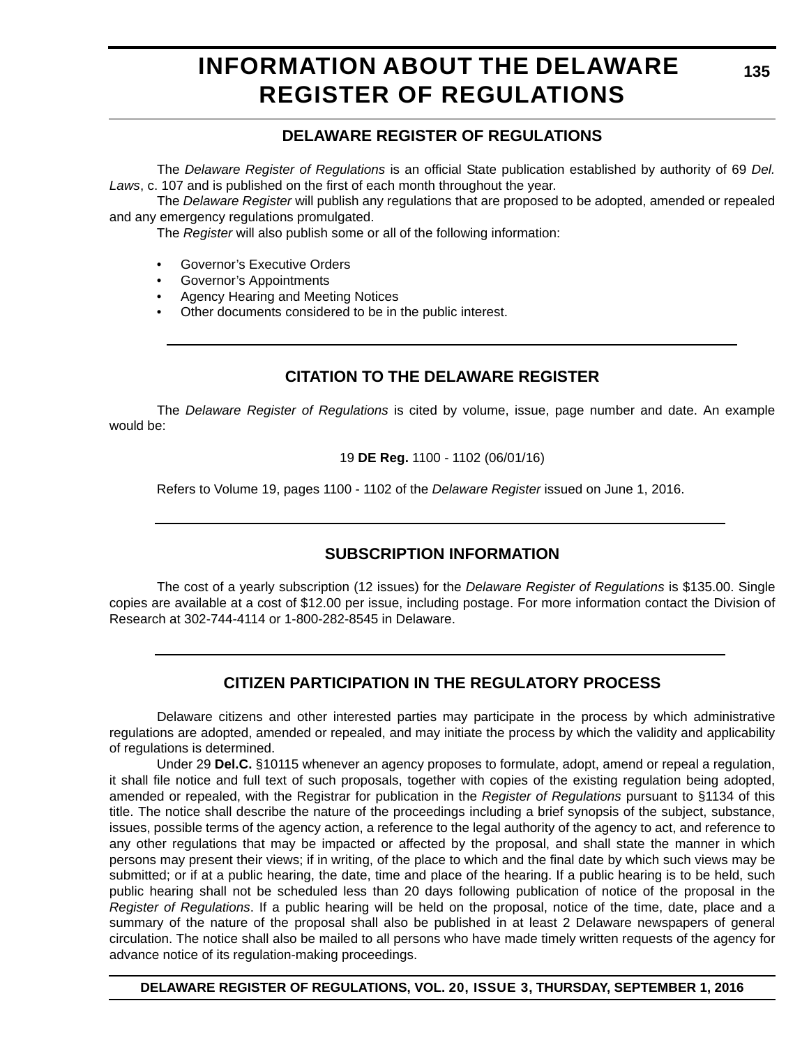# INFORMATION ABOUT THE DELAWARE REGISTER OF REGULATIONS

## DELAWARE REGISTER OF REGULATIONS

The *Delaware Register of Regulations* is an official State publication established by authority of 69 *Del. Laws*, c. 107 and is published on the first of each month throughout the year.

The *Delaware Register* will publish any regulations that are proposed to be adopted, amended or repealed and any emergency regulations promulgated.

The *Register* will also publish some or all of the following information:

- Governor's Executive Orders
- Governor's Appointments
- Agency Hearing and Meeting Notices
- Other documents considered to be in the public interest.

## CITATION TO THE DELAWARE REGISTER

The *Delaware Register of Regulations* is cited by volume, issue, page number and date. An example would be:

19 **DE Reg.** 1100 - 1102 (06/01/16)

Refers to Volume 19, pages 1100 - 1102 of the *Delaware Register* issued on June 1, 2016.

## SUBSCRIPTION INFORMATION

The cost of a yearly subscription (12 issues) for the *Delaware Register of Regulations* is $135.00. Single copies are available at a cost of $12.00 per issue, including postage. For more information contact the Division of Research at 302-744-4114 or 1-800-282-8545 in Delaware.

## CITIZEN PARTICIPATION IN THE REGULATORY PROCESS

Delaware citizens and other interested parties may participate in the process by which administrative regulations are adopted, amended or repealed, and may initiate the process by which the validity and applicability of regulations is determined.

Under 29 **Del.C.** §10115 whenever an agency proposes to formulate, adopt, amend or repeal a regulation, it shall file notice and full text of such proposals, together with copies of the existing regulation being adopted, amended or repealed, with the Registrar for publication in the *Register of Regulations* pursuant to §1134 of this title. The notice shall describe the nature of the proceedings including a brief synopsis of the subject, substance, issues, possible terms of the agency action, a reference to the legal authority of the agency to act, and reference to any other regulations that may be impacted or affected by the proposal, and shall state the manner in which persons may present their views; if in writing, of the place to which and the final date by which such views may be submitted; or if at a public hearing, the date, time and place of the hearing. If a public hearing is to be held, such public hearing shall not be scheduled less than 20 days following publication of notice of the proposal in the *Register of Regulations*. If a public hearing will be held on the proposal, notice of the time, date, place and a summary of the nature of the proposal shall also be published in at least 2 Delaware newspapers of general circulation. The notice shall also be mailed to all persons who have made timely written requests of the agency for advance notice of its regulation-making proceedings.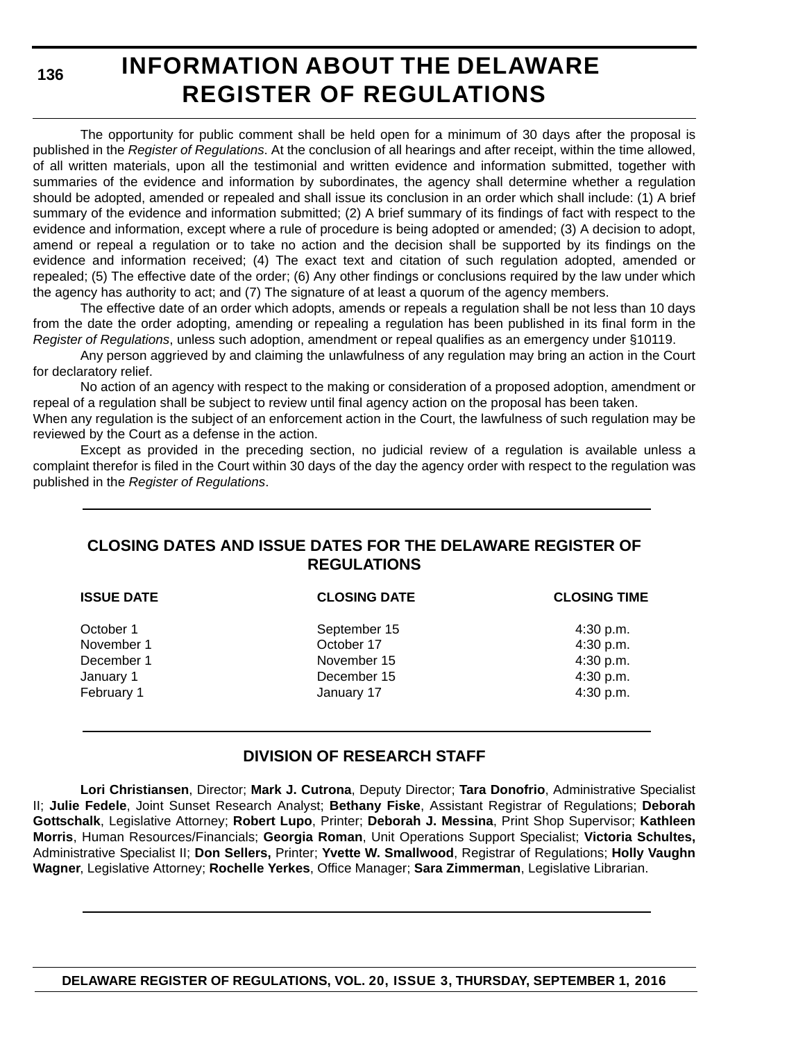# INFORMATION ABOUT THE DELAWARE REGISTER OF REGULATIONS

The opportunity for public comment shall be held open for a minimum of 30 days after the proposal is published in the *Register of Regulations*. At the conclusion of all hearings and after receipt, within the time allowed, of all written materials, upon all the testimonial and written evidence and information submitted, together with summaries of the evidence and information by subordinates, the agency shall determine whether a regulation should be adopted, amended or repealed and shall issue its conclusion in an order which shall include: (1) A brief summary of the evidence and information submitted; (2) A brief summary of its findings of fact with respect to the evidence and information, except where a rule of procedure is being adopted or amended; (3) A decision to adopt, amend or repeal a regulation or to take no action and the decision shall be supported by its findings on the evidence and information received; (4) The exact text and citation of such regulation adopted, amended or repealed; (5) The effective date of the order; (6) Any other findings or conclusions required by the law under which the agency has authority to act; and (7) The signature of at least a quorum of the agency members.

The effective date of an order which adopts, amends or repeals a regulation shall be not less than 10 days from the date the order adopting, amending or repealing a regulation has been published in its final form in the *Register of Regulations*, unless such adoption, amendment or repeal qualifies as an emergency under §10119.

Any person aggrieved by and claiming the unlawfulness of any regulation may bring an action in the Court for declaratory relief.

No action of an agency with respect to the making or consideration of a proposed adoption, amendment or repeal of a regulation shall be subject to review until final agency action on the proposal has been taken.

When any regulation is the subject of an enforcement action in the Court, the lawfulness of such regulation may be reviewed by the Court as a defense in the action.

Except as provided in the preceding section, no judicial review of a regulation is available unless a complaint therefor is filed in the Court within 30 days of the day the agency order with respect to the regulation was published in the *Register of Regulations*.

## CLOSING DATES AND ISSUE DATES FOR THE DELAWARE REGISTER OF REGULATIONS

| ISSUE DATE | CLOSING DATE | CLOSING TIME |
|---|---|---|
| October 1 | September 15 | 4:30 p.m. |
| November 1 | October 17 | 4:30 p.m. |
| December 1 | November 15 | 4:30 p.m. |
| January 1 | December 15 | 4:30 p.m. |
| February 1 | January 17 | 4:30 p.m. |

## DIVISION OF RESEARCH STAFF

**Lori Christiansen**, Director; **Mark J. Cutrona**, Deputy Director; **Tara Donofrio**, Administrative Specialist II; **Julie Fedele**, Joint Sunset Research Analyst; **Bethany Fiske**, Assistant Registrar of Regulations; **Deborah Gottschalk**, Legislative Attorney; **Robert Lupo**, Printer; **Deborah J. Messina**, Print Shop Supervisor; **Kathleen Morris**, Human Resources/Financials; **Georgia Roman**, Unit Operations Support Specialist; **Victoria Schultes,** Administrative Specialist II; **Don Sellers,** Printer; **Yvette W. Smallwood**, Registrar of Regulations; **Holly Vaughn Wagner**, Legislative Attorney; **Rochelle Yerkes**, Office Manager; **Sara Zimmerman**, Legislative Librarian.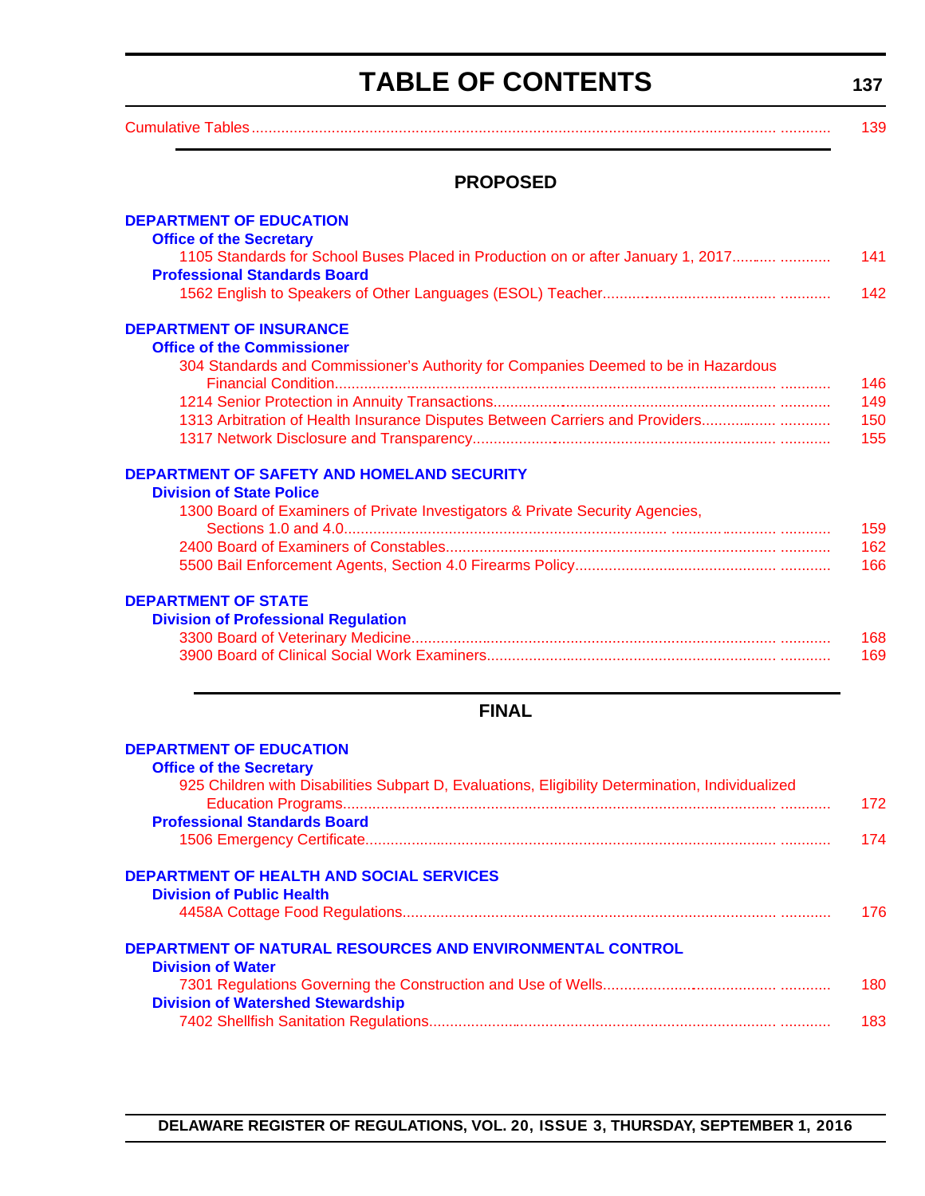# TABLE OF CONTENTS

Cumulative Tables ............ 139

## PROPOSED

**DEPARTMENT OF EDUCATION**

**Office of the Secretary**

1105 Standards for School Buses Placed in Production on or after January 1, 2017............ 141

**Professional Standards Board**

1562 English to Speakers of Other Languages (ESOL) Teacher............ 142

**DEPARTMENT OF INSURANCE**

**Office of the Commissioner**

304 Standards and Commissioner's Authority for Companies Deemed to be in Hazardous Financial Condition............ 146

1214 Senior Protection in Annuity Transactions............ 149

1313 Arbitration of Health Insurance Disputes Between Carriers and Providers............ 150

1317 Network Disclosure and Transparency............ 155

**DEPARTMENT OF SAFETY AND HOMELAND SECURITY**

**Division of State Police**

1300 Board of Examiners of Private Investigators & Private Security Agencies, Sections 1.0 and 4.0............ 159

2400 Board of Examiners of Constables............ 162

5500 Bail Enforcement Agents, Section 4.0 Firearms Policy............ 166

**DEPARTMENT OF STATE**

**Division of Professional Regulation**

3300 Board of Veterinary Medicine............ 168

3900 Board of Clinical Social Work Examiners............ 169

## FINAL

**DEPARTMENT OF EDUCATION**

**Office of the Secretary**

925 Children with Disabilities Subpart D, Evaluations, Eligibility Determination, Individualized Education Programs............ 172

**Professional Standards Board**

1506 Emergency Certificate............ 174

**DEPARTMENT OF HEALTH AND SOCIAL SERVICES**

**Division of Public Health**

4458A Cottage Food Regulations............ 176

**DEPARTMENT OF NATURAL RESOURCES AND ENVIRONMENTAL CONTROL**

**Division of Water**

7301 Regulations Governing the Construction and Use of Wells............ 180

**Division of Watershed Stewardship**

7402 Shellfish Sanitation Regulations............ 183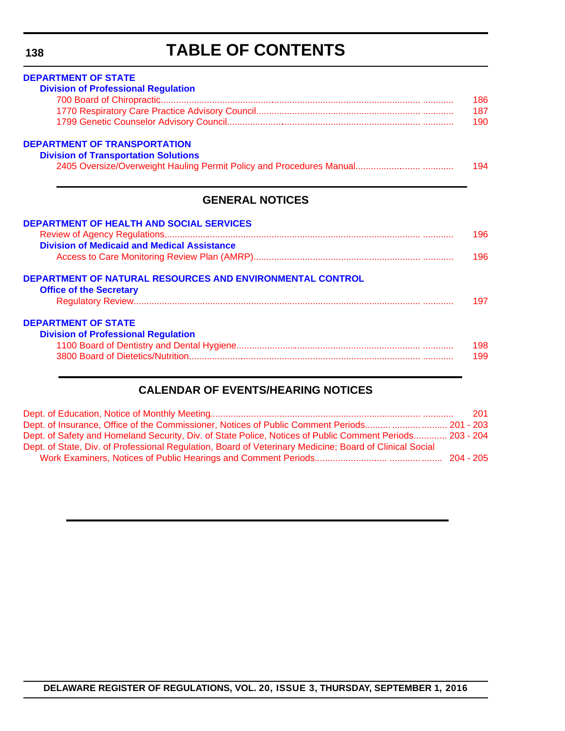# TABLE OF CONTENTS

**DEPARTMENT OF STATE**

**Division of Professional Regulation**

700 Board of Chiropractic................................................................................................ ............ 186

1770 Respiratory Care Practice Advisory Council............................................................ ............ 187

1799 Genetic Counselor Advisory Council....................................................................... ............ 190

**DEPARTMENT OF TRANSPORTATION**

**Division of Transportation Solutions**

2405 Oversize/Overweight Hauling Permit Policy and Procedures Manual........................ ............ 194

## GENERAL NOTICES

**DEPARTMENT OF HEALTH AND SOCIAL SERVICES**

Review of Agency Regulations.............................................................................................. ............ 196

**Division of Medicaid and Medical Assistance**

Access to Care Monitoring Review Plan (AMRP)................................................................ ............ 196

**DEPARTMENT OF NATURAL RESOURCES AND ENVIRONMENTAL CONTROL**

**Office of the Secretary**

Regulatory Review.................................................................................................................. ............ 197

**DEPARTMENT OF STATE**

**Division of Professional Regulation**

1100 Board of Dentistry and Dental Hygiene.............................................................................. ............ 198

3800 Board of Dietetics/Nutrition.................................................................................................. ............ 199

## CALENDAR OF EVENTS/HEARING NOTICES

Dept. of Education, Notice of Monthly Meeting.................................................................................. ............ 201

Dept. of Insurance, Office of the Commissioner, Notices of Public Comment Periods.......... .......... .......... 201 - 203

Dept. of Safety and Homeland Security, Div. of State Police, Notices of Public Comment Periods............. 203 - 204

Dept. of State, Div. of Professional Regulation, Board of Veterinary Medicine; Board of Clinical Social Work Examiners, Notices of Public Hearings and Comment Periods........................... ........... ........ 204 - 205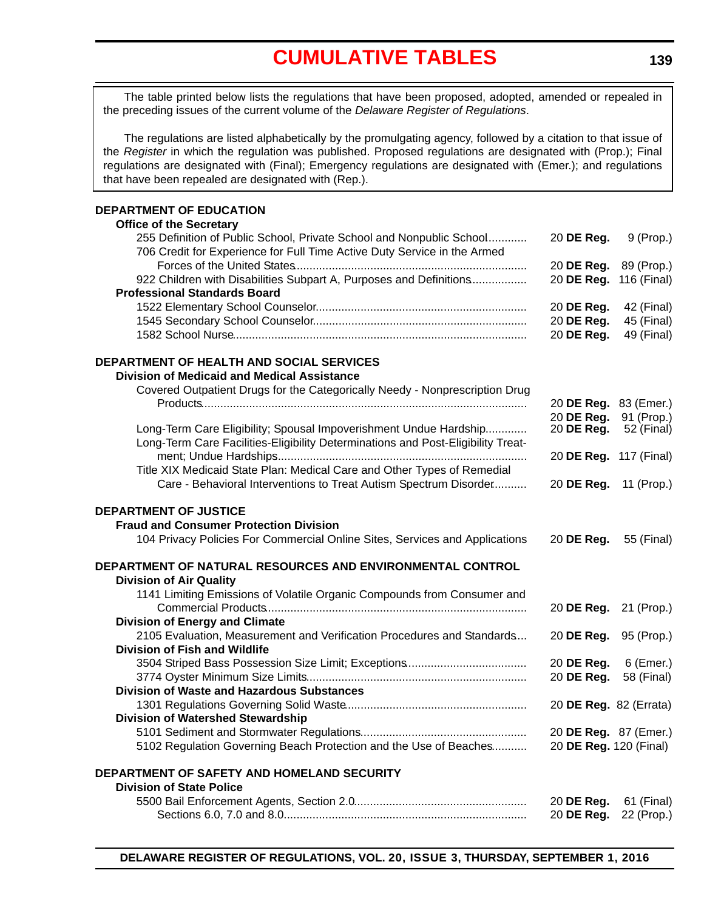# CUMULATIVE TABLES

The table printed below lists the regulations that have been proposed, adopted, amended or repealed in the preceding issues of the current volume of the *Delaware Register of Regulations*.

The regulations are listed alphabetically by the promulgating agency, followed by a citation to that issue of the *Register* in which the regulation was published. Proposed regulations are designated with (Prop.); Final regulations are designated with (Final); Emergency regulations are designated with (Emer.); and regulations that have been repealed are designated with (Rep.).

**DEPARTMENT OF EDUCATION**

**Office of the Secretary**

| Regulation | Citation |
|---|---|
| 255 Definition of Public School, Private School and Nonpublic School | 20 **DE Reg.** 9 (Prop.) |
| 706 Credit for Experience for Full Time Active Duty Service in the Armed Forces of the United States | 20 **DE Reg.** 89 (Prop.) |
| 922 Children with Disabilities Subpart A, Purposes and Definitions | 20 **DE Reg.** 116 (Final) |

**Professional Standards Board**

| Regulation | Citation |
|---|---|
| 1522 Elementary School Counselor | 20 **DE Reg.** 42 (Final) |
| 1545 Secondary School Counselor | 20 **DE Reg.** 45 (Final) |
| 1582 School Nurse | 20 **DE Reg.** 49 (Final) |

**DEPARTMENT OF HEALTH AND SOCIAL SERVICES**

**Division of Medicaid and Medical Assistance**

| Regulation | Citation |
|---|---|
| Covered Outpatient Drugs for the Categorically Needy - Nonprescription Drug Products | 20 **DE Reg.** 83 (Emer.) |
| | 20 **DE Reg.** 91 (Prop.) |
| Long-Term Care Eligibility; Spousal Impoverishment Undue Hardship | 20 **DE Reg.** 52 (Final) |
| Long-Term Care Facilities-Eligibility Determinations and Post-Eligibility Treatment; Undue Hardships | 20 **DE Reg.** 117 (Final) |
| Title XIX Medicaid State Plan: Medical Care and Other Types of Remedial Care - Behavioral Interventions to Treat Autism Spectrum Disorder | 20 **DE Reg.** 11 (Prop.) |

**DEPARTMENT OF JUSTICE**

**Fraud and Consumer Protection Division**

| Regulation | Citation |
|---|---|
| 104 Privacy Policies For Commercial Online Sites, Services and Applications | 20 **DE Reg.** 55 (Final) |

**DEPARTMENT OF NATURAL RESOURCES AND ENVIRONMENTAL CONTROL**

**Division of Air Quality**

| Regulation | Citation |
|---|---|
| 1141 Limiting Emissions of Volatile Organic Compounds from Consumer and Commercial Products | 20 **DE Reg.** 21 (Prop.) |

**Division of Energy and Climate**

| Regulation | Citation |
|---|---|
| 2105 Evaluation, Measurement and Verification Procedures and Standards | 20 **DE Reg.** 95 (Prop.) |

**Division of Fish and Wildlife**

| Regulation | Citation |
|---|---|
| 3504 Striped Bass Possession Size Limit; Exceptions | 20 **DE Reg.** 6 (Emer.) |
| 3774 Oyster Minimum Size Limits | 20 **DE Reg.** 58 (Final) |

**Division of Waste and Hazardous Substances**

| Regulation | Citation |
|---|---|
| 1301 Regulations Governing Solid Waste | 20 **DE Reg.** 82 (Errata) |

**Division of Watershed Stewardship**

| Regulation | Citation |
|---|---|
| 5101 Sediment and Stormwater Regulations | 20 **DE Reg.** 87 (Emer.) |
| 5102 Regulation Governing Beach Protection and the Use of Beaches | 20 **DE Reg.** 120 (Final) |

**DEPARTMENT OF SAFETY AND HOMELAND SECURITY**

**Division of State Police**

| Regulation | Citation |
|---|---|
| 5500 Bail Enforcement Agents, Section 2.0 | 20 **DE Reg.** 61 (Final) |
| Sections 6.0, 7.0 and 8.0 | 20 **DE Reg.** 22 (Prop.) |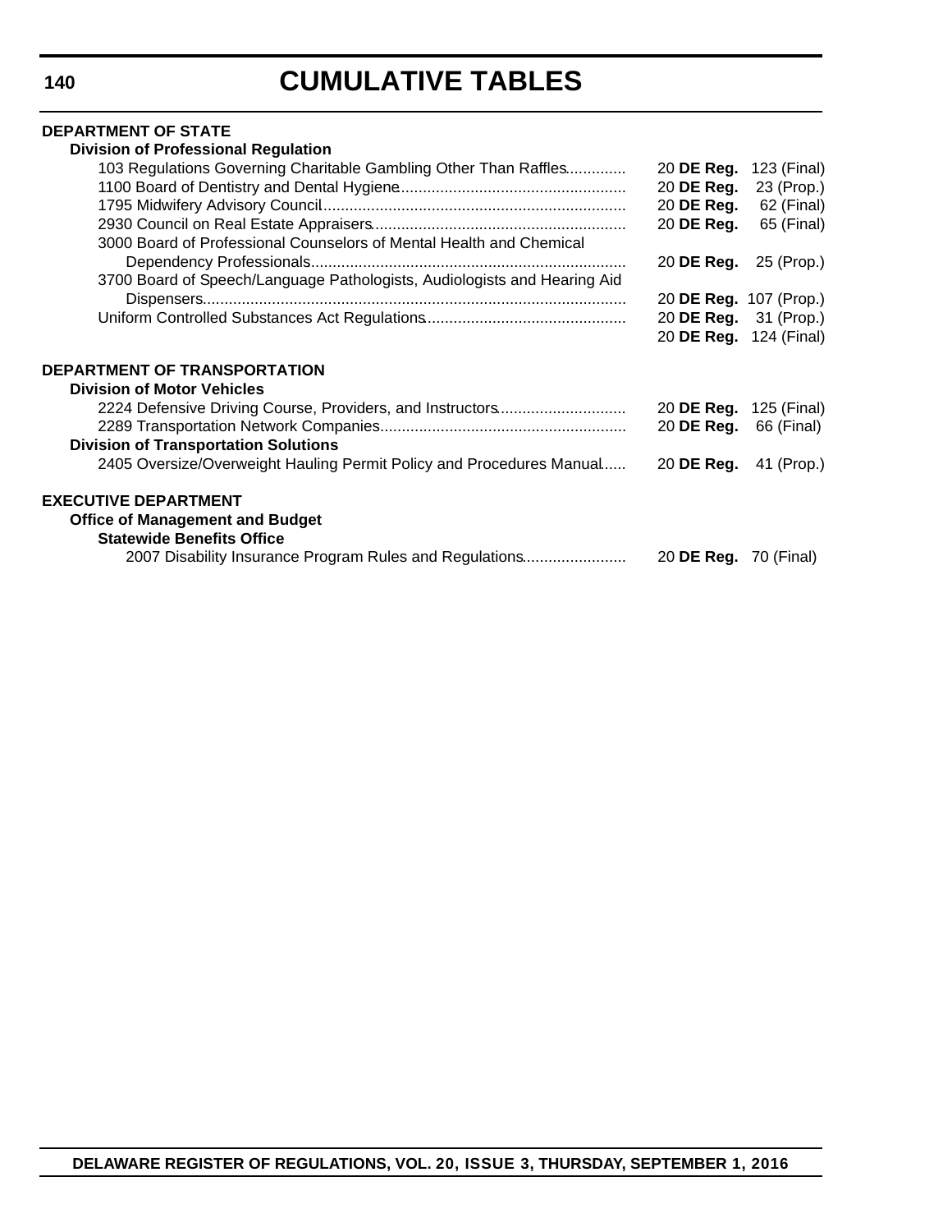# CUMULATIVE TABLES

**DEPARTMENT OF STATE**

**Division of Professional Regulation**

| | |
|---|---|
| 103 Regulations Governing Charitable Gambling Other Than Raffles | 20 **DE Reg.** 123 (Final) |
| 1100 Board of Dentistry and Dental Hygiene | 20 **DE Reg.** 23 (Prop.) |
| 1795 Midwifery Advisory Council | 20 **DE Reg.** 62 (Final) |
| 2930 Council on Real Estate Appraisers | 20 **DE Reg.** 65 (Final) |
| 3000 Board of Professional Counselors of Mental Health and Chemical Dependency Professionals | 20 **DE Reg.** 25 (Prop.) |
| 3700 Board of Speech/Language Pathologists, Audiologists and Hearing Aid Dispensers | 20 **DE Reg.** 107 (Prop.) |
| Uniform Controlled Substances Act Regulations | 20 **DE Reg.** 31 (Prop.) |
| | 20 **DE Reg.** 124 (Final) |

**DEPARTMENT OF TRANSPORTATION**

**Division of Motor Vehicles**

| | |
|---|---|
| 2224 Defensive Driving Course, Providers, and Instructors | 20 **DE Reg.** 125 (Final) |
| 2289 Transportation Network Companies | 20 **DE Reg.** 66 (Final) |

**Division of Transportation Solutions**

| | |
|---|---|
| 2405 Oversize/Overweight Hauling Permit Policy and Procedures Manual | 20 **DE Reg.** 41 (Prop.) |

**EXECUTIVE DEPARTMENT**

**Office of Management and Budget**

**Statewide Benefits Office**

| | |
|---|---|
| 2007 Disability Insurance Program Rules and Regulations | 20 **DE Reg.** 70 (Final) |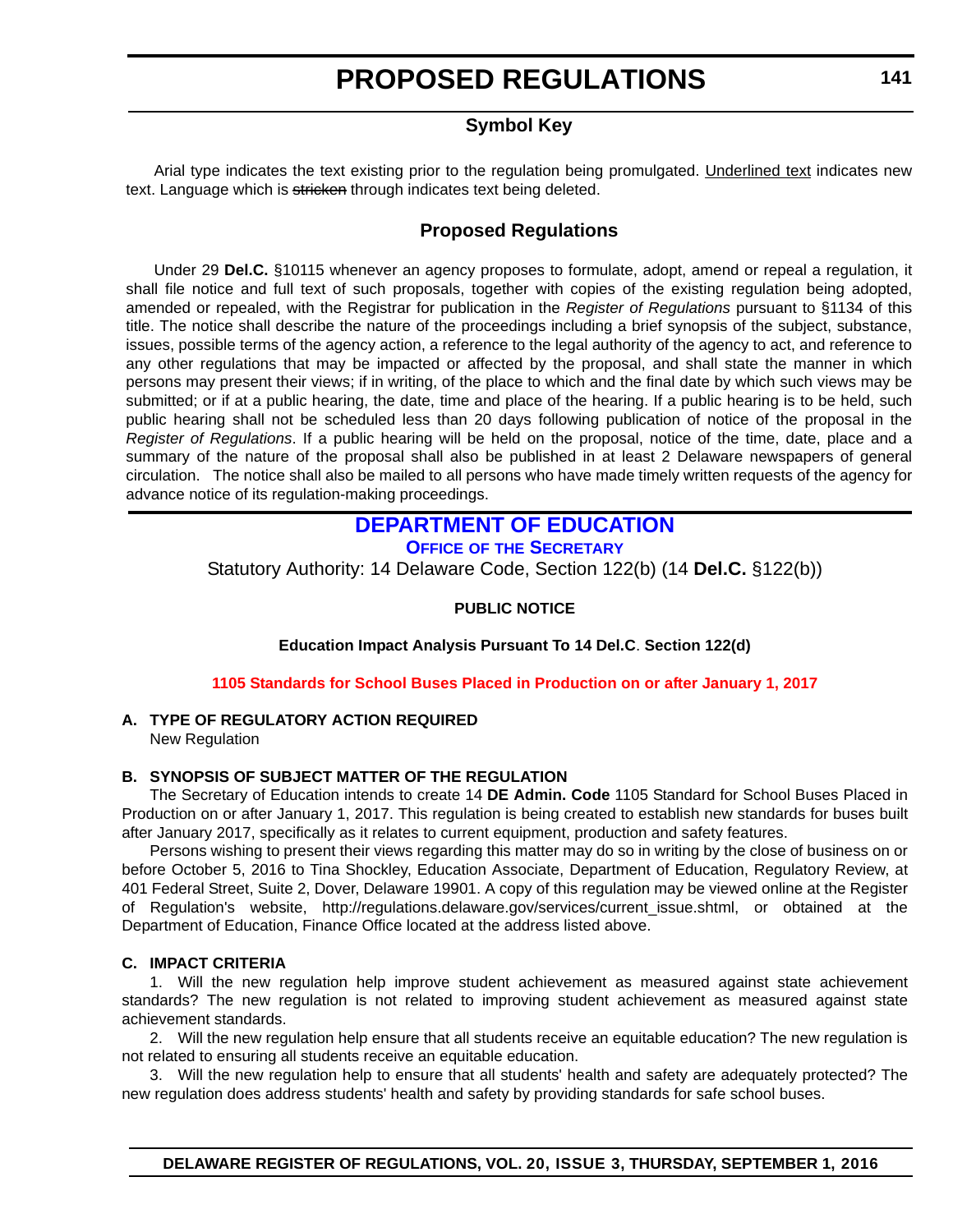# PROPOSED REGULATIONS

## Symbol Key

Arial type indicates the text existing prior to the regulation being promulgated. Underlined text indicates new text. Language which is ~~stricken~~ through indicates text being deleted.

## Proposed Regulations

Under 29 **Del.C.** §10115 whenever an agency proposes to formulate, adopt, amend or repeal a regulation, it shall file notice and full text of such proposals, together with copies of the existing regulation being adopted, amended or repealed, with the Registrar for publication in the *Register of Regulations* pursuant to §1134 of this title. The notice shall describe the nature of the proceedings including a brief synopsis of the subject, substance, issues, possible terms of the agency action, a reference to the legal authority of the agency to act, and reference to any other regulations that may be impacted or affected by the proposal, and shall state the manner in which persons may present their views; if in writing, of the place to which and the final date by which such views may be submitted; or if at a public hearing, the date, time and place of the hearing. If a public hearing is to be held, such public hearing shall not be scheduled less than 20 days following publication of notice of the proposal in the *Register of Regulations*. If a public hearing will be held on the proposal, notice of the time, date, place and a summary of the nature of the proposal shall also be published in at least 2 Delaware newspapers of general circulation. The notice shall also be mailed to all persons who have made timely written requests of the agency for advance notice of its regulation-making proceedings.

## DEPARTMENT OF EDUCATION

### OFFICE OF THE SECRETARY

Statutory Authority: 14 Delaware Code, Section 122(b) (14 **Del.C.** §122(b))

**PUBLIC NOTICE**

**Education Impact Analysis Pursuant To 14 Del.C. Section 122(d)**

**1105 Standards for School Buses Placed in Production on or after January 1, 2017**

**A. TYPE OF REGULATORY ACTION REQUIRED**

New Regulation

**B. SYNOPSIS OF SUBJECT MATTER OF THE REGULATION**

The Secretary of Education intends to create 14 **DE Admin. Code** 1105 Standard for School Buses Placed in Production on or after January 1, 2017. This regulation is being created to establish new standards for buses built after January 2017, specifically as it relates to current equipment, production and safety features.

Persons wishing to present their views regarding this matter may do so in writing by the close of business on or before October 5, 2016 to Tina Shockley, Education Associate, Department of Education, Regulatory Review, at 401 Federal Street, Suite 2, Dover, Delaware 19901. A copy of this regulation may be viewed online at the Register of Regulation's website, http://regulations.delaware.gov/services/current_issue.shtml, or obtained at the Department of Education, Finance Office located at the address listed above.

**C. IMPACT CRITERIA**

1. Will the new regulation help improve student achievement as measured against state achievement standards? The new regulation is not related to improving student achievement as measured against state achievement standards.

2. Will the new regulation help ensure that all students receive an equitable education? The new regulation is not related to ensuring all students receive an equitable education.

3. Will the new regulation help to ensure that all students' health and safety are adequately protected? The new regulation does address students' health and safety by providing standards for safe school buses.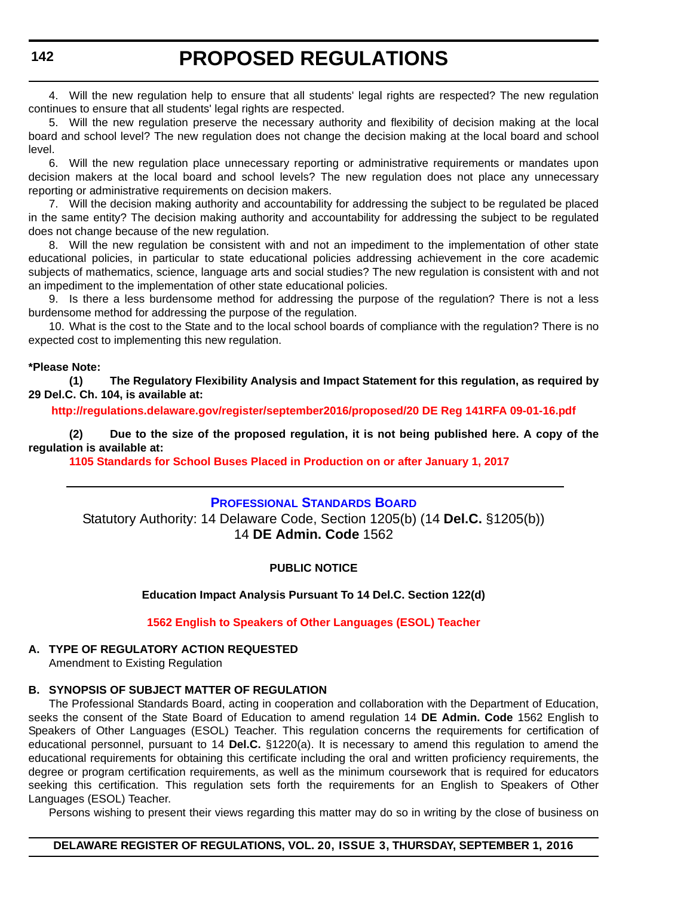4. Will the new regulation help to ensure that all students' legal rights are respected? The new regulation continues to ensure that all students' legal rights are respected.

5. Will the new regulation preserve the necessary authority and flexibility of decision making at the local board and school level? The new regulation does not change the decision making at the local board and school level.

6. Will the new regulation place unnecessary reporting or administrative requirements or mandates upon decision makers at the local board and school levels? The new regulation does not place any unnecessary reporting or administrative requirements on decision makers.

7. Will the decision making authority and accountability for addressing the subject to be regulated be placed in the same entity? The decision making authority and accountability for addressing the subject to be regulated does not change because of the new regulation.

8. Will the new regulation be consistent with and not an impediment to the implementation of other state educational policies, in particular to state educational policies addressing achievement in the core academic subjects of mathematics, science, language arts and social studies? The new regulation is consistent with and not an impediment to the implementation of other state educational policies.

9. Is there a less burdensome method for addressing the purpose of the regulation? There is not a less burdensome method for addressing the purpose of the regulation.

10. What is the cost to the State and to the local school boards of compliance with the regulation? There is no expected cost to implementing this new regulation.

**\*Please Note:**

**(1) The Regulatory Flexibility Analysis and Impact Statement for this regulation, as required by 29 Del.C. Ch. 104, is available at:**

**http://regulations.delaware.gov/register/september2016/proposed/20 DE Reg 141RFA 09-01-16.pdf**

**(2) Due to the size of the proposed regulation, it is not being published here. A copy of the regulation is available at:**

**1105 Standards for School Buses Placed in Production on or after January 1, 2017**

---

## PROFESSIONAL STANDARDS BOARD

Statutory Authority: 14 Delaware Code, Section 1205(b) (14 **Del.C.** §1205(b))
14 **DE Admin. Code** 1562

**PUBLIC NOTICE**

**Education Impact Analysis Pursuant To 14 Del.C. Section 122(d)**

**1562 English to Speakers of Other Languages (ESOL) Teacher**

**A. TYPE OF REGULATORY ACTION REQUESTED**

Amendment to Existing Regulation

**B. SYNOPSIS OF SUBJECT MATTER OF REGULATION**

The Professional Standards Board, acting in cooperation and collaboration with the Department of Education, seeks the consent of the State Board of Education to amend regulation 14 **DE Admin. Code** 1562 English to Speakers of Other Languages (ESOL) Teacher. This regulation concerns the requirements for certification of educational personnel, pursuant to 14 **Del.C.** §1220(a). It is necessary to amend this regulation to amend the educational requirements for obtaining this certificate including the oral and written proficiency requirements, the degree or program certification requirements, as well as the minimum coursework that is required for educators seeking this certification. This regulation sets forth the requirements for an English to Speakers of Other Languages (ESOL) Teacher.

Persons wishing to present their views regarding this matter may do so in writing by the close of business on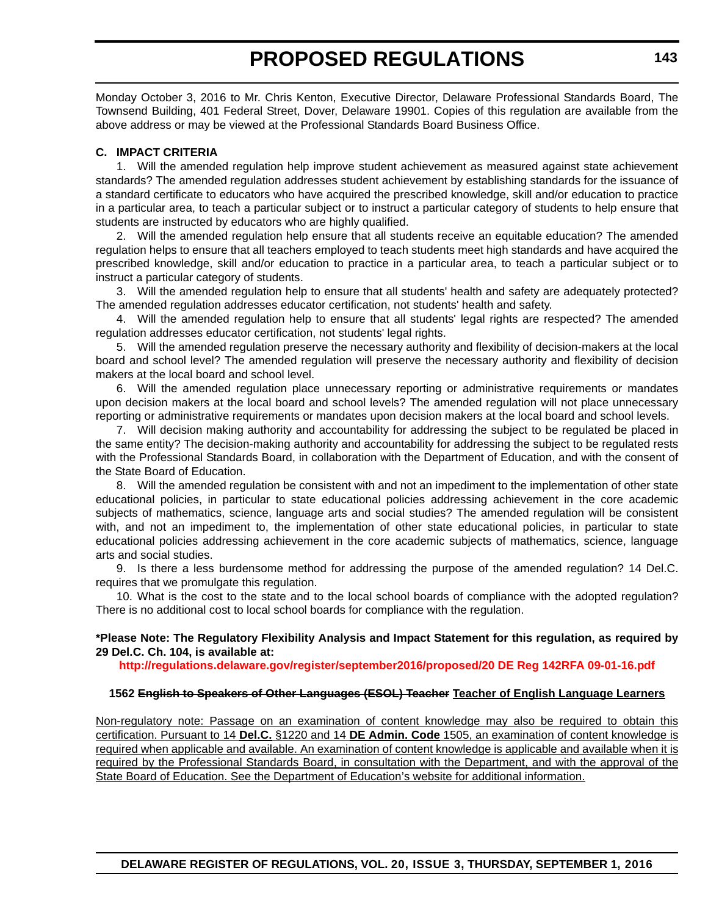Monday October 3, 2016 to Mr. Chris Kenton, Executive Director, Delaware Professional Standards Board, The Townsend Building, 401 Federal Street, Dover, Delaware 19901. Copies of this regulation are available from the above address or may be viewed at the Professional Standards Board Business Office.

**C. IMPACT CRITERIA**

1. Will the amended regulation help improve student achievement as measured against state achievement standards? The amended regulation addresses student achievement by establishing standards for the issuance of a standard certificate to educators who have acquired the prescribed knowledge, skill and/or education to practice in a particular area, to teach a particular subject or to instruct a particular category of students to help ensure that students are instructed by educators who are highly qualified.

2. Will the amended regulation help ensure that all students receive an equitable education? The amended regulation helps to ensure that all teachers employed to teach students meet high standards and have acquired the prescribed knowledge, skill and/or education to practice in a particular area, to teach a particular subject or to instruct a particular category of students.

3. Will the amended regulation help to ensure that all students' health and safety are adequately protected? The amended regulation addresses educator certification, not students' health and safety.

4. Will the amended regulation help to ensure that all students' legal rights are respected? The amended regulation addresses educator certification, not students' legal rights.

5. Will the amended regulation preserve the necessary authority and flexibility of decision-makers at the local board and school level? The amended regulation will preserve the necessary authority and flexibility of decision makers at the local board and school level.

6. Will the amended regulation place unnecessary reporting or administrative requirements or mandates upon decision makers at the local board and school levels? The amended regulation will not place unnecessary reporting or administrative requirements or mandates upon decision makers at the local board and school levels.

7. Will decision making authority and accountability for addressing the subject to be regulated be placed in the same entity? The decision-making authority and accountability for addressing the subject to be regulated rests with the Professional Standards Board, in collaboration with the Department of Education, and with the consent of the State Board of Education.

8. Will the amended regulation be consistent with and not an impediment to the implementation of other state educational policies, in particular to state educational policies addressing achievement in the core academic subjects of mathematics, science, language arts and social studies? The amended regulation will be consistent with, and not an impediment to, the implementation of other state educational policies, in particular to state educational policies addressing achievement in the core academic subjects of mathematics, science, language arts and social studies.

9. Is there a less burdensome method for addressing the purpose of the amended regulation? 14 Del.C. requires that we promulgate this regulation.

10. What is the cost to the state and to the local school boards of compliance with the adopted regulation? There is no additional cost to local school boards for compliance with the regulation.

**\*Please Note: The Regulatory Flexibility Analysis and Impact Statement for this regulation, as required by 29 Del.C. Ch. 104, is available at:**

**http://regulations.delaware.gov/register/september2016/proposed/20 DE Reg 142RFA 09-01-16.pdf**

**1562 ~~English to Speakers of Other Languages (ESOL) Teacher~~ <u>Teacher of English Language Learners</u>**

<u>Non-regulatory note: Passage on an examination of content knowledge may also be required to obtain this certification. Pursuant to 14 **Del.C.** §1220 and 14 **DE Admin. Code** 1505, an examination of content knowledge is required when applicable and available. An examination of content knowledge is applicable and available when it is required by the Professional Standards Board, in consultation with the Department, and with the approval of the State Board of Education. See the Department of Education's website for additional information.</u>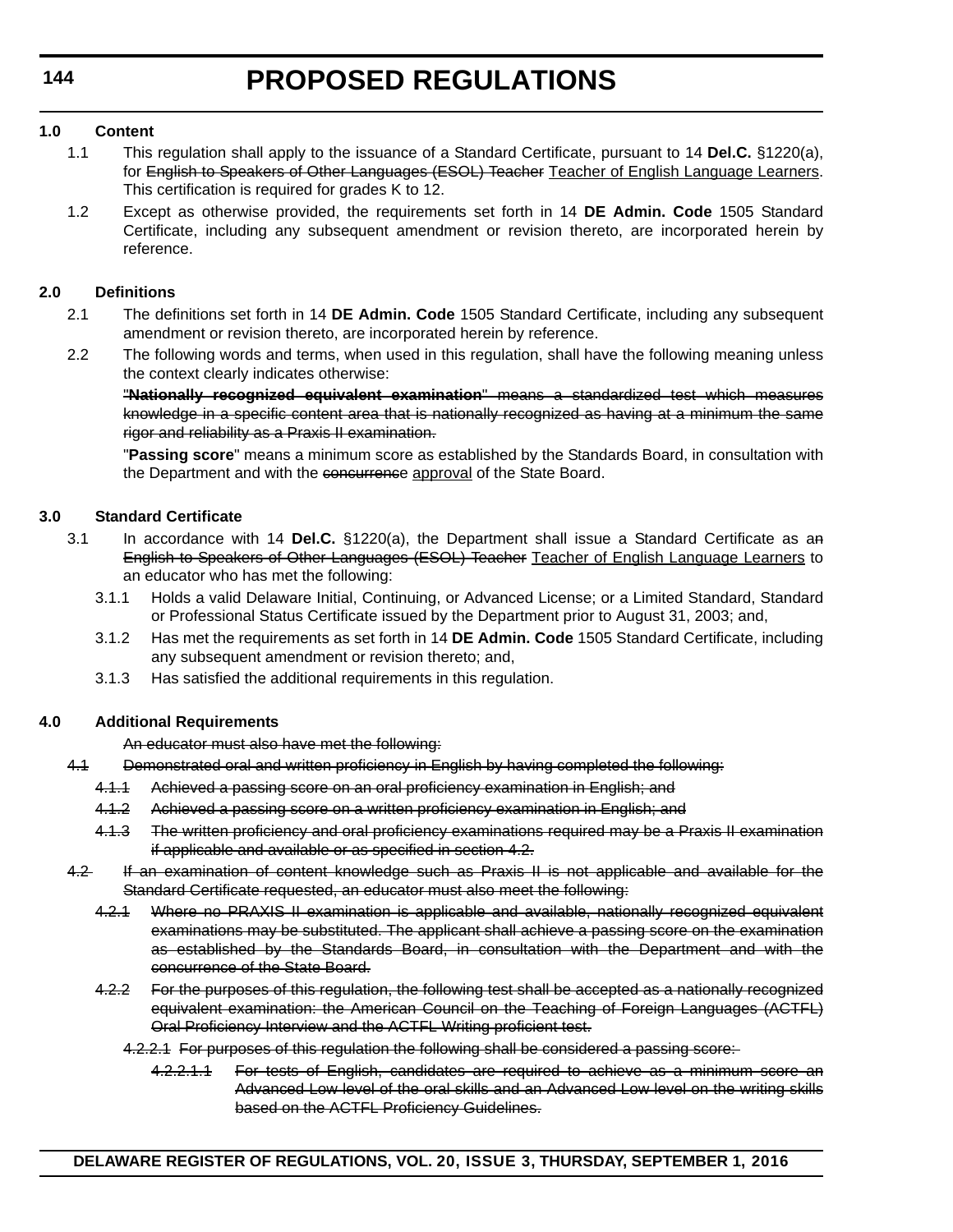**1.0 Content**

1.1 This regulation shall apply to the issuance of a Standard Certificate, pursuant to 14 **Del.C.** §1220(a), for ~~English to Speakers of Other Languages (ESOL) Teacher~~ <u>Teacher of English Language Learners</u>. This certification is required for grades K to 12.

1.2 Except as otherwise provided, the requirements set forth in 14 **DE Admin. Code** 1505 Standard Certificate, including any subsequent amendment or revision thereto, are incorporated herein by reference.

**2.0 Definitions**

2.1 The definitions set forth in 14 **DE Admin. Code** 1505 Standard Certificate, including any subsequent amendment or revision thereto, are incorporated herein by reference.

2.2 The following words and terms, when used in this regulation, shall have the following meaning unless the context clearly indicates otherwise:

~~"**Nationally recognized equivalent examination**" means a standardized test which measures knowledge in a specific content area that is nationally recognized as having at a minimum the same rigor and reliability as a Praxis II examination.~~

"**Passing score**" means a minimum score as established by the Standards Board, in consultation with the Department and with the ~~concurrence~~ <u>approval</u> of the State Board.

**3.0 Standard Certificate**

3.1 In accordance with 14 **Del.C.** §1220(a), the Department shall issue a Standard Certificate as a~~n English to Speakers of Other Languages (ESOL) Teacher~~ <u>Teacher of English Language Learners</u> to an educator who has met the following:

3.1.1 Holds a valid Delaware Initial, Continuing, or Advanced License; or a Limited Standard, Standard or Professional Status Certificate issued by the Department prior to August 31, 2003; and,

3.1.2 Has met the requirements as set forth in 14 **DE Admin. Code** 1505 Standard Certificate, including any subsequent amendment or revision thereto; and,

3.1.3 Has satisfied the additional requirements in this regulation.

**4.0 Additional Requirements**

~~An educator must also have met the following:~~

~~4.1 Demonstrated oral and written proficiency in English by having completed the following:~~

~~4.1.1 Achieved a passing score on an oral proficiency examination in English; and~~

~~4.1.2 Achieved a passing score on a written proficiency examination in English; and~~

~~4.1.3 The written proficiency and oral proficiency examinations required may be a Praxis II examination if applicable and available or as specified in section 4.2.~~

~~4.2 If an examination of content knowledge such as Praxis II is not applicable and available for the Standard Certificate requested, an educator must also meet the following:~~

~~4.2.1 Where no PRAXIS II examination is applicable and available, nationally recognized equivalent examinations may be substituted. The applicant shall achieve a passing score on the examination as established by the Standards Board, in consultation with the Department and with the concurrence of the State Board.~~

~~4.2.2 For the purposes of this regulation, the following test shall be accepted as a nationally recognized equivalent examination: the American Council on the Teaching of Foreign Languages (ACTFL) Oral Proficiency Interview and the ACTFL Writing proficient test.~~

~~4.2.2.1 For purposes of this regulation the following shall be considered a passing score:~~

~~4.2.2.1.1 For tests of English, candidates are required to achieve as a minimum score an Advanced Low level of the oral skills and an Advanced Low level on the writing skills based on the ACTFL Proficiency Guidelines.~~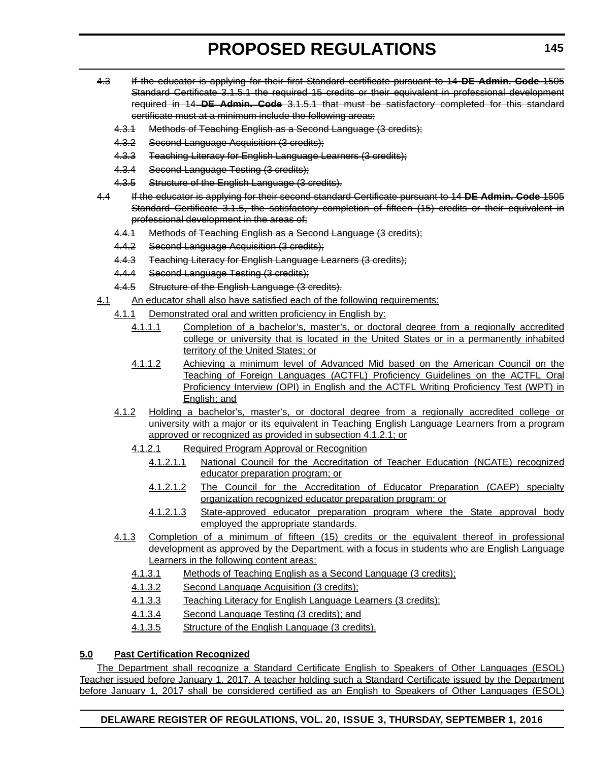~~4.3 If the educator is applying for their first Standard certificate pursuant to 14 **DE Admin. Code** 1505 Standard Certificate 3.1.5.1 the required 15 credits or their equivalent in professional development required in 14 **DE Admin. Code** 3.1.5.1 that must be satisfactory completed for this standard certificate must at a minimum include the following areas;~~

~~4.3.1 Methods of Teaching English as a Second Language (3 credits);~~

~~4.3.2 Second Language Acquisition (3 credits);~~

~~4.3.3 Teaching Literacy for English Language Learners (3 credits);~~

~~4.3.4 Second Language Testing (3 credits);~~

~~4.3.5 Structure of the English Language (3 credits).~~

~~4.4 If the educator is applying for their second standard Certificate pursuant to 14 **DE Admin. Code** 1505 Standard Certificate 3.1.5, the satisfactory completion of fifteen (15) credits or their equivalent in professional development in the areas of;~~

~~4.4.1 Methods of Teaching English as a Second Language (3 credits);~~

~~4.4.2 Second Language Acquisition (3 credits);~~

~~4.4.3 Teaching Literacy for English Language Learners (3 credits);~~

~~4.4.4 Second Language Testing (3 credits);~~

~~4.4.5 Structure of the English Language (3 credits).~~

<u>4.1 An educator shall also have satisfied each of the following requirements:</u>

<u>4.1.1 Demonstrated oral and written proficiency in English by:</u>

<u>4.1.1.1 Completion of a bachelor's, master's, or doctoral degree from a regionally accredited college or university that is located in the United States or in a permanently inhabited territory of the United States; or</u>

<u>4.1.1.2 Achieving a minimum level of Advanced Mid based on the American Council on the Teaching of Foreign Languages (ACTFL) Proficiency Guidelines on the ACTFL Oral Proficiency Interview (OPI) in English and the ACTFL Writing Proficiency Test (WPT) in English; and</u>

<u>4.1.2 Holding a bachelor's, master's, or doctoral degree from a regionally accredited college or university with a major or its equivalent in Teaching English Language Learners from a program approved or recognized as provided in subsection 4.1.2.1; or</u>

<u>4.1.2.1 Required Program Approval or Recognition</u>

<u>4.1.2.1.1 National Council for the Accreditation of Teacher Education (NCATE) recognized educator preparation program; or</u>

<u>4.1.2.1.2 The Council for the Accreditation of Educator Preparation (CAEP) specialty organization recognized educator preparation program; or</u>

<u>4.1.2.1.3 State-approved educator preparation program where the State approval body employed the appropriate standards.</u>

<u>4.1.3 Completion of a minimum of fifteen (15) credits or the equivalent thereof in professional development as approved by the Department, with a focus in students who are English Language Learners in the following content areas:</u>

<u>4.1.3.1 Methods of Teaching English as a Second Language (3 credits);</u>

<u>4.1.3.2 Second Language Acquisition (3 credits);</u>

<u>4.1.3.3 Teaching Literacy for English Language Learners (3 credits);</u>

<u>4.1.3.4 Second Language Testing (3 credits); and</u>

<u>4.1.3.5 Structure of the English Language (3 credits).</u>

**<u>5.0 Past Certification Recognized</u>**

<u>The Department shall recognize a Standard Certificate English to Speakers of Other Languages (ESOL) Teacher issued before January 1, 2017. A teacher holding such a Standard Certificate issued by the Department before January 1, 2017 shall be considered certified as an English to Speakers of Other Languages (ESOL)</u>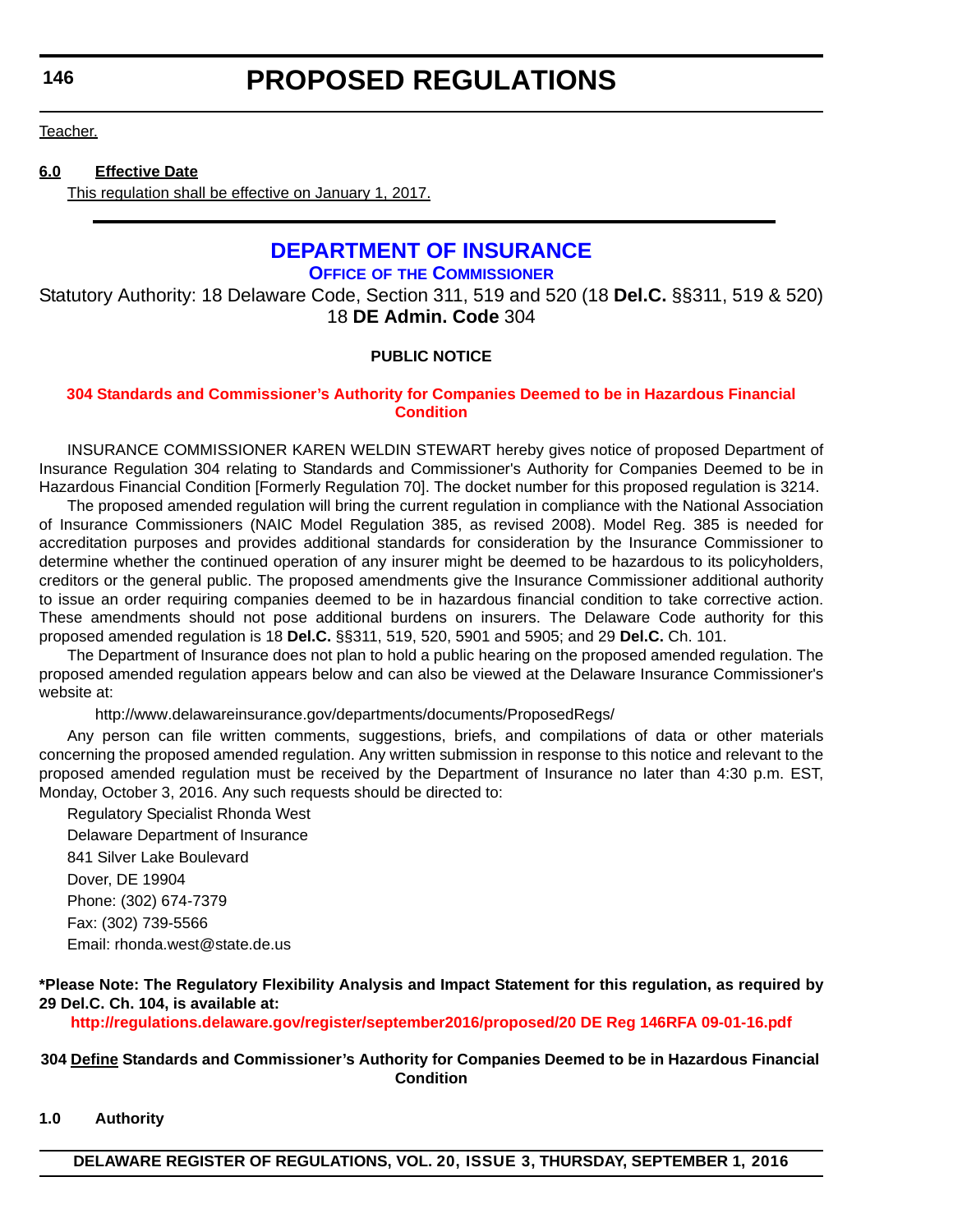Teacher.

**6.0 Effective Date**

This regulation shall be effective on January 1, 2017.

---

## DEPARTMENT OF INSURANCE

### OFFICE OF THE COMMISSIONER

Statutory Authority: 18 Delaware Code, Section 311, 519 and 520 (18 **Del.C.** §§311, 519 & 520)
18 **DE Admin. Code** 304

**PUBLIC NOTICE**

**304 Standards and Commissioner's Authority for Companies Deemed to be in Hazardous Financial Condition**

INSURANCE COMMISSIONER KAREN WELDIN STEWART hereby gives notice of proposed Department of Insurance Regulation 304 relating to Standards and Commissioner's Authority for Companies Deemed to be in Hazardous Financial Condition [Formerly Regulation 70]. The docket number for this proposed regulation is 3214.

The proposed amended regulation will bring the current regulation in compliance with the National Association of Insurance Commissioners (NAIC Model Regulation 385, as revised 2008). Model Reg. 385 is needed for accreditation purposes and provides additional standards for consideration by the Insurance Commissioner to determine whether the continued operation of any insurer might be deemed to be hazardous to its policyholders, creditors or the general public. The proposed amendments give the Insurance Commissioner additional authority to issue an order requiring companies deemed to be in hazardous financial condition to take corrective action. These amendments should not pose additional burdens on insurers. The Delaware Code authority for this proposed amended regulation is 18 **Del.C.** §§311, 519, 520, 5901 and 5905; and 29 **Del.C.** Ch. 101.

The Department of Insurance does not plan to hold a public hearing on the proposed amended regulation. The proposed amended regulation appears below and can also be viewed at the Delaware Insurance Commissioner's website at:

http://www.delawareinsurance.gov/departments/documents/ProposedRegs/

Any person can file written comments, suggestions, briefs, and compilations of data or other materials concerning the proposed amended regulation. Any written submission in response to this notice and relevant to the proposed amended regulation must be received by the Department of Insurance no later than 4:30 p.m. EST, Monday, October 3, 2016. Any such requests should be directed to:

Regulatory Specialist Rhonda West
Delaware Department of Insurance
841 Silver Lake Boulevard
Dover, DE 19904
Phone: (302) 674-7379
Fax: (302) 739-5566
Email: rhonda.west@state.de.us

**\*Please Note: The Regulatory Flexibility Analysis and Impact Statement for this regulation, as required by 29 Del.C. Ch. 104, is available at:**

**http://regulations.delaware.gov/register/september2016/proposed/20 DE Reg 146RFA 09-01-16.pdf**

**304 Define Standards and Commissioner's Authority for Companies Deemed to be in Hazardous Financial Condition**

**1.0 Authority**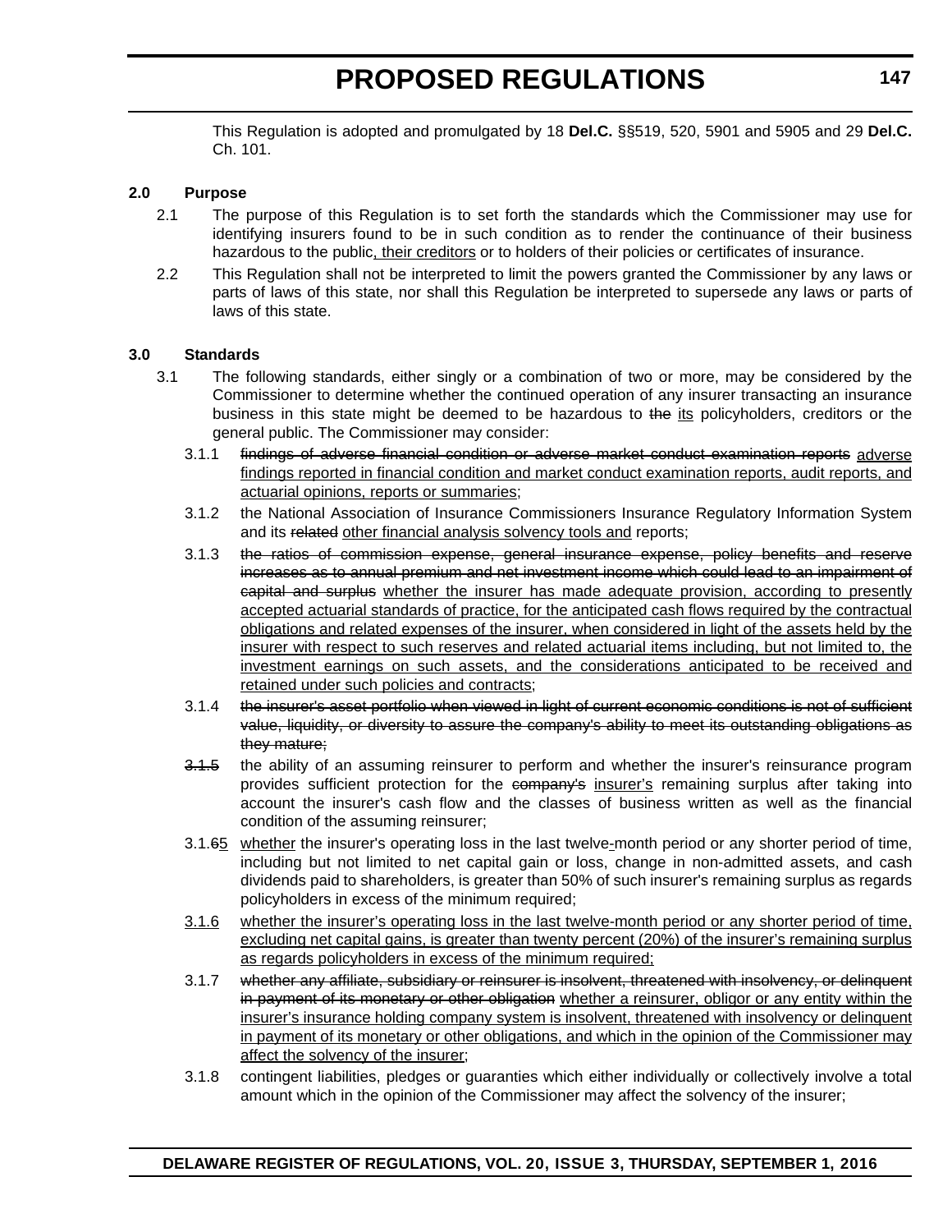This Regulation is adopted and promulgated by 18 **Del.C.** §§519, 520, 5901 and 5905 and 29 **Del.C.** Ch. 101.

## 2.0 Purpose

2.1 The purpose of this Regulation is to set forth the standards which the Commissioner may use for identifying insurers found to be in such condition as to render the continuance of their business hazardous to the public<u>, their creditors</u> or to holders of their policies or certificates of insurance.

2.2 This Regulation shall not be interpreted to limit the powers granted the Commissioner by any laws or parts of laws of this state, nor shall this Regulation be interpreted to supersede any laws or parts of laws of this state.

## 3.0 Standards

3.1 The following standards, either singly or a combination of two or more, may be considered by the Commissioner to determine whether the continued operation of any insurer transacting an insurance business in this state might be deemed to be hazardous to ~~the~~ <u>its</u> policyholders, creditors or the general public. The Commissioner may consider:

3.1.1 ~~findings of adverse financial condition or adverse market conduct examination reports~~ <u>adverse findings reported in financial condition and market conduct examination reports, audit reports, and actuarial opinions, reports or summaries</u>;

3.1.2 the National Association of Insurance Commissioners Insurance Regulatory Information System and its ~~related~~ <u>other financial analysis solvency tools and</u> reports;

3.1.3 ~~the ratios of commission expense, general insurance expense, policy benefits and reserve increases as to annual premium and net investment income which could lead to an impairment of capital and surplus~~ <u>whether the insurer has made adequate provision, according to presently accepted actuarial standards of practice, for the anticipated cash flows required by the contractual obligations and related expenses of the insurer, when considered in light of the assets held by the insurer with respect to such reserves and related actuarial items including, but not limited to, the investment earnings on such assets, and the considerations anticipated to be received and retained under such policies and contracts</u>;

3.1.4 ~~the insurer's asset portfolio when viewed in light of current economic conditions is not of sufficient value, liquidity, or diversity to assure the company's ability to meet its outstanding obligations as they mature;~~

~~3.1.5~~ the ability of an assuming reinsurer to perform and whether the insurer's reinsurance program provides sufficient protection for the ~~company's~~ <u>insurer's</u> remaining surplus after taking into account the insurer's cash flow and the classes of business written as well as the financial condition of the assuming reinsurer;

3.1.~~6~~<u>5</u> <u>whether</u> the insurer's operating loss in the last twelve<u>-</u>month period or any shorter period of time, including but not limited to net capital gain or loss, change in non-admitted assets, and cash dividends paid to shareholders, is greater than 50% of such insurer's remaining surplus as regards policyholders in excess of the minimum required;

<u>3.1.6</u> <u>whether the insurer's operating loss in the last twelve-month period or any shorter period of time, excluding net capital gains, is greater than twenty percent (20%) of the insurer's remaining surplus as regards policyholders in excess of the minimum required;</u>

3.1.7 ~~whether any affiliate, subsidiary or reinsurer is insolvent, threatened with insolvency, or delinquent in payment of its monetary or other obligation~~ <u>whether a reinsurer, obligor or any entity within the insurer's insurance holding company system is insolvent, threatened with insolvency or delinquent in payment of its monetary or other obligations, and which in the opinion of the Commissioner may affect the solvency of the insurer</u>;

3.1.8 contingent liabilities, pledges or guaranties which either individually or collectively involve a total amount which in the opinion of the Commissioner may affect the solvency of the insurer;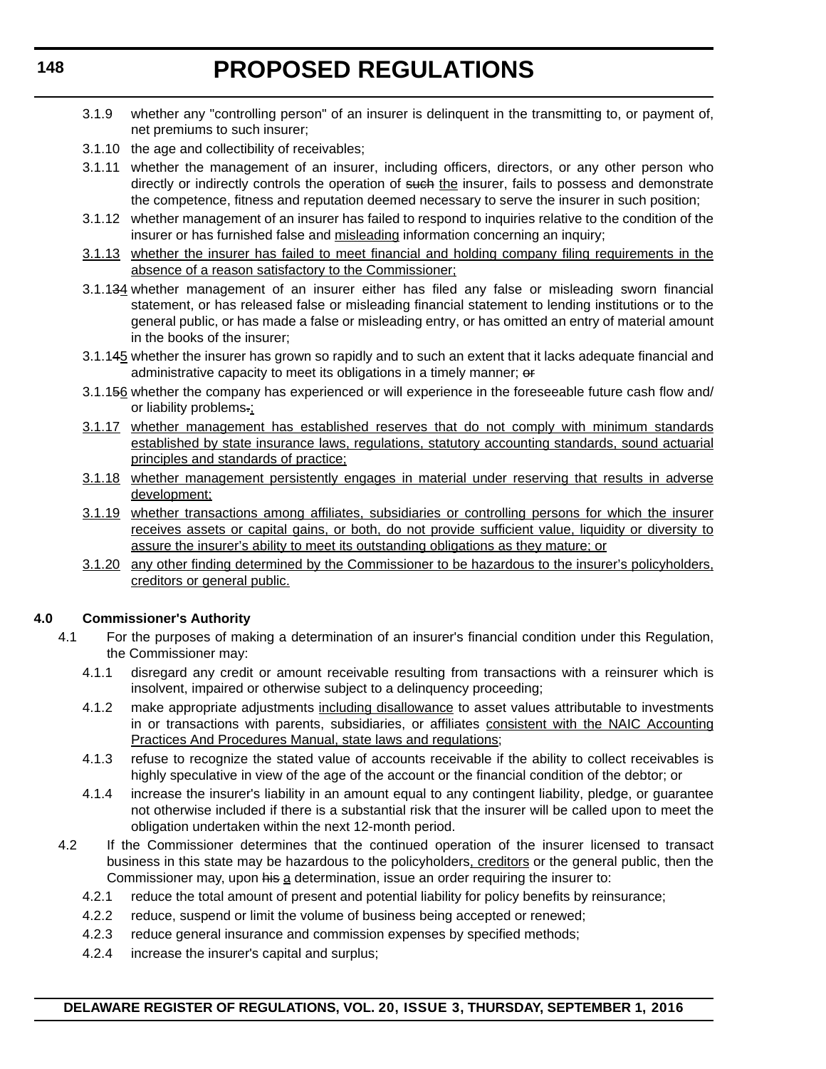3.1.9 whether any "controlling person" of an insurer is delinquent in the transmitting to, or payment of, net premiums to such insurer;

3.1.10 the age and collectibility of receivables;

3.1.11 whether the management of an insurer, including officers, directors, or any other person who directly or indirectly controls the operation of ~~such~~ the insurer, fails to possess and demonstrate the competence, fitness and reputation deemed necessary to serve the insurer in such position;

3.1.12 whether management of an insurer has failed to respond to inquiries relative to the condition of the insurer or has furnished false and misleading information concerning an inquiry;

3.1.13 whether the insurer has failed to meet financial and holding company filing requirements in the absence of a reason satisfactory to the Commissioner;

3.1.1~~3~~4 whether management of an insurer either has filed any false or misleading sworn financial statement, or has released false or misleading financial statement to lending institutions or to the general public, or has made a false or misleading entry, or has omitted an entry of material amount in the books of the insurer;

3.1.1~~4~~5 whether the insurer has grown so rapidly and to such an extent that it lacks adequate financial and administrative capacity to meet its obligations in a timely manner; ~~or~~

3.1.1~~5~~6 whether the company has experienced or will experience in the foreseeable future cash flow and/or liability problems~~.~~;

3.1.17 whether management has established reserves that do not comply with minimum standards established by state insurance laws, regulations, statutory accounting standards, sound actuarial principles and standards of practice;

3.1.18 whether management persistently engages in material under reserving that results in adverse development;

3.1.19 whether transactions among affiliates, subsidiaries or controlling persons for which the insurer receives assets or capital gains, or both, do not provide sufficient value, liquidity or diversity to assure the insurer's ability to meet its outstanding obligations as they mature; or

3.1.20 any other finding determined by the Commissioner to be hazardous to the insurer's policyholders, creditors or general public.

**4.0 Commissioner's Authority**

4.1 For the purposes of making a determination of an insurer's financial condition under this Regulation, the Commissioner may:

4.1.1 disregard any credit or amount receivable resulting from transactions with a reinsurer which is insolvent, impaired or otherwise subject to a delinquency proceeding;

4.1.2 make appropriate adjustments including disallowance to asset values attributable to investments in or transactions with parents, subsidiaries, or affiliates consistent with the NAIC Accounting Practices And Procedures Manual, state laws and regulations;

4.1.3 refuse to recognize the stated value of accounts receivable if the ability to collect receivables is highly speculative in view of the age of the account or the financial condition of the debtor; or

4.1.4 increase the insurer's liability in an amount equal to any contingent liability, pledge, or guarantee not otherwise included if there is a substantial risk that the insurer will be called upon to meet the obligation undertaken within the next 12-month period.

4.2 If the Commissioner determines that the continued operation of the insurer licensed to transact business in this state may be hazardous to the policyholders, creditors or the general public, then the Commissioner may, upon ~~his~~ a determination, issue an order requiring the insurer to:

4.2.1 reduce the total amount of present and potential liability for policy benefits by reinsurance;

4.2.2 reduce, suspend or limit the volume of business being accepted or renewed;

4.2.3 reduce general insurance and commission expenses by specified methods;

4.2.4 increase the insurer's capital and surplus;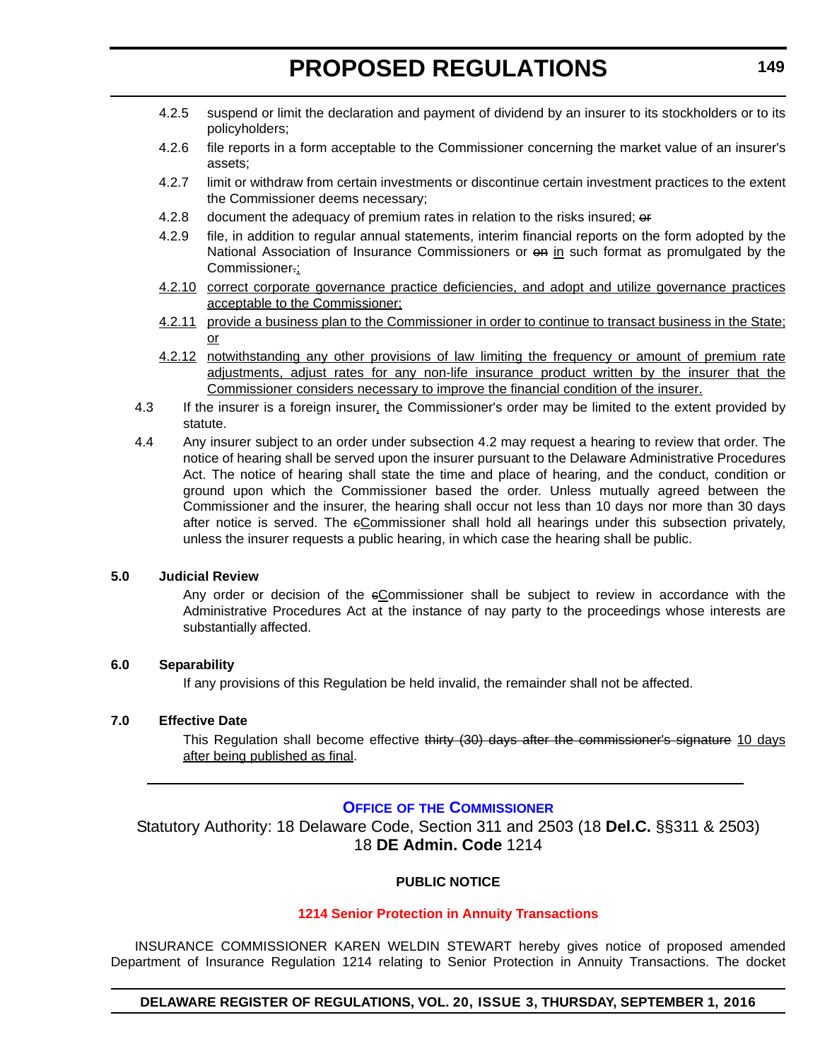4.2.5 suspend or limit the declaration and payment of dividend by an insurer to its stockholders or to its policyholders;

4.2.6 file reports in a form acceptable to the Commissioner concerning the market value of an insurer's assets;

4.2.7 limit or withdraw from certain investments or discontinue certain investment practices to the extent the Commissioner deems necessary;

4.2.8 document the adequacy of premium rates in relation to the risks insured; ~~or~~

4.2.9 file, in addition to regular annual statements, interim financial reports on the form adopted by the National Association of Insurance Commissioners or ~~on~~ <u>in</u> such format as promulgated by the Commissioner~~.~~<u>;</u>

<u>4.2.10 correct corporate governance practice deficiencies, and adopt and utilize governance practices acceptable to the Commissioner;</u>

<u>4.2.11 provide a business plan to the Commissioner in order to continue to transact business in the State; or</u>

<u>4.2.12 notwithstanding any other provisions of law limiting the frequency or amount of premium rate adjustments, adjust rates for any non-life insurance product written by the insurer that the Commissioner considers necessary to improve the financial condition of the insurer.</u>

4.3 If the insurer is a foreign insurer<u>,</u> the Commissioner's order may be limited to the extent provided by statute.

4.4 Any insurer subject to an order under subsection 4.2 may request a hearing to review that order. The notice of hearing shall be served upon the insurer pursuant to the Delaware Administrative Procedures Act. The notice of hearing shall state the time and place of hearing, and the conduct, condition or ground upon which the Commissioner based the order. Unless mutually agreed between the Commissioner and the insurer, the hearing shall occur not less than 10 days nor more than 30 days after notice is served. The ~~c~~<u>C</u>ommissioner shall hold all hearings under this subsection privately, unless the insurer requests a public hearing, in which case the hearing shall be public.

### 5.0 Judicial Review

Any order or decision of the ~~c~~<u>C</u>ommissioner shall be subject to review in accordance with the Administrative Procedures Act at the instance of nay party to the proceedings whose interests are substantially affected.

### 6.0 Separability

If any provisions of this Regulation be held invalid, the remainder shall not be affected.

### 7.0 Effective Date

This Regulation shall become effective ~~thirty (30) days after the commissioner's signature~~ <u>10 days after being published as final</u>.

---

## OFFICE OF THE COMMISSIONER

Statutory Authority: 18 Delaware Code, Section 311 and 2503 (18 **Del.C.** §§311 & 2503)
18 **DE Admin. Code** 1214

**PUBLIC NOTICE**

**1214 Senior Protection in Annuity Transactions**

INSURANCE COMMISSIONER KAREN WELDIN STEWART hereby gives notice of proposed amended Department of Insurance Regulation 1214 relating to Senior Protection in Annuity Transactions. The docket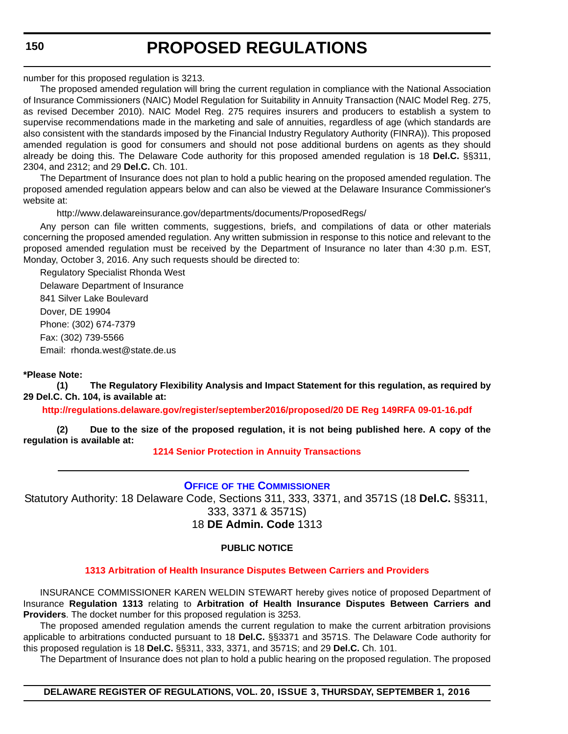number for this proposed regulation is 3213.

The proposed amended regulation will bring the current regulation in compliance with the National Association of Insurance Commissioners (NAIC) Model Regulation for Suitability in Annuity Transaction (NAIC Model Reg. 275, as revised December 2010). NAIC Model Reg. 275 requires insurers and producers to establish a system to supervise recommendations made in the marketing and sale of annuities, regardless of age (which standards are also consistent with the standards imposed by the Financial Industry Regulatory Authority (FINRA)). This proposed amended regulation is good for consumers and should not pose additional burdens on agents as they should already be doing this. The Delaware Code authority for this proposed amended regulation is 18 **Del.C.** §§311, 2304, and 2312; and 29 **Del.C.** Ch. 101.

The Department of Insurance does not plan to hold a public hearing on the proposed amended regulation. The proposed amended regulation appears below and can also be viewed at the Delaware Insurance Commissioner's website at:

http://www.delawareinsurance.gov/departments/documents/ProposedRegs/

Any person can file written comments, suggestions, briefs, and compilations of data or other materials concerning the proposed amended regulation. Any written submission in response to this notice and relevant to the proposed amended regulation must be received by the Department of Insurance no later than 4:30 p.m. EST, Monday, October 3, 2016. Any such requests should be directed to:

Regulatory Specialist Rhonda West
Delaware Department of Insurance
841 Silver Lake Boulevard
Dover, DE 19904
Phone: (302) 674-7379
Fax: (302) 739-5566
Email: rhonda.west@state.de.us

**\*Please Note:**

**(1) The Regulatory Flexibility Analysis and Impact Statement for this regulation, as required by 29 Del.C. Ch. 104, is available at:**

**http://regulations.delaware.gov/register/september2016/proposed/20 DE Reg 149RFA 09-01-16.pdf**

**(2) Due to the size of the proposed regulation, it is not being published here. A copy of the regulation is available at:**

**1214 Senior Protection in Annuity Transactions**

---

## Office of the Commissioner

Statutory Authority: 18 Delaware Code, Sections 311, 333, 3371, and 3571S (18 **Del.C.** §§311, 333, 3371 & 3571S)
18 **DE Admin. Code** 1313

### PUBLIC NOTICE

### 1313 Arbitration of Health Insurance Disputes Between Carriers and Providers

INSURANCE COMMISSIONER KAREN WELDIN STEWART hereby gives notice of proposed Department of Insurance **Regulation 1313** relating to **Arbitration of Health Insurance Disputes Between Carriers and Providers**. The docket number for this proposed regulation is 3253.

The proposed amended regulation amends the current regulation to make the current arbitration provisions applicable to arbitrations conducted pursuant to 18 **Del.C.** §§3371 and 3571S. The Delaware Code authority for this proposed regulation is 18 **Del.C.** §§311, 333, 3371, and 3571S; and 29 **Del.C.** Ch. 101.

The Department of Insurance does not plan to hold a public hearing on the proposed regulation. The proposed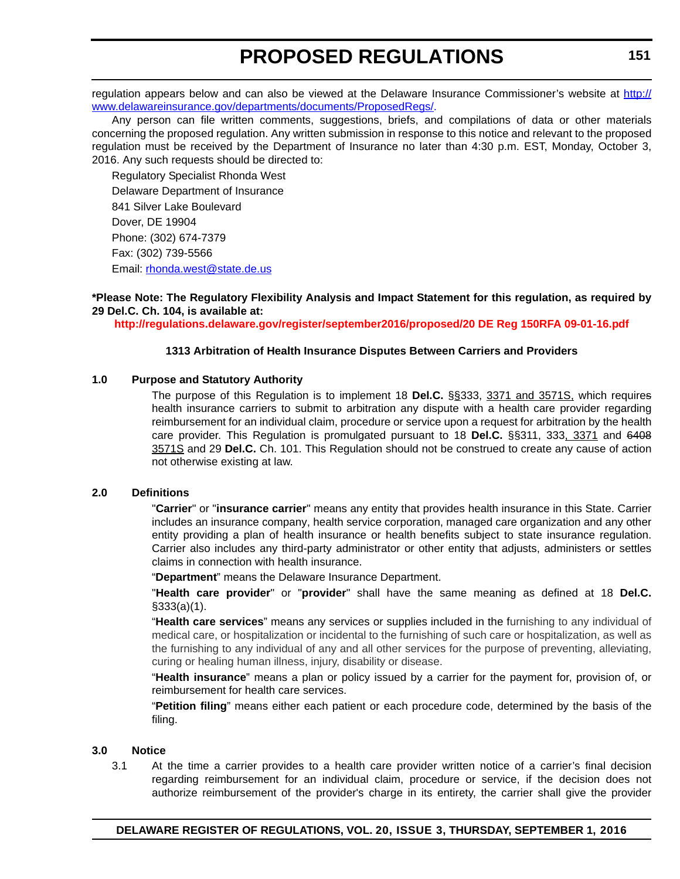regulation appears below and can also be viewed at the Delaware Insurance Commissioner's website at http://www.delawareinsurance.gov/departments/documents/ProposedRegs/.

Any person can file written comments, suggestions, briefs, and compilations of data or other materials concerning the proposed regulation. Any written submission in response to this notice and relevant to the proposed regulation must be received by the Department of Insurance no later than 4:30 p.m. EST, Monday, October 3, 2016. Any such requests should be directed to:

Regulatory Specialist Rhonda West
Delaware Department of Insurance
841 Silver Lake Boulevard
Dover, DE 19904
Phone: (302) 674-7379
Fax: (302) 739-5566
Email: rhonda.west@state.de.us

**\*Please Note: The Regulatory Flexibility Analysis and Impact Statement for this regulation, as required by 29 Del.C. Ch. 104, is available at:**

**http://regulations.delaware.gov/register/september2016/proposed/20 DE Reg 150RFA 09-01-16.pdf**

### 1313 Arbitration of Health Insurance Disputes Between Carriers and Providers

**1.0 Purpose and Statutory Authority**

The purpose of this Regulation is to implement 18 **Del.C.** §§333, 3371 and 3571S, which requires health insurance carriers to submit to arbitration any dispute with a health care provider regarding reimbursement for an individual claim, procedure or service upon a request for arbitration by the health care provider. This Regulation is promulgated pursuant to 18 **Del.C.** §§311, 333, 3371 and ~~6408~~ 3571S and 29 **Del.C.** Ch. 101. This Regulation should not be construed to create any cause of action not otherwise existing at law.

**2.0 Definitions**

"**Carrier**" or "**insurance carrier**" means any entity that provides health insurance in this State. Carrier includes an insurance company, health service corporation, managed care organization and any other entity providing a plan of health insurance or health benefits subject to state insurance regulation. Carrier also includes any third-party administrator or other entity that adjusts, administers or settles claims in connection with health insurance.

"**Department**" means the Delaware Insurance Department.

"**Health care provider**" or "**provider**" shall have the same meaning as defined at 18 **Del.C.** §333(a)(1).

"**Health care services**" means any services or supplies included in the furnishing to any individual of medical care, or hospitalization or incidental to the furnishing of such care or hospitalization, as well as the furnishing to any individual of any and all other services for the purpose of preventing, alleviating, curing or healing human illness, injury, disability or disease.

"**Health insurance**" means a plan or policy issued by a carrier for the payment for, provision of, or reimbursement for health care services.

"**Petition filing**" means either each patient or each procedure code, determined by the basis of the filing.

**3.0 Notice**

3.1 At the time a carrier provides to a health care provider written notice of a carrier's final decision regarding reimbursement for an individual claim, procedure or service, if the decision does not authorize reimbursement of the provider's charge in its entirety, the carrier shall give the provider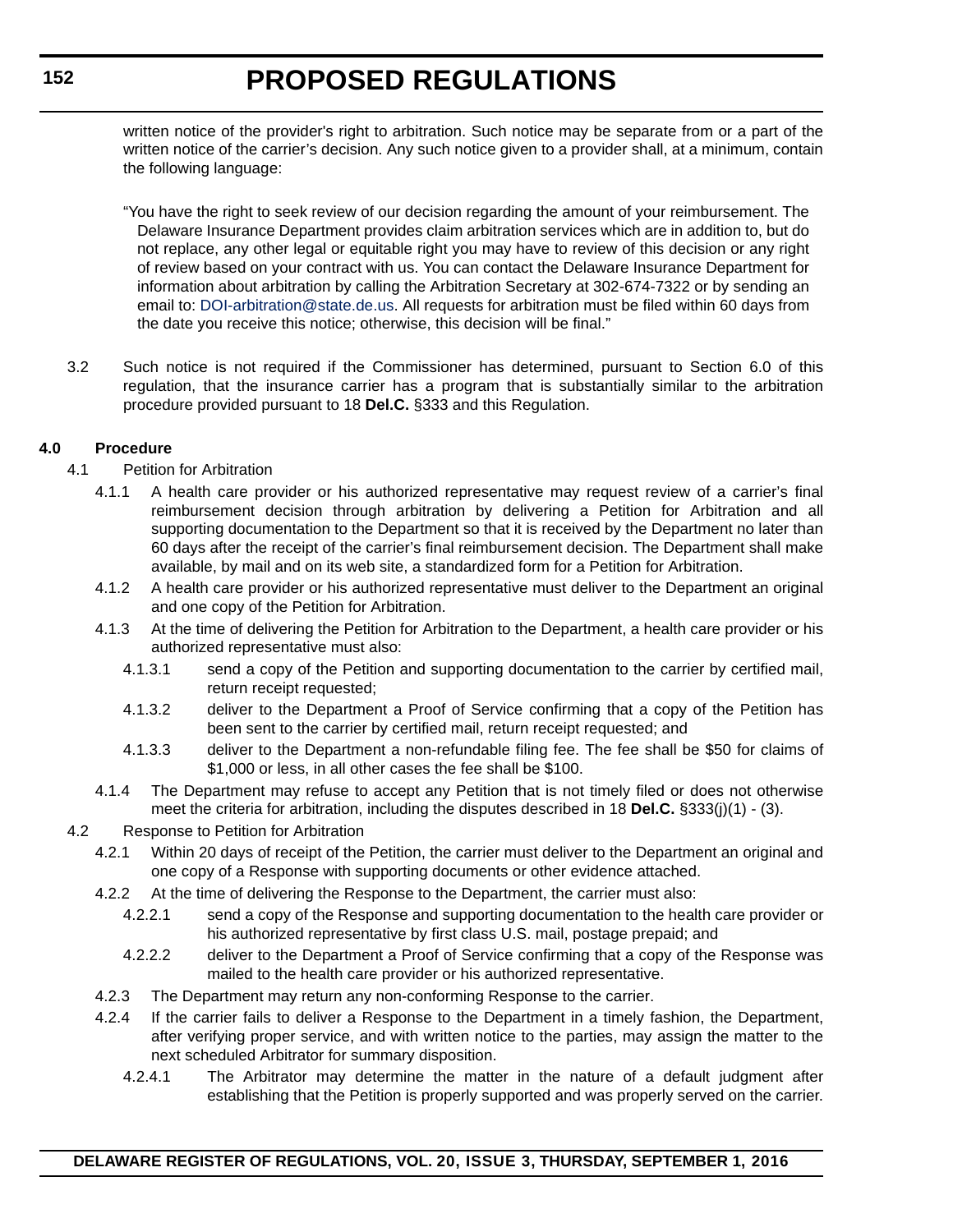written notice of the provider's right to arbitration. Such notice may be separate from or a part of the written notice of the carrier's decision. Any such notice given to a provider shall, at a minimum, contain the following language:

"You have the right to seek review of our decision regarding the amount of your reimbursement. The Delaware Insurance Department provides claim arbitration services which are in addition to, but do not replace, any other legal or equitable right you may have to review of this decision or any right of review based on your contract with us. You can contact the Delaware Insurance Department for information about arbitration by calling the Arbitration Secretary at 302-674-7322 or by sending an email to: DOI-arbitration@state.de.us. All requests for arbitration must be filed within 60 days from the date you receive this notice; otherwise, this decision will be final."

3.2 Such notice is not required if the Commissioner has determined, pursuant to Section 6.0 of this regulation, that the insurance carrier has a program that is substantially similar to the arbitration procedure provided pursuant to 18 **Del.C.** §333 and this Regulation.

**4.0 Procedure**

4.1 Petition for Arbitration

4.1.1 A health care provider or his authorized representative may request review of a carrier's final reimbursement decision through arbitration by delivering a Petition for Arbitration and all supporting documentation to the Department so that it is received by the Department no later than 60 days after the receipt of the carrier's final reimbursement decision. The Department shall make available, by mail and on its web site, a standardized form for a Petition for Arbitration.

4.1.2 A health care provider or his authorized representative must deliver to the Department an original and one copy of the Petition for Arbitration.

4.1.3 At the time of delivering the Petition for Arbitration to the Department, a health care provider or his authorized representative must also:

4.1.3.1 send a copy of the Petition and supporting documentation to the carrier by certified mail, return receipt requested;

4.1.3.2 deliver to the Department a Proof of Service confirming that a copy of the Petition has been sent to the carrier by certified mail, return receipt requested; and

4.1.3.3 deliver to the Department a non-refundable filing fee. The fee shall be $50 for claims of $1,000 or less, in all other cases the fee shall be $100.

4.1.4 The Department may refuse to accept any Petition that is not timely filed or does not otherwise meet the criteria for arbitration, including the disputes described in 18 **Del.C.** §333(j)(1) - (3).

4.2 Response to Petition for Arbitration

4.2.1 Within 20 days of receipt of the Petition, the carrier must deliver to the Department an original and one copy of a Response with supporting documents or other evidence attached.

4.2.2 At the time of delivering the Response to the Department, the carrier must also:

4.2.2.1 send a copy of the Response and supporting documentation to the health care provider or his authorized representative by first class U.S. mail, postage prepaid; and

4.2.2.2 deliver to the Department a Proof of Service confirming that a copy of the Response was mailed to the health care provider or his authorized representative.

4.2.3 The Department may return any non-conforming Response to the carrier.

4.2.4 If the carrier fails to deliver a Response to the Department in a timely fashion, the Department, after verifying proper service, and with written notice to the parties, may assign the matter to the next scheduled Arbitrator for summary disposition.

4.2.4.1 The Arbitrator may determine the matter in the nature of a default judgment after establishing that the Petition is properly supported and was properly served on the carrier.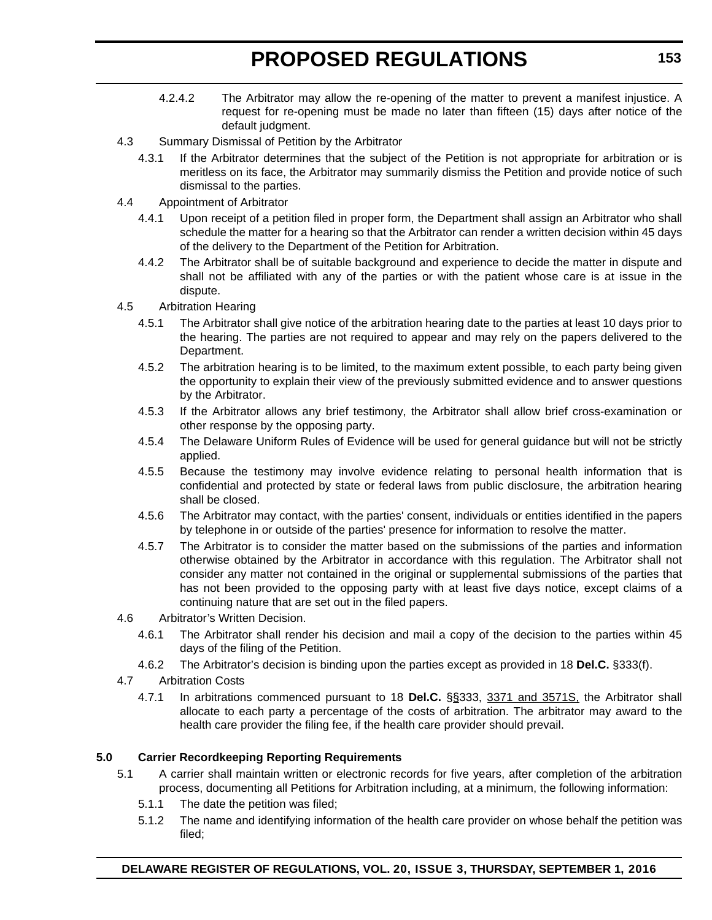4.2.4.2 The Arbitrator may allow the re-opening of the matter to prevent a manifest injustice. A request for re-opening must be made no later than fifteen (15) days after notice of the default judgment.

4.3 Summary Dismissal of Petition by the Arbitrator

4.3.1 If the Arbitrator determines that the subject of the Petition is not appropriate for arbitration or is meritless on its face, the Arbitrator may summarily dismiss the Petition and provide notice of such dismissal to the parties.

4.4 Appointment of Arbitrator

4.4.1 Upon receipt of a petition filed in proper form, the Department shall assign an Arbitrator who shall schedule the matter for a hearing so that the Arbitrator can render a written decision within 45 days of the delivery to the Department of the Petition for Arbitration.

4.4.2 The Arbitrator shall be of suitable background and experience to decide the matter in dispute and shall not be affiliated with any of the parties or with the patient whose care is at issue in the dispute.

4.5 Arbitration Hearing

4.5.1 The Arbitrator shall give notice of the arbitration hearing date to the parties at least 10 days prior to the hearing. The parties are not required to appear and may rely on the papers delivered to the Department.

4.5.2 The arbitration hearing is to be limited, to the maximum extent possible, to each party being given the opportunity to explain their view of the previously submitted evidence and to answer questions by the Arbitrator.

4.5.3 If the Arbitrator allows any brief testimony, the Arbitrator shall allow brief cross-examination or other response by the opposing party.

4.5.4 The Delaware Uniform Rules of Evidence will be used for general guidance but will not be strictly applied.

4.5.5 Because the testimony may involve evidence relating to personal health information that is confidential and protected by state or federal laws from public disclosure, the arbitration hearing shall be closed.

4.5.6 The Arbitrator may contact, with the parties' consent, individuals or entities identified in the papers by telephone in or outside of the parties' presence for information to resolve the matter.

4.5.7 The Arbitrator is to consider the matter based on the submissions of the parties and information otherwise obtained by the Arbitrator in accordance with this regulation. The Arbitrator shall not consider any matter not contained in the original or supplemental submissions of the parties that has not been provided to the opposing party with at least five days notice, except claims of a continuing nature that are set out in the filed papers.

4.6 Arbitrator's Written Decision.

4.6.1 The Arbitrator shall render his decision and mail a copy of the decision to the parties within 45 days of the filing of the Petition.

4.6.2 The Arbitrator's decision is binding upon the parties except as provided in 18 **Del.C.** §333(f).

4.7 Arbitration Costs

4.7.1 In arbitrations commenced pursuant to 18 **Del.C.** §§333, 3371 and 3571S, the Arbitrator shall allocate to each party a percentage of the costs of arbitration. The arbitrator may award to the health care provider the filing fee, if the health care provider should prevail.

**5.0 Carrier Recordkeeping Reporting Requirements**

5.1 A carrier shall maintain written or electronic records for five years, after completion of the arbitration process, documenting all Petitions for Arbitration including, at a minimum, the following information:

5.1.1 The date the petition was filed;

5.1.2 The name and identifying information of the health care provider on whose behalf the petition was filed;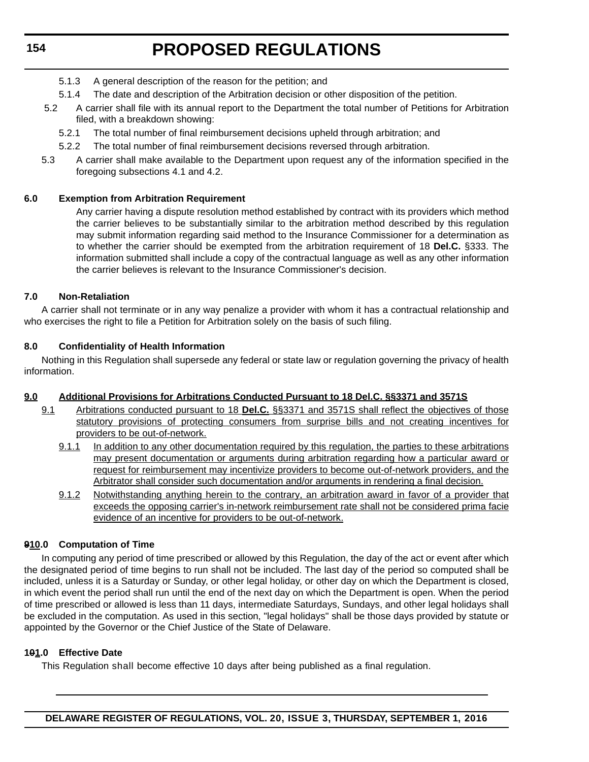5.1.3 A general description of the reason for the petition; and

5.1.4 The date and description of the Arbitration decision or other disposition of the petition.

5.2 A carrier shall file with its annual report to the Department the total number of Petitions for Arbitration filed, with a breakdown showing:

5.2.1 The total number of final reimbursement decisions upheld through arbitration; and

5.2.2 The total number of final reimbursement decisions reversed through arbitration.

5.3 A carrier shall make available to the Department upon request any of the information specified in the foregoing subsections 4.1 and 4.2.

**6.0 Exemption from Arbitration Requirement**

Any carrier having a dispute resolution method established by contract with its providers which method the carrier believes to be substantially similar to the arbitration method described by this regulation may submit information regarding said method to the Insurance Commissioner for a determination as to whether the carrier should be exempted from the arbitration requirement of 18 **Del.C.** §333. The information submitted shall include a copy of the contractual language as well as any other information the carrier believes is relevant to the Insurance Commissioner's decision.

**7.0 Non-Retaliation**

A carrier shall not terminate or in any way penalize a provider with whom it has a contractual relationship and who exercises the right to file a Petition for Arbitration solely on the basis of such filing.

**8.0 Confidentiality of Health Information**

Nothing in this Regulation shall supersede any federal or state law or regulation governing the privacy of health information.

<u>**9.0 Additional Provisions for Arbitrations Conducted Pursuant to 18 Del.C. §§3371 and 3571S**</u>

<u>9.1 Arbitrations conducted pursuant to 18 **Del.C.** §§3371 and 3571S shall reflect the objectives of those statutory provisions of protecting consumers from surprise bills and not creating incentives for providers to be out-of-network.</u>

<u>9.1.1 In addition to any other documentation required by this regulation, the parties to these arbitrations may present documentation or arguments during arbitration regarding how a particular award or request for reimbursement may incentivize providers to become out-of-network providers, and the Arbitrator shall consider such documentation and/or arguments in rendering a final decision.</u>

<u>9.1.2 Notwithstanding anything herein to the contrary, an arbitration award in favor of a provider that exceeds the opposing carrier's in-network reimbursement rate shall not be considered prima facie evidence of an incentive for providers to be out-of-network.</u>

**~~9~~<u>10</u>.0 Computation of Time**

In computing any period of time prescribed or allowed by this Regulation, the day of the act or event after which the designated period of time begins to run shall not be included. The last day of the period so computed shall be included, unless it is a Saturday or Sunday, or other legal holiday, or other day on which the Department is closed, in which event the period shall run until the end of the next day on which the Department is open. When the period of time prescribed or allowed is less than 11 days, intermediate Saturdays, Sundays, and other legal holidays shall be excluded in the computation. As used in this section, "legal holidays" shall be those days provided by statute or appointed by the Governor or the Chief Justice of the State of Delaware.

**1~~0~~<u>1</u>.0 Effective Date**

This Regulation shall become effective 10 days after being published as a final regulation.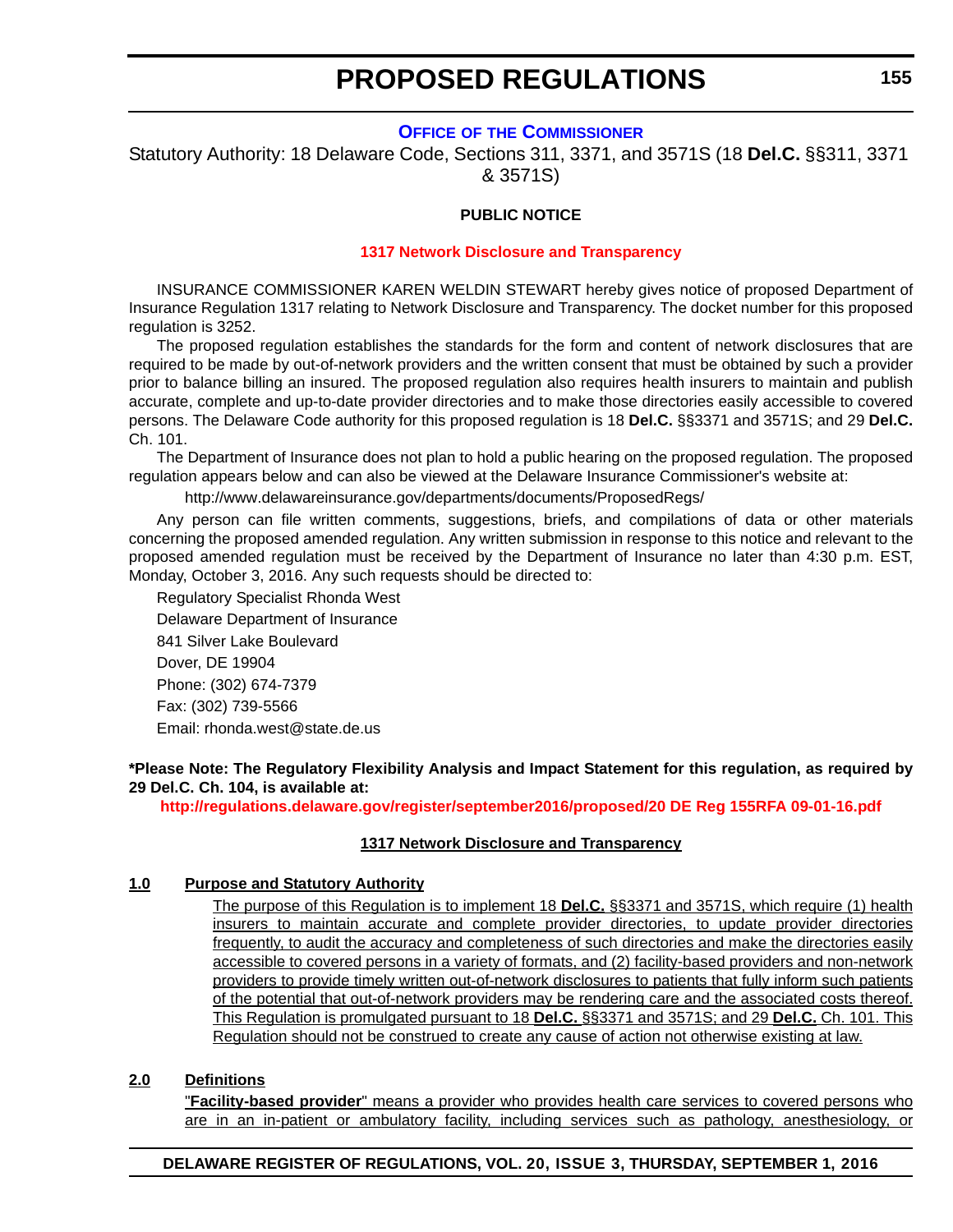# PROPOSED REGULATIONS

## OFFICE OF THE COMMISSIONER

Statutory Authority: 18 Delaware Code, Sections 311, 3371, and 3571S (18 **Del.C.** §§311, 3371 & 3571S)

**PUBLIC NOTICE**

**1317 Network Disclosure and Transparency**

INSURANCE COMMISSIONER KAREN WELDIN STEWART hereby gives notice of proposed Department of Insurance Regulation 1317 relating to Network Disclosure and Transparency. The docket number for this proposed regulation is 3252.

The proposed regulation establishes the standards for the form and content of network disclosures that are required to be made by out-of-network providers and the written consent that must be obtained by such a provider prior to balance billing an insured. The proposed regulation also requires health insurers to maintain and publish accurate, complete and up-to-date provider directories and to make those directories easily accessible to covered persons. The Delaware Code authority for this proposed regulation is 18 **Del.C.** §§3371 and 3571S; and 29 **Del.C.** Ch. 101.

The Department of Insurance does not plan to hold a public hearing on the proposed regulation. The proposed regulation appears below and can also be viewed at the Delaware Insurance Commissioner's website at:

http://www.delawareinsurance.gov/departments/documents/ProposedRegs/

Any person can file written comments, suggestions, briefs, and compilations of data or other materials concerning the proposed amended regulation. Any written submission in response to this notice and relevant to the proposed amended regulation must be received by the Department of Insurance no later than 4:30 p.m. EST, Monday, October 3, 2016. Any such requests should be directed to:

Regulatory Specialist Rhonda West
Delaware Department of Insurance
841 Silver Lake Boulevard
Dover, DE 19904
Phone: (302) 674-7379
Fax: (302) 739-5566
Email: rhonda.west@state.de.us

**\*Please Note: The Regulatory Flexibility Analysis and Impact Statement for this regulation, as required by 29 Del.C. Ch. 104, is available at:**

**http://regulations.delaware.gov/register/september2016/proposed/20 DE Reg 155RFA 09-01-16.pdf**

**1317 Network Disclosure and Transparency**

**1.0 Purpose and Statutory Authority**

The purpose of this Regulation is to implement 18 **Del.C.** §§3371 and 3571S, which require (1) health insurers to maintain accurate and complete provider directories, to update provider directories frequently, to audit the accuracy and completeness of such directories and make the directories easily accessible to covered persons in a variety of formats, and (2) facility-based providers and non-network providers to provide timely written out-of-network disclosures to patients that fully inform such patients of the potential that out-of-network providers may be rendering care and the associated costs thereof. This Regulation is promulgated pursuant to 18 **Del.C.** §§3371 and 3571S; and 29 **Del.C.** Ch. 101. This Regulation should not be construed to create any cause of action not otherwise existing at law.

**2.0 Definitions**

"**Facility-based provider**" means a provider who provides health care services to covered persons who are in an in-patient or ambulatory facility, including services such as pathology, anesthesiology, or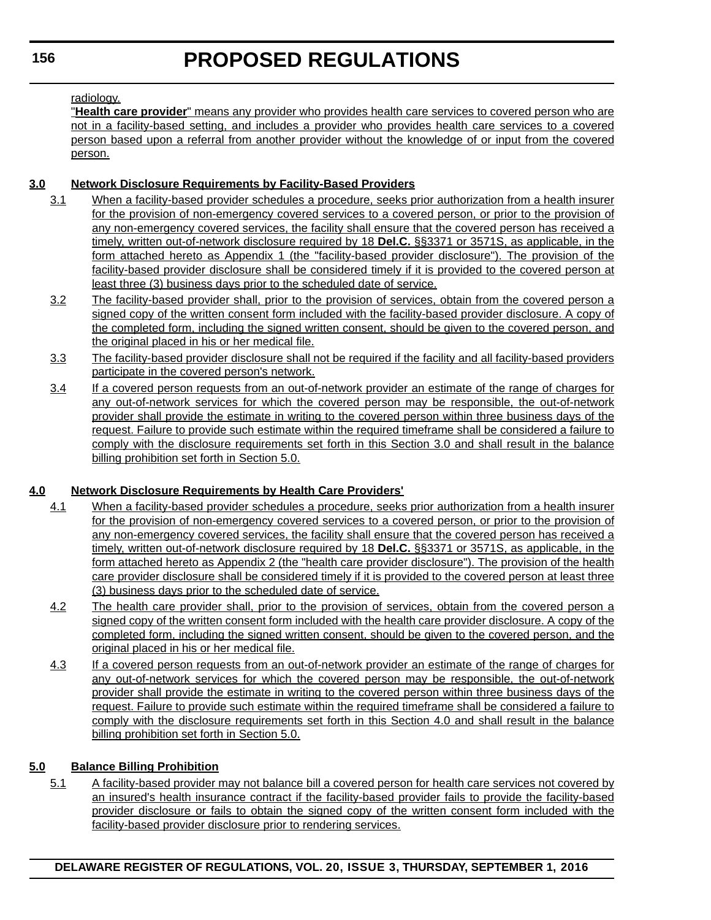radiology.

"**Health care provider**" means any provider who provides health care services to covered person who are not in a facility-based setting, and includes a provider who provides health care services to a covered person based upon a referral from another provider without the knowledge of or input from the covered person.

**3.0 Network Disclosure Requirements by Facility-Based Providers**

3.1 When a facility-based provider schedules a procedure, seeks prior authorization from a health insurer for the provision of non-emergency covered services to a covered person, or prior to the provision of any non-emergency covered services, the facility shall ensure that the covered person has received a timely, written out-of-network disclosure required by 18 **Del.C.** §§3371 or 3571S, as applicable, in the form attached hereto as Appendix 1 (the "facility-based provider disclosure"). The provision of the facility-based provider disclosure shall be considered timely if it is provided to the covered person at least three (3) business days prior to the scheduled date of service.

3.2 The facility-based provider shall, prior to the provision of services, obtain from the covered person a signed copy of the written consent form included with the facility-based provider disclosure. A copy of the completed form, including the signed written consent, should be given to the covered person, and the original placed in his or her medical file.

3.3 The facility-based provider disclosure shall not be required if the facility and all facility-based providers participate in the covered person's network.

3.4 If a covered person requests from an out-of-network provider an estimate of the range of charges for any out-of-network services for which the covered person may be responsible, the out-of-network provider shall provide the estimate in writing to the covered person within three business days of the request. Failure to provide such estimate within the required timeframe shall be considered a failure to comply with the disclosure requirements set forth in this Section 3.0 and shall result in the balance billing prohibition set forth in Section 5.0.

**4.0 Network Disclosure Requirements by Health Care Providers'**

4.1 When a facility-based provider schedules a procedure, seeks prior authorization from a health insurer for the provision of non-emergency covered services to a covered person, or prior to the provision of any non-emergency covered services, the facility shall ensure that the covered person has received a timely, written out-of-network disclosure required by 18 **Del.C.** §§3371 or 3571S, as applicable, in the form attached hereto as Appendix 2 (the "health care provider disclosure"). The provision of the health care provider disclosure shall be considered timely if it is provided to the covered person at least three (3) business days prior to the scheduled date of service.

4.2 The health care provider shall, prior to the provision of services, obtain from the covered person a signed copy of the written consent form included with the health care provider disclosure. A copy of the completed form, including the signed written consent, should be given to the covered person, and the original placed in his or her medical file.

4.3 If a covered person requests from an out-of-network provider an estimate of the range of charges for any out-of-network services for which the covered person may be responsible, the out-of-network provider shall provide the estimate in writing to the covered person within three business days of the request. Failure to provide such estimate within the required timeframe shall be considered a failure to comply with the disclosure requirements set forth in this Section 4.0 and shall result in the balance billing prohibition set forth in Section 5.0.

**5.0 Balance Billing Prohibition**

5.1 A facility-based provider may not balance bill a covered person for health care services not covered by an insured's health insurance contract if the facility-based provider fails to provide the facility-based provider disclosure or fails to obtain the signed copy of the written consent form included with the facility-based provider disclosure prior to rendering services.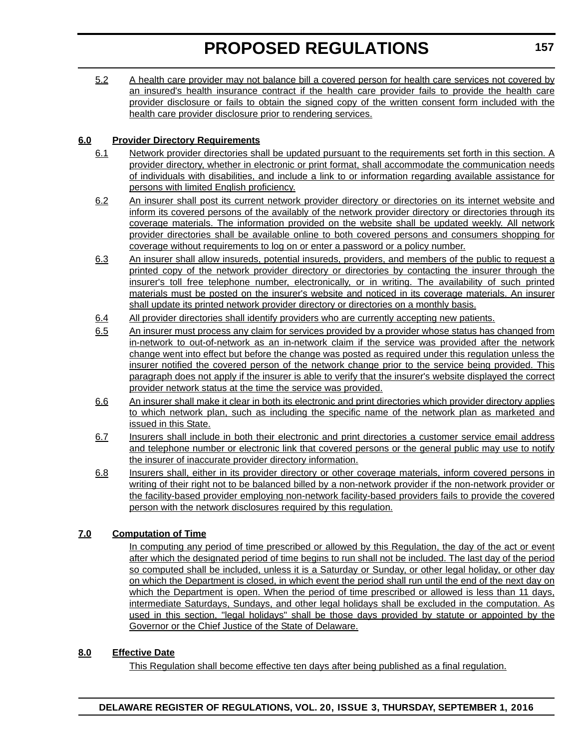5.2 A health care provider may not balance bill a covered person for health care services not covered by an insured's health insurance contract if the health care provider fails to provide the health care provider disclosure or fails to obtain the signed copy of the written consent form included with the health care provider disclosure prior to rendering services.

### 6.0 Provider Directory Requirements

6.1 Network provider directories shall be updated pursuant to the requirements set forth in this section. A provider directory, whether in electronic or print format, shall accommodate the communication needs of individuals with disabilities, and include a link to or information regarding available assistance for persons with limited English proficiency.

6.2 An insurer shall post its current network provider directory or directories on its internet website and inform its covered persons of the availably of the network provider directory or directories through its coverage materials. The information provided on the website shall be updated weekly. All network provider directories shall be available online to both covered persons and consumers shopping for coverage without requirements to log on or enter a password or a policy number.

6.3 An insurer shall allow insureds, potential insureds, providers, and members of the public to request a printed copy of the network provider directory or directories by contacting the insurer through the insurer's toll free telephone number, electronically, or in writing. The availability of such printed materials must be posted on the insurer's website and noticed in its coverage materials. An insurer shall update its printed network provider directory or directories on a monthly basis.

6.4 All provider directories shall identify providers who are currently accepting new patients.

6.5 An insurer must process any claim for services provided by a provider whose status has changed from in-network to out-of-network as an in-network claim if the service was provided after the network change went into effect but before the change was posted as required under this regulation unless the insurer notified the covered person of the network change prior to the service being provided. This paragraph does not apply if the insurer is able to verify that the insurer's website displayed the correct provider network status at the time the service was provided.

6.6 An insurer shall make it clear in both its electronic and print directories which provider directory applies to which network plan, such as including the specific name of the network plan as marketed and issued in this State.

6.7 Insurers shall include in both their electronic and print directories a customer service email address and telephone number or electronic link that covered persons or the general public may use to notify the insurer of inaccurate provider directory information.

6.8 Insurers shall, either in its provider directory or other coverage materials, inform covered persons in writing of their right not to be balanced billed by a non-network provider if the non-network provider or the facility-based provider employing non-network facility-based providers fails to provide the covered person with the network disclosures required by this regulation.

### 7.0 Computation of Time

In computing any period of time prescribed or allowed by this Regulation, the day of the act or event after which the designated period of time begins to run shall not be included. The last day of the period so computed shall be included, unless it is a Saturday or Sunday, or other legal holiday, or other day on which the Department is closed, in which event the period shall run until the end of the next day on which the Department is open. When the period of time prescribed or allowed is less than 11 days, intermediate Saturdays, Sundays, and other legal holidays shall be excluded in the computation. As used in this section, "legal holidays" shall be those days provided by statute or appointed by the Governor or the Chief Justice of the State of Delaware.

### 8.0 Effective Date

This Regulation shall become effective ten days after being published as a final regulation.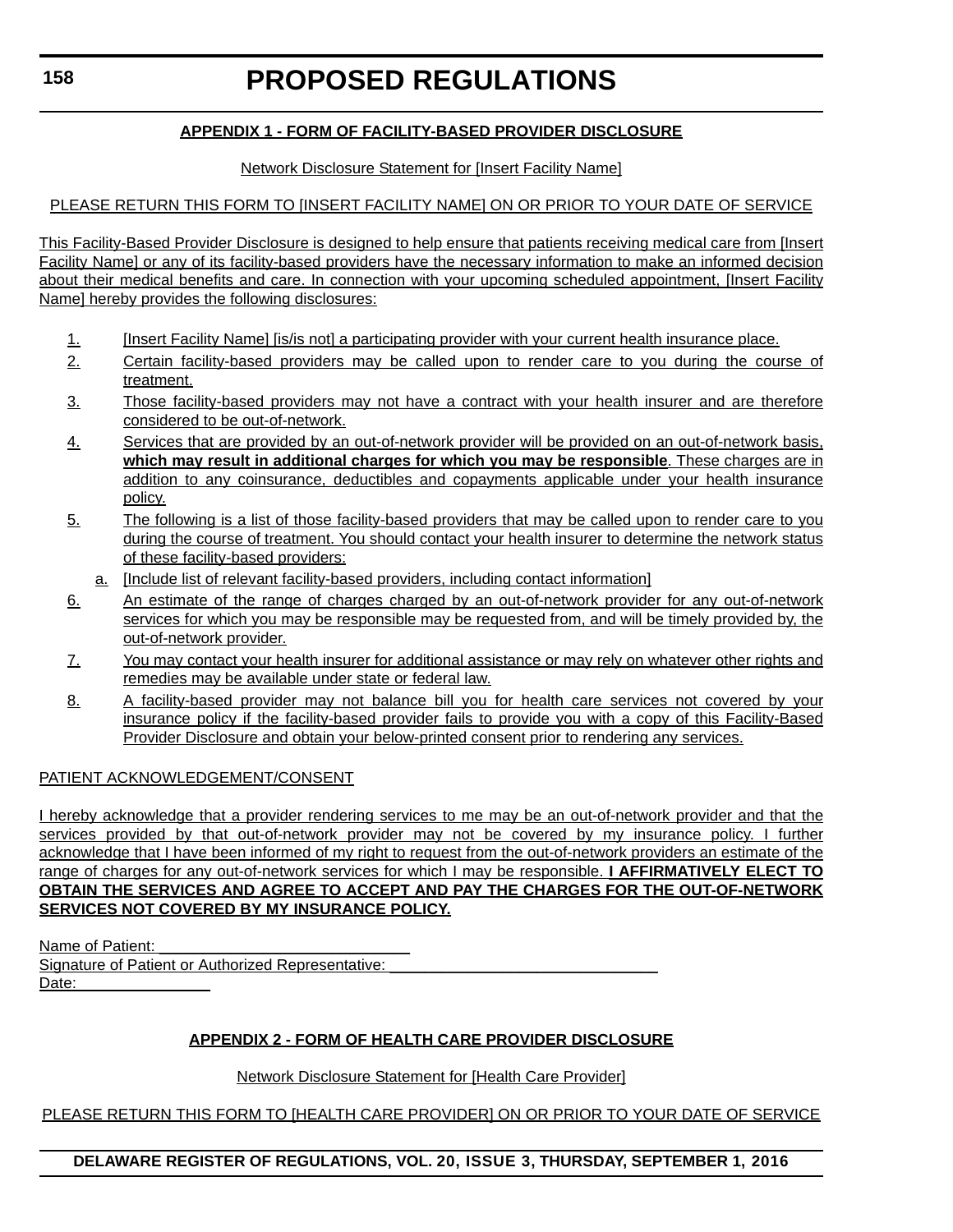**APPENDIX 1 - FORM OF FACILITY-BASED PROVIDER DISCLOSURE**

Network Disclosure Statement for [Insert Facility Name]

PLEASE RETURN THIS FORM TO [INSERT FACILITY NAME] ON OR PRIOR TO YOUR DATE OF SERVICE

This Facility-Based Provider Disclosure is designed to help ensure that patients receiving medical care from [Insert Facility Name] or any of its facility-based providers have the necessary information to make an informed decision about their medical benefits and care. In connection with your upcoming scheduled appointment, [Insert Facility Name] hereby provides the following disclosures:

1. [Insert Facility Name] [is/is not] a participating provider with your current health insurance place.
2. Certain facility-based providers may be called upon to render care to you during the course of treatment.
3. Those facility-based providers may not have a contract with your health insurer and are therefore considered to be out-of-network.
4. Services that are provided by an out-of-network provider will be provided on an out-of-network basis, **which may result in additional charges for which you may be responsible**. These charges are in addition to any coinsurance, deductibles and copayments applicable under your health insurance policy.
5. The following is a list of those facility-based providers that may be called upon to render care to you during the course of treatment. You should contact your health insurer to determine the network status of these facility-based providers:
   a. [Include list of relevant facility-based providers, including contact information]
6. An estimate of the range of charges charged by an out-of-network provider for any out-of-network services for which you may be responsible may be requested from, and will be timely provided by, the out-of-network provider.
7. You may contact your health insurer for additional assistance or may rely on whatever other rights and remedies may be available under state or federal law.
8. A facility-based provider may not balance bill you for health care services not covered by your insurance policy if the facility-based provider fails to provide you with a copy of this Facility-Based Provider Disclosure and obtain your below-printed consent prior to rendering any services.

PATIENT ACKNOWLEDGEMENT/CONSENT

I hereby acknowledge that a provider rendering services to me may be an out-of-network provider and that the services provided by that out-of-network provider may not be covered by my insurance policy. I further acknowledge that I have been informed of my right to request from the out-of-network providers an estimate of the range of charges for any out-of-network services for which I may be responsible. **I AFFIRMATIVELY ELECT TO OBTAIN THE SERVICES AND AGREE TO ACCEPT AND PAY THE CHARGES FOR THE OUT-OF-NETWORK SERVICES NOT COVERED BY MY INSURANCE POLICY.**

Name of Patient: ____________________________
Signature of Patient or Authorized Representative: ______________________________
Date: _______________

**APPENDIX 2 - FORM OF HEALTH CARE PROVIDER DISCLOSURE**

Network Disclosure Statement for [Health Care Provider]

PLEASE RETURN THIS FORM TO [HEALTH CARE PROVIDER] ON OR PRIOR TO YOUR DATE OF SERVICE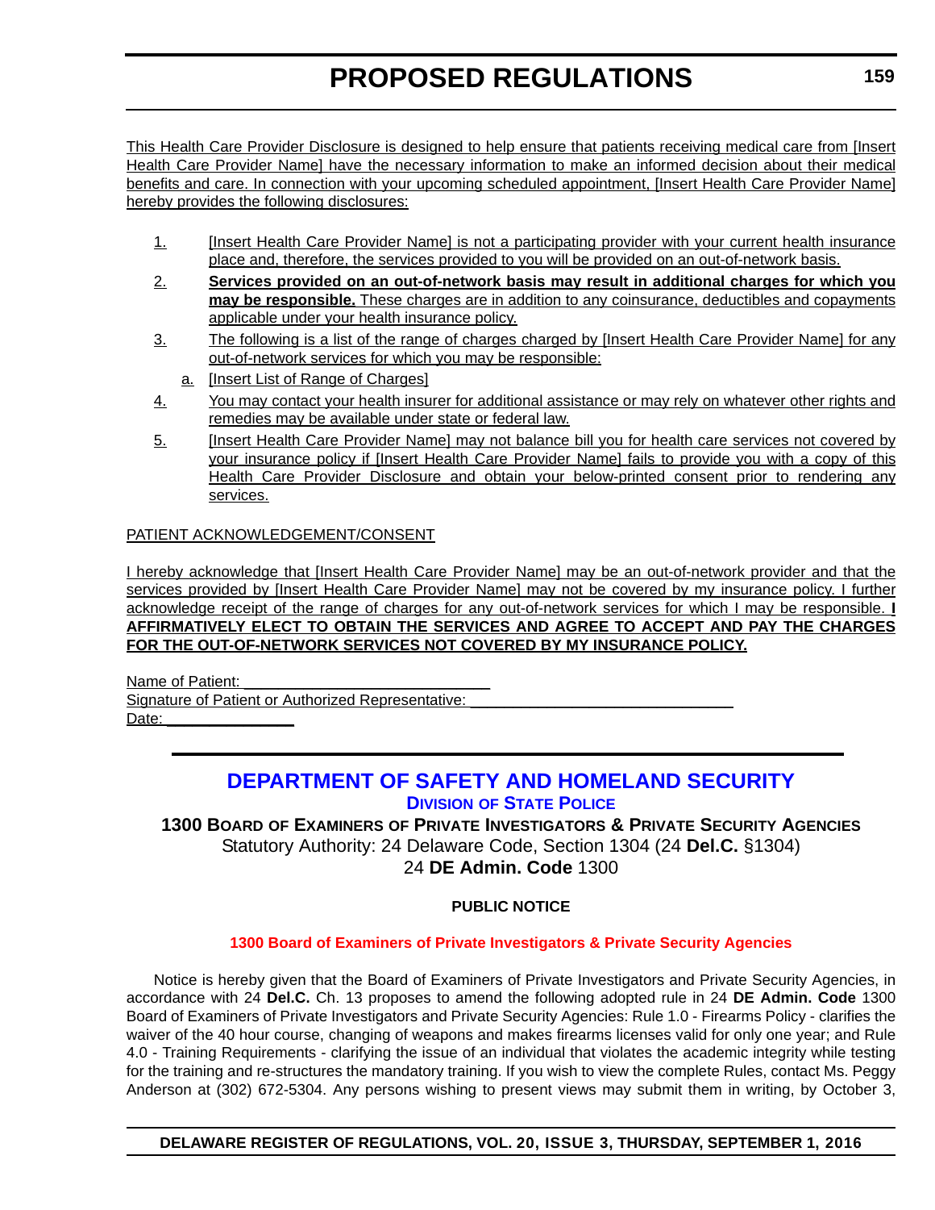This Health Care Provider Disclosure is designed to help ensure that patients receiving medical care from [Insert Health Care Provider Name] have the necessary information to make an informed decision about their medical benefits and care. In connection with your upcoming scheduled appointment, [Insert Health Care Provider Name] hereby provides the following disclosures:

1. [Insert Health Care Provider Name] is not a participating provider with your current health insurance place and, therefore, the services provided to you will be provided on an out-of-network basis.
2. **Services provided on an out-of-network basis may result in additional charges for which you may be responsible.** These charges are in addition to any coinsurance, deductibles and copayments applicable under your health insurance policy.
3. The following is a list of the range of charges charged by [Insert Health Care Provider Name] for any out-of-network services for which you may be responsible:
   a. [Insert List of Range of Charges]
4. You may contact your health insurer for additional assistance or may rely on whatever other rights and remedies may be available under state or federal law.
5. [Insert Health Care Provider Name] may not balance bill you for health care services not covered by your insurance policy if [Insert Health Care Provider Name] fails to provide you with a copy of this Health Care Provider Disclosure and obtain your below-printed consent prior to rendering any services.

PATIENT ACKNOWLEDGEMENT/CONSENT

I hereby acknowledge that [Insert Health Care Provider Name] may be an out-of-network provider and that the services provided by [Insert Health Care Provider Name] may not be covered by my insurance policy. I further acknowledge receipt of the range of charges for any out-of-network services for which I may be responsible. **I AFFIRMATIVELY ELECT TO OBTAIN THE SERVICES AND AGREE TO ACCEPT AND PAY THE CHARGES FOR THE OUT-OF-NETWORK SERVICES NOT COVERED BY MY INSURANCE POLICY.**

Name of Patient: ____________________________
Signature of Patient or Authorized Representative: ______________________________
Date: ______________

---

# DEPARTMENT OF SAFETY AND HOMELAND SECURITY

## DIVISION OF STATE POLICE

### 1300 BOARD OF EXAMINERS OF PRIVATE INVESTIGATORS & PRIVATE SECURITY AGENCIES

Statutory Authority: 24 Delaware Code, Section 1304 (24 **Del.C.** §1304)
24 **DE Admin. Code** 1300

**PUBLIC NOTICE**

**1300 Board of Examiners of Private Investigators & Private Security Agencies**

Notice is hereby given that the Board of Examiners of Private Investigators and Private Security Agencies, in accordance with 24 **Del.C.** Ch. 13 proposes to amend the following adopted rule in 24 **DE Admin. Code** 1300 Board of Examiners of Private Investigators and Private Security Agencies: Rule 1.0 - Firearms Policy - clarifies the waiver of the 40 hour course, changing of weapons and makes firearms licenses valid for only one year; and Rule 4.0 - Training Requirements - clarifying the issue of an individual that violates the academic integrity while testing for the training and re-structures the mandatory training. If you wish to view the complete Rules, contact Ms. Peggy Anderson at (302) 672-5304. Any persons wishing to present views may submit them in writing, by October 3,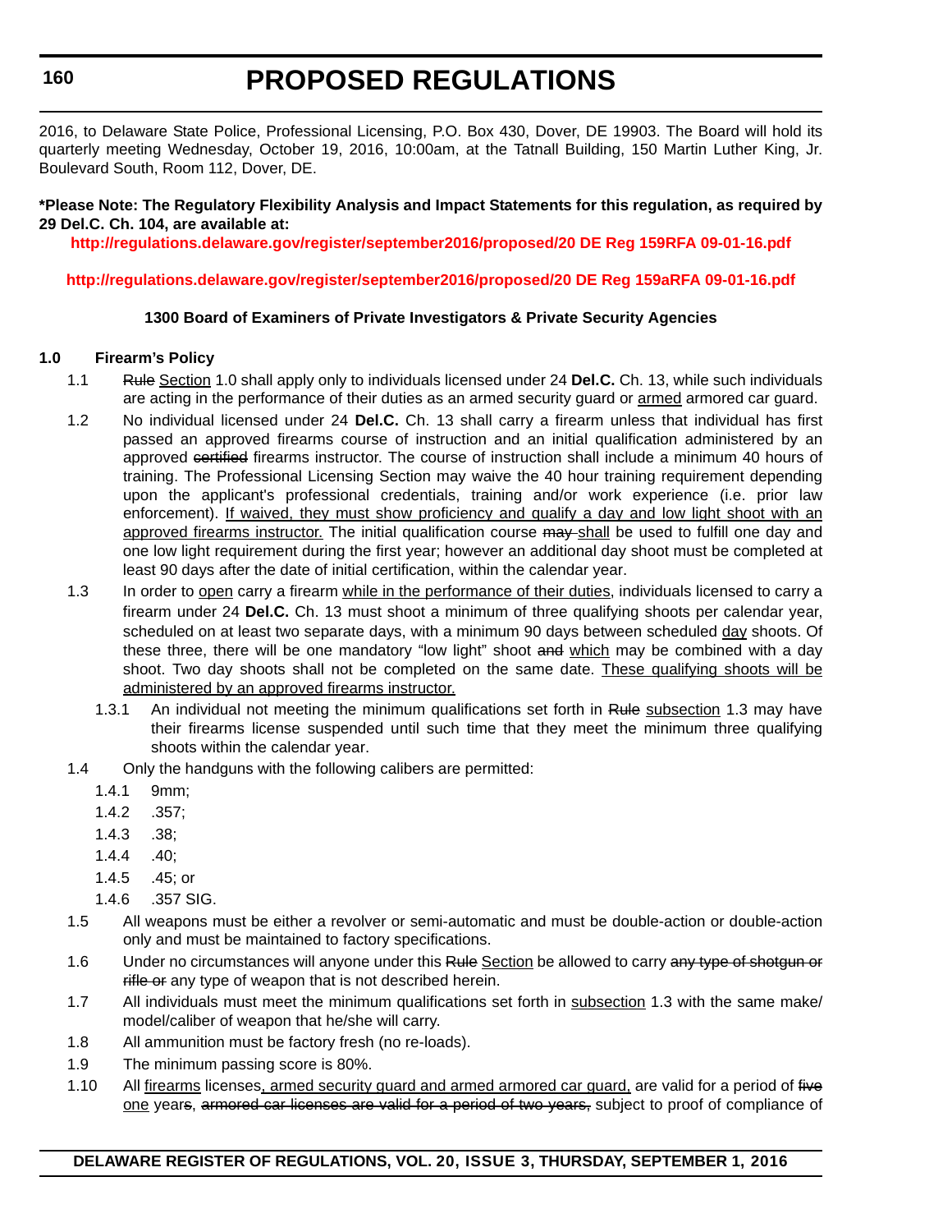2016, to Delaware State Police, Professional Licensing, P.O. Box 430, Dover, DE 19903. The Board will hold its quarterly meeting Wednesday, October 19, 2016, 10:00am, at the Tatnall Building, 150 Martin Luther King, Jr. Boulevard South, Room 112, Dover, DE.

**\*Please Note: The Regulatory Flexibility Analysis and Impact Statements for this regulation, as required by 29 Del.C. Ch. 104, are available at:**

**http://regulations.delaware.gov/register/september2016/proposed/20 DE Reg 159RFA 09-01-16.pdf**

**http://regulations.delaware.gov/register/september2016/proposed/20 DE Reg 159aRFA 09-01-16.pdf**

**1300 Board of Examiners of Private Investigators & Private Security Agencies**

**1.0 Firearm's Policy**

1.1 ~~Rule~~ <u>Section</u> 1.0 shall apply only to individuals licensed under 24 **Del.C.** Ch. 13, while such individuals are acting in the performance of their duties as an armed security guard or <u>armed</u> armored car guard.

1.2 No individual licensed under 24 **Del.C.** Ch. 13 shall carry a firearm unless that individual has first passed an approved firearms course of instruction and an initial qualification administered by an approved ~~certified~~ firearms instructor. The course of instruction shall include a minimum 40 hours of training. The Professional Licensing Section may waive the 40 hour training requirement depending upon the applicant's professional credentials, training and/or work experience (i.e. prior law enforcement). <u>If waived, they must show proficiency and qualify a day and low light shoot with an approved firearms instructor.</u> The initial qualification course ~~may~~ <u>shall</u> be used to fulfill one day and one low light requirement during the first year; however an additional day shoot must be completed at least 90 days after the date of initial certification, within the calendar year.

1.3 In order to <u>open</u> carry a firearm <u>while in the performance of their duties</u>, individuals licensed to carry a firearm under 24 **Del.C.** Ch. 13 must shoot a minimum of three qualifying shoots per calendar year, scheduled on at least two separate days, with a minimum 90 days between scheduled <u>day</u> shoots. Of these three, there will be one mandatory "low light" shoot ~~and~~ <u>which</u> may be combined with a day shoot. Two day shoots shall not be completed on the same date. <u>These qualifying shoots will be administered by an approved firearms instructor.</u>

1.3.1 An individual not meeting the minimum qualifications set forth in ~~Rule~~ <u>subsection</u> 1.3 may have their firearms license suspended until such time that they meet the minimum three qualifying shoots within the calendar year.

1.4 Only the handguns with the following calibers are permitted:

1.4.1 9mm;

1.4.2 .357;

1.4.3 .38;

1.4.4 .40;

1.4.5 .45; or

1.4.6 .357 SIG.

1.5 All weapons must be either a revolver or semi-automatic and must be double-action or double-action only and must be maintained to factory specifications.

1.6 Under no circumstances will anyone under this ~~Rule~~ <u>Section</u> be allowed to carry ~~any type of shotgun or rifle or~~ any type of weapon that is not described herein.

1.7 All individuals must meet the minimum qualifications set forth in <u>subsection</u> 1.3 with the same make/model/caliber of weapon that he/she will carry.

1.8 All ammunition must be factory fresh (no re-loads).

1.9 The minimum passing score is 80%.

1.10 All <u>firearms</u> licenses<u>, armed security guard and armed armored car guard,</u> are valid for a period of ~~five~~ <u>one</u> year~~s~~, ~~armored car licenses are valid for a period of two years,~~ subject to proof of compliance of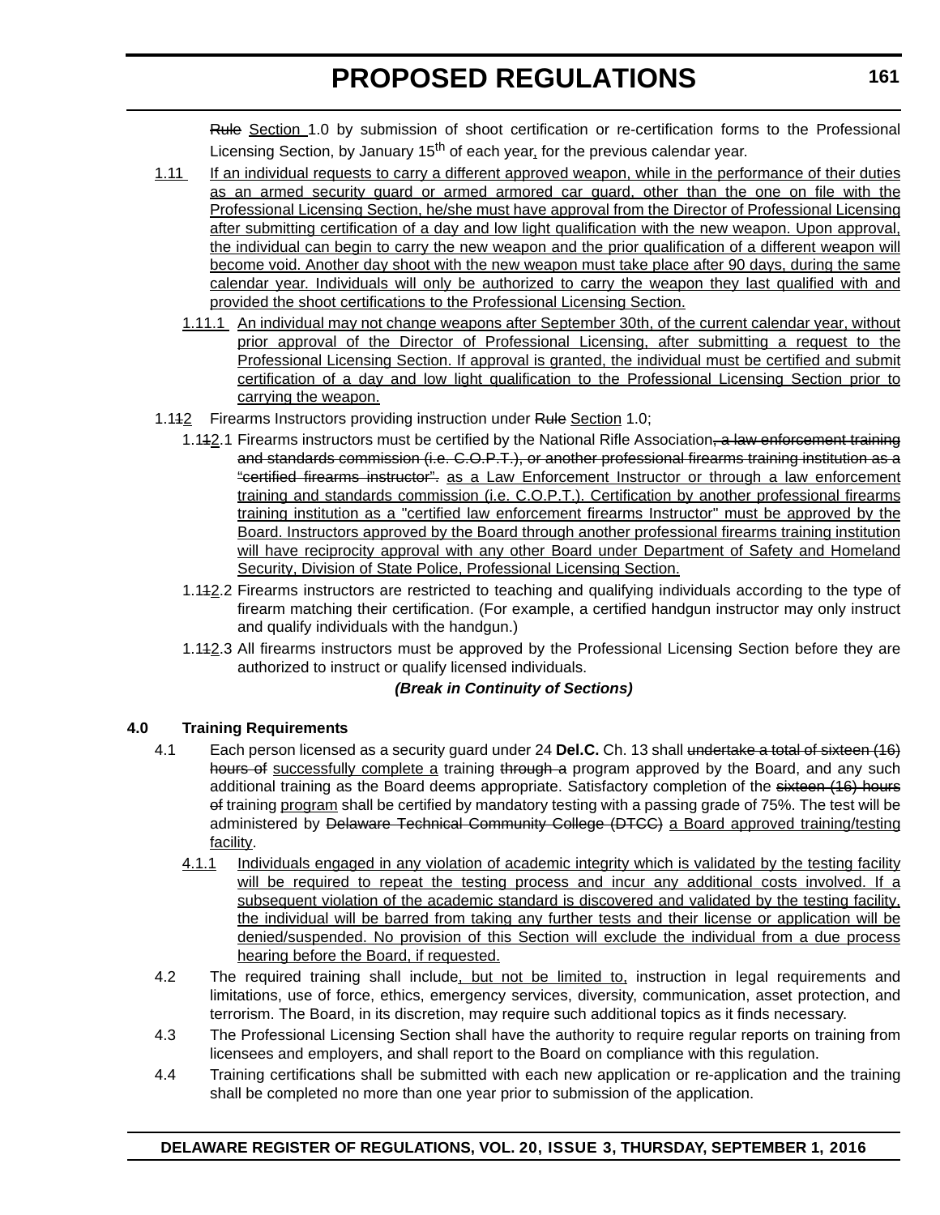~~Rule~~ Section 1.0 by submission of shoot certification or re-certification forms to the Professional Licensing Section, by January 15th of each year, for the previous calendar year.

1.11 If an individual requests to carry a different approved weapon, while in the performance of their duties as an armed security guard or armed armored car guard, other than the one on file with the Professional Licensing Section, he/she must have approval from the Director of Professional Licensing after submitting certification of a day and low light qualification with the new weapon. Upon approval, the individual can begin to carry the new weapon and the prior qualification of a different weapon will become void. Another day shoot with the new weapon must take place after 90 days, during the same calendar year. Individuals will only be authorized to carry the weapon they last qualified with and provided the shoot certifications to the Professional Licensing Section.

1.11.1 An individual may not change weapons after September 30th, of the current calendar year, without prior approval of the Director of Professional Licensing, after submitting a request to the Professional Licensing Section. If approval is granted, the individual must be certified and submit certification of a day and low light qualification to the Professional Licensing Section prior to carrying the weapon.

1.1~~1~~2 Firearms Instructors providing instruction under ~~Rule~~ Section 1.0;

1.1~~1~~2.1 Firearms instructors must be certified by the National Rifle Association~~, a law enforcement training and standards commission (i.e. C.O.P.T.), or another professional firearms training institution as a "certified firearms instructor".~~ as a Law Enforcement Instructor or through a law enforcement training and standards commission (i.e. C.O.P.T.). Certification by another professional firearms training institution as a "certified law enforcement firearms Instructor" must be approved by the Board. Instructors approved by the Board through another professional firearms training institution will have reciprocity approval with any other Board under Department of Safety and Homeland Security, Division of State Police, Professional Licensing Section.

1.1~~1~~2.2 Firearms instructors are restricted to teaching and qualifying individuals according to the type of firearm matching their certification. (For example, a certified handgun instructor may only instruct and qualify individuals with the handgun.)

1.1~~1~~2.3 All firearms instructors must be approved by the Professional Licensing Section before they are authorized to instruct or qualify licensed individuals.

***(Break in Continuity of Sections)***

**4.0 Training Requirements**

4.1 Each person licensed as a security guard under 24 **Del.C.** Ch. 13 shall ~~undertake a total of sixteen (16) hours of~~ successfully complete a training ~~through a~~ program approved by the Board, and any such additional training as the Board deems appropriate. Satisfactory completion of the ~~sixteen (16) hours of~~ training program shall be certified by mandatory testing with a passing grade of 75%. The test will be administered by ~~Delaware Technical Community College (DTCC)~~ a Board approved training/testing facility.

4.1.1 Individuals engaged in any violation of academic integrity which is validated by the testing facility will be required to repeat the testing process and incur any additional costs involved. If a subsequent violation of the academic standard is discovered and validated by the testing facility, the individual will be barred from taking any further tests and their license or application will be denied/suspended. No provision of this Section will exclude the individual from a due process hearing before the Board, if requested.

4.2 The required training shall include, but not be limited to, instruction in legal requirements and limitations, use of force, ethics, emergency services, diversity, communication, asset protection, and terrorism. The Board, in its discretion, may require such additional topics as it finds necessary.

4.3 The Professional Licensing Section shall have the authority to require regular reports on training from licensees and employers, and shall report to the Board on compliance with this regulation.

4.4 Training certifications shall be submitted with each new application or re-application and the training shall be completed no more than one year prior to submission of the application.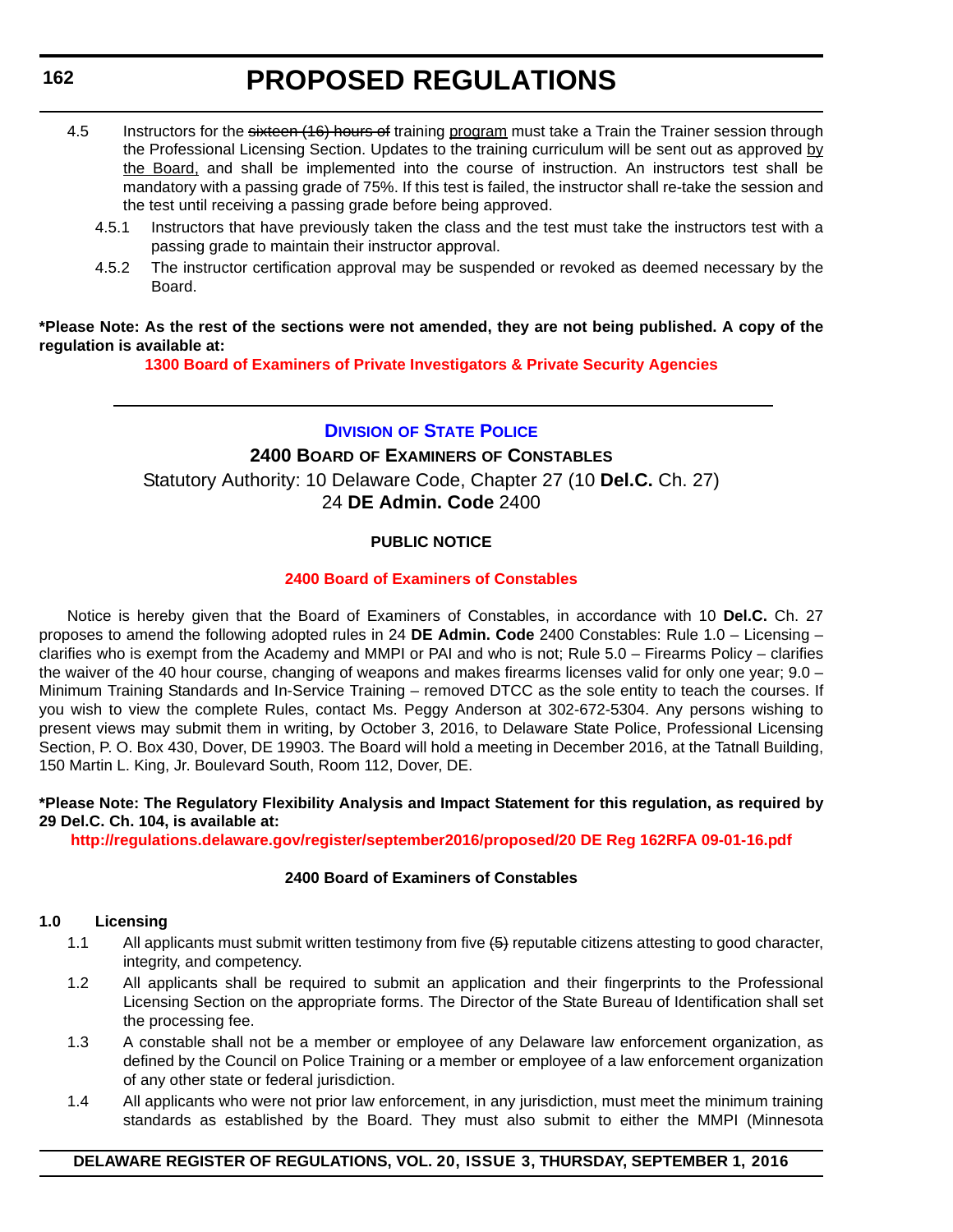4.5 Instructors for the ~~sixteen (16) hours of~~ training program must take a Train the Trainer session through the Professional Licensing Section. Updates to the training curriculum will be sent out as approved by the Board, and shall be implemented into the course of instruction. An instructors test shall be mandatory with a passing grade of 75%. If this test is failed, the instructor shall re-take the session and the test until receiving a passing grade before being approved.

4.5.1 Instructors that have previously taken the class and the test must take the instructors test with a passing grade to maintain their instructor approval.

4.5.2 The instructor certification approval may be suspended or revoked as deemed necessary by the Board.

**\*Please Note: As the rest of the sections were not amended, they are not being published. A copy of the regulation is available at:**

**1300 Board of Examiners of Private Investigators & Private Security Agencies**

---

## Division of State Police

### 2400 Board of Examiners of Constables

Statutory Authority: 10 Delaware Code, Chapter 27 (10 **Del.C.** Ch. 27)
24 **DE Admin. Code** 2400

**PUBLIC NOTICE**

**2400 Board of Examiners of Constables**

Notice is hereby given that the Board of Examiners of Constables, in accordance with 10 **Del.C.** Ch. 27 proposes to amend the following adopted rules in 24 **DE Admin. Code** 2400 Constables: Rule 1.0 – Licensing – clarifies who is exempt from the Academy and MMPI or PAI and who is not; Rule 5.0 – Firearms Policy – clarifies the waiver of the 40 hour course, changing of weapons and makes firearms licenses valid for only one year; 9.0 – Minimum Training Standards and In-Service Training – removed DTCC as the sole entity to teach the courses. If you wish to view the complete Rules, contact Ms. Peggy Anderson at 302-672-5304. Any persons wishing to present views may submit them in writing, by October 3, 2016, to Delaware State Police, Professional Licensing Section, P. O. Box 430, Dover, DE 19903. The Board will hold a meeting in December 2016, at the Tatnall Building, 150 Martin L. King, Jr. Boulevard South, Room 112, Dover, DE.

**\*Please Note: The Regulatory Flexibility Analysis and Impact Statement for this regulation, as required by 29 Del.C. Ch. 104, is available at:**

**http://regulations.delaware.gov/register/september2016/proposed/20 DE Reg 162RFA 09-01-16.pdf**

**2400 Board of Examiners of Constables**

**1.0 Licensing**

1.1 All applicants must submit written testimony from five ~~(5)~~ reputable citizens attesting to good character, integrity, and competency.

1.2 All applicants shall be required to submit an application and their fingerprints to the Professional Licensing Section on the appropriate forms. The Director of the State Bureau of Identification shall set the processing fee.

1.3 A constable shall not be a member or employee of any Delaware law enforcement organization, as defined by the Council on Police Training or a member or employee of a law enforcement organization of any other state or federal jurisdiction.

1.4 All applicants who were not prior law enforcement, in any jurisdiction, must meet the minimum training standards as established by the Board. They must also submit to either the MMPI (Minnesota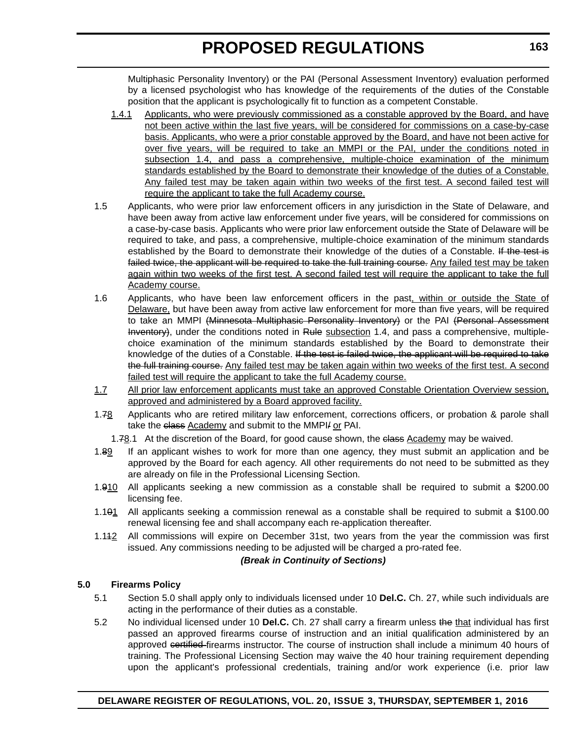Multiphasic Personality Inventory) or the PAI (Personal Assessment Inventory) evaluation performed by a licensed psychologist who has knowledge of the requirements of the duties of the Constable position that the applicant is psychologically fit to function as a competent Constable.

<u>1.4.1</u> <u>Applicants, who were previously commissioned as a constable approved by the Board, and have not been active within the last five years, will be considered for commissions on a case-by-case basis. Applicants, who were a prior constable approved by the Board, and have not been active for over five years, will be required to take an MMPI or the PAI, under the conditions noted in subsection 1.4, and pass a comprehensive, multiple-choice examination of the minimum standards established by the Board to demonstrate their knowledge of the duties of a Constable. Any failed test may be taken again within two weeks of the first test. A second failed test will require the applicant to take the full Academy course.</u>

1.5 Applicants, who were prior law enforcement officers in any jurisdiction in the State of Delaware, and have been away from active law enforcement under five years, will be considered for commissions on a case-by-case basis. Applicants who were prior law enforcement outside the State of Delaware will be required to take, and pass, a comprehensive, multiple-choice examination of the minimum standards established by the Board to demonstrate their knowledge of the duties of a Constable. ~~If the test is failed twice, the applicant will be required to take the full training course.~~ <u>Any failed test may be taken again within two weeks of the first test. A second failed test will require the applicant to take the full Academy course.</u>

1.6 Applicants, who have been law enforcement officers in the past<u>, within or outside the State of Delaware,</u> but have been away from active law enforcement for more than five years, will be required to take an MMPI ~~(Minnesota Multiphasic Personality Inventory)~~ or the PAI ~~(Personal Assessment Inventory)~~, under the conditions noted in ~~Rule~~ <u>subsection</u> 1.4, and pass a comprehensive, multiple-choice examination of the minimum standards established by the Board to demonstrate their knowledge of the duties of a Constable. ~~If the test is failed twice, the applicant will be required to take the full training course.~~ <u>Any failed test may be taken again within two weeks of the first test. A second failed test will require the applicant to take the full Academy course.</u>

<u>1.7</u> <u>All prior law enforcement applicants must take an approved Constable Orientation Overview session, approved and administered by a Board approved facility.</u>

1.~~7~~<u>8</u> Applicants who are retired military law enforcement, corrections officers, or probation & parole shall take the ~~class~~ <u>Academy</u> and submit to the MMPI~~/~~ <u>or</u> PAI.

1.~~7~~<u>8</u>.1 At the discretion of the Board, for good cause shown, the ~~class~~ <u>Academy</u> may be waived.

1.~~8~~<u>9</u> If an applicant wishes to work for more than one agency, they must submit an application and be approved by the Board for each agency. All other requirements do not need to be submitted as they are already on file in the Professional Licensing Section.

1.~~9~~<u>10</u> All applicants seeking a new commission as a constable shall be required to submit a $200.00 licensing fee.

1.1~~0~~<u>1</u> All applicants seeking a commission renewal as a constable shall be required to submit a $100.00 renewal licensing fee and shall accompany each re-application thereafter.

1.1~~1~~<u>2</u> All commissions will expire on December 31st, two years from the year the commission was first issued. Any commissions needing to be adjusted will be charged a pro-rated fee.

***(Break in Continuity of Sections)***

**5.0 Firearms Policy**

5.1 Section 5.0 shall apply only to individuals licensed under 10 **Del.C.** Ch. 27, while such individuals are acting in the performance of their duties as a constable.

5.2 No individual licensed under 10 **Del.C.** Ch. 27 shall carry a firearm unless ~~the~~ <u>that</u> individual has first passed an approved firearms course of instruction and an initial qualification administered by an approved ~~certified~~ firearms instructor. The course of instruction shall include a minimum 40 hours of training. The Professional Licensing Section may waive the 40 hour training requirement depending upon the applicant's professional credentials, training and/or work experience (i.e. prior law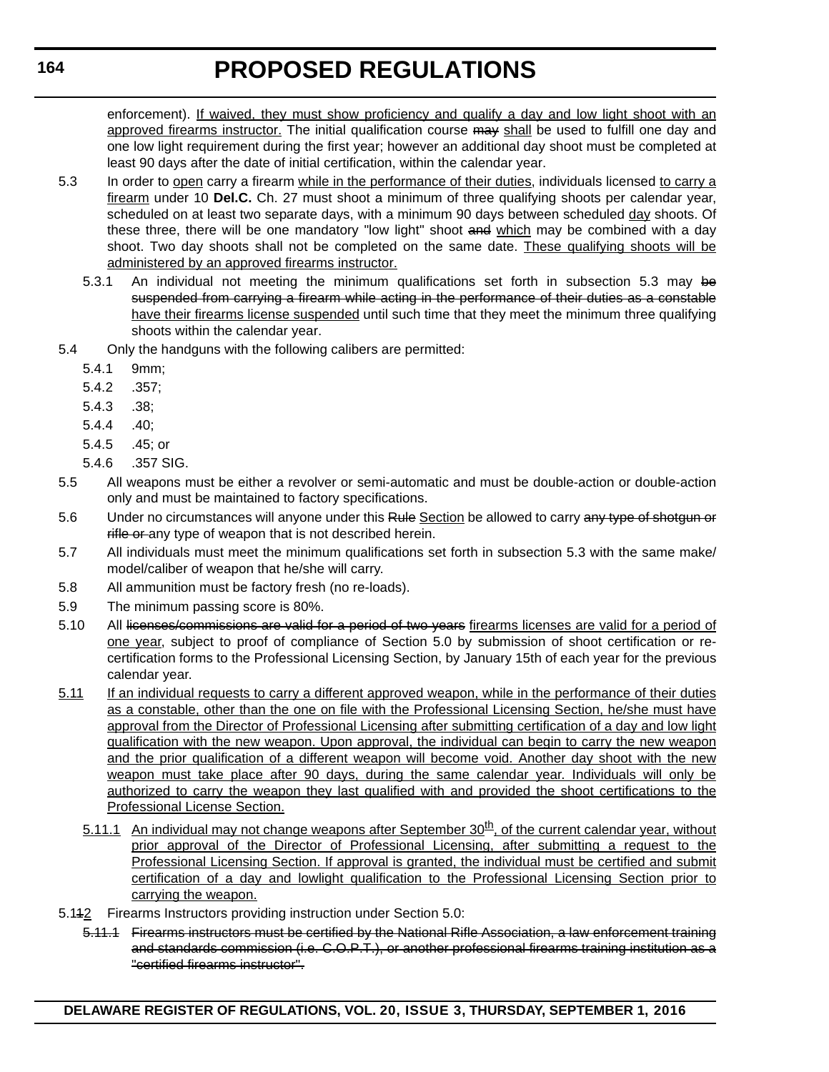enforcement). <u>If waived, they must show proficiency and qualify a day and low light shoot with an approved firearms instructor.</u> The initial qualification course ~~may~~ <u>shall</u> be used to fulfill one day and one low light requirement during the first year; however an additional day shoot must be completed at least 90 days after the date of initial certification, within the calendar year.

5.3 In order to <u>open</u> carry a firearm <u>while in the performance of their duties</u>, individuals licensed <u>to carry a firearm</u> under 10 **Del.C.** Ch. 27 must shoot a minimum of three qualifying shoots per calendar year, scheduled on at least two separate days, with a minimum 90 days between scheduled <u>day</u> shoots. Of these three, there will be one mandatory "low light" shoot ~~and~~ <u>which</u> may be combined with a day shoot. Two day shoots shall not be completed on the same date. <u>These qualifying shoots will be administered by an approved firearms instructor.</u>

5.3.1 An individual not meeting the minimum qualifications set forth in subsection 5.3 may ~~be suspended from carrying a firearm while acting in the performance of their duties as a constable~~ <u>have their firearms license suspended</u> until such time that they meet the minimum three qualifying shoots within the calendar year.

5.4 Only the handguns with the following calibers are permitted:

5.4.1 9mm;

5.4.2 .357;

5.4.3 .38;

5.4.4 .40;

5.4.5 .45; or

5.4.6 .357 SIG.

5.5 All weapons must be either a revolver or semi-automatic and must be double-action or double-action only and must be maintained to factory specifications.

5.6 Under no circumstances will anyone under this ~~Rule~~ <u>Section</u> be allowed to carry ~~any type of shotgun or rifle or~~ any type of weapon that is not described herein.

5.7 All individuals must meet the minimum qualifications set forth in subsection 5.3 with the same make/model/caliber of weapon that he/she will carry.

5.8 All ammunition must be factory fresh (no re-loads).

5.9 The minimum passing score is 80%.

5.10 All ~~licenses/commissions are valid for a period of two years~~ <u>firearms licenses are valid for a period of one year</u>, subject to proof of compliance of Section 5.0 by submission of shoot certification or re-certification forms to the Professional Licensing Section, by January 15th of each year for the previous calendar year.

<u>5.11</u> <u>If an individual requests to carry a different approved weapon, while in the performance of their duties as a constable, other than the one on file with the Professional Licensing Section, he/she must have approval from the Director of Professional Licensing after submitting certification of a day and low light qualification with the new weapon. Upon approval, the individual can begin to carry the new weapon and the prior qualification of a different weapon will become void. Another day shoot with the new weapon must take place after 90 days, during the same calendar year. Individuals will only be authorized to carry the weapon they last qualified with and provided the shoot certifications to the Professional License Section.</u>

<u>5.11.1</u> <u>An individual may not change weapons after September 30th, of the current calendar year, without prior approval of the Director of Professional Licensing, after submitting a request to the Professional Licensing Section. If approval is granted, the individual must be certified and submit certification of a day and lowlight qualification to the Professional Licensing Section prior to carrying the weapon.</u>

5.1~~1~~<u>2</u> Firearms Instructors providing instruction under Section 5.0:

~~5.11.1 Firearms instructors must be certified by the National Rifle Association, a law enforcement training and standards commission (i.e. C.O.P.T.), or another professional firearms training institution as a "certified firearms instructor".~~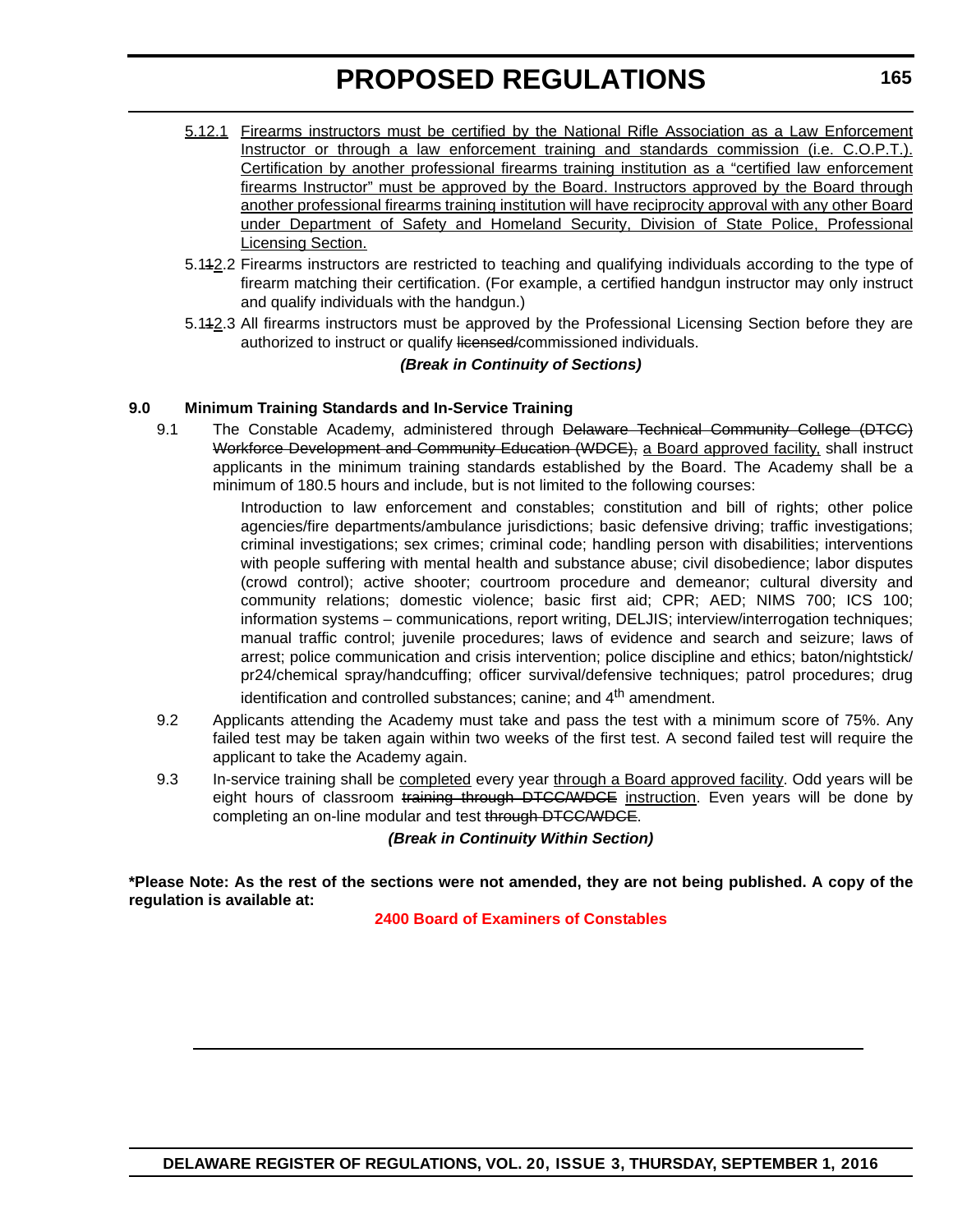5.12.1 Firearms instructors must be certified by the National Rifle Association as a Law Enforcement Instructor or through a law enforcement training and standards commission (i.e. C.O.P.T.). Certification by another professional firearms training institution as a "certified law enforcement firearms Instructor" must be approved by the Board. Instructors approved by the Board through another professional firearms training institution will have reciprocity approval with any other Board under Department of Safety and Homeland Security, Division of State Police, Professional Licensing Section.

5.1~~1~~2.2 Firearms instructors are restricted to teaching and qualifying individuals according to the type of firearm matching their certification. (For example, a certified handgun instructor may only instruct and qualify individuals with the handgun.)

5.1~~1~~2.3 All firearms instructors must be approved by the Professional Licensing Section before they are authorized to instruct or qualify ~~licensed/~~commissioned individuals.

***(Break in Continuity of Sections)***

**9.0 Minimum Training Standards and In-Service Training**

9.1 The Constable Academy, administered through ~~Delaware Technical Community College (DTCC) Workforce Development and Community Education (WDCE),~~ a Board approved facility, shall instruct applicants in the minimum training standards established by the Board. The Academy shall be a minimum of 180.5 hours and include, but is not limited to the following courses:

Introduction to law enforcement and constables; constitution and bill of rights; other police agencies/fire departments/ambulance jurisdictions; basic defensive driving; traffic investigations; criminal investigations; sex crimes; criminal code; handling person with disabilities; interventions with people suffering with mental health and substance abuse; civil disobedience; labor disputes (crowd control); active shooter; courtroom procedure and demeanor; cultural diversity and community relations; domestic violence; basic first aid; CPR; AED; NIMS 700; ICS 100; information systems – communications, report writing, DELJIS; interview/interrogation techniques; manual traffic control; juvenile procedures; laws of evidence and search and seizure; laws of arrest; police communication and crisis intervention; police discipline and ethics; baton/nightstick/ pr24/chemical spray/handcuffing; officer survival/defensive techniques; patrol procedures; drug identification and controlled substances; canine; and 4th amendment.

9.2 Applicants attending the Academy must take and pass the test with a minimum score of 75%. Any failed test may be taken again within two weeks of the first test. A second failed test will require the applicant to take the Academy again.

9.3 In-service training shall be completed every year through a Board approved facility. Odd years will be eight hours of classroom ~~training through DTCC/WDCE~~ instruction. Even years will be done by completing an on-line modular and test ~~through DTCC/WDCE~~.

***(Break in Continuity Within Section)***

**\*Please Note: As the rest of the sections were not amended, they are not being published. A copy of the regulation is available at:**

**2400 Board of Examiners of Constables**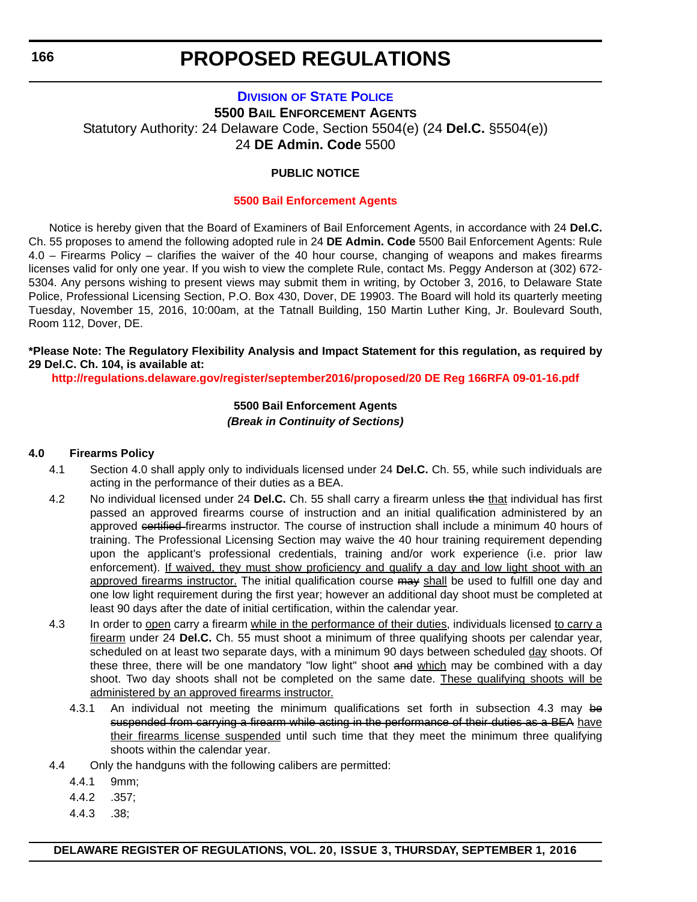# PROPOSED REGULATIONS

## DIVISION OF STATE POLICE

**5500 BAIL ENFORCEMENT AGENTS**

Statutory Authority: 24 Delaware Code, Section 5504(e) (24 **Del.C.** §5504(e))

24 **DE Admin. Code** 5500

**PUBLIC NOTICE**

**5500 Bail Enforcement Agents**

Notice is hereby given that the Board of Examiners of Bail Enforcement Agents, in accordance with 24 **Del.C.** Ch. 55 proposes to amend the following adopted rule in 24 **DE Admin. Code** 5500 Bail Enforcement Agents: Rule 4.0 – Firearms Policy – clarifies the waiver of the 40 hour course, changing of weapons and makes firearms licenses valid for only one year. If you wish to view the complete Rule, contact Ms. Peggy Anderson at (302) 672-5304. Any persons wishing to present views may submit them in writing, by October 3, 2016, to Delaware State Police, Professional Licensing Section, P.O. Box 430, Dover, DE 19903. The Board will hold its quarterly meeting Tuesday, November 15, 2016, 10:00am, at the Tatnall Building, 150 Martin Luther King, Jr. Boulevard South, Room 112, Dover, DE.

**\*Please Note: The Regulatory Flexibility Analysis and Impact Statement for this regulation, as required by 29 Del.C. Ch. 104, is available at:**

**http://regulations.delaware.gov/register/september2016/proposed/20 DE Reg 166RFA 09-01-16.pdf**

**5500 Bail Enforcement Agents**

***(Break in Continuity of Sections)***

**4.0 Firearms Policy**

4.1 Section 4.0 shall apply only to individuals licensed under 24 **Del.C.** Ch. 55, while such individuals are acting in the performance of their duties as a BEA.

4.2 No individual licensed under 24 **Del.C.** Ch. 55 shall carry a firearm unless ~~the~~ <u>that</u> individual has first passed an approved firearms course of instruction and an initial qualification administered by an approved ~~certified~~ firearms instructor. The course of instruction shall include a minimum 40 hours of training. The Professional Licensing Section may waive the 40 hour training requirement depending upon the applicant's professional credentials, training and/or work experience (i.e. prior law enforcement). <u>If waived, they must show proficiency and qualify a day and low light shoot with an approved firearms instructor.</u> The initial qualification course ~~may~~ <u>shall</u> be used to fulfill one day and one low light requirement during the first year; however an additional day shoot must be completed at least 90 days after the date of initial certification, within the calendar year.

4.3 In order to <u>open</u> carry a firearm <u>while in the performance of their duties</u>, individuals licensed <u>to carry a firearm</u> under 24 **Del.C.** Ch. 55 must shoot a minimum of three qualifying shoots per calendar year, scheduled on at least two separate days, with a minimum 90 days between scheduled <u>day</u> shoots. Of these three, there will be one mandatory "low light" shoot ~~and~~ <u>which</u> may be combined with a day shoot. Two day shoots shall not be completed on the same date. <u>These qualifying shoots will be administered by an approved firearms instructor.</u>

4.3.1 An individual not meeting the minimum qualifications set forth in subsection 4.3 may ~~be suspended from carrying a firearm while acting in the performance of their duties as a BEA~~ <u>have their firearms license suspended</u> until such time that they meet the minimum three qualifying shoots within the calendar year.

4.4 Only the handguns with the following calibers are permitted:

4.4.1 9mm;

4.4.2 .357;

4.4.3 .38;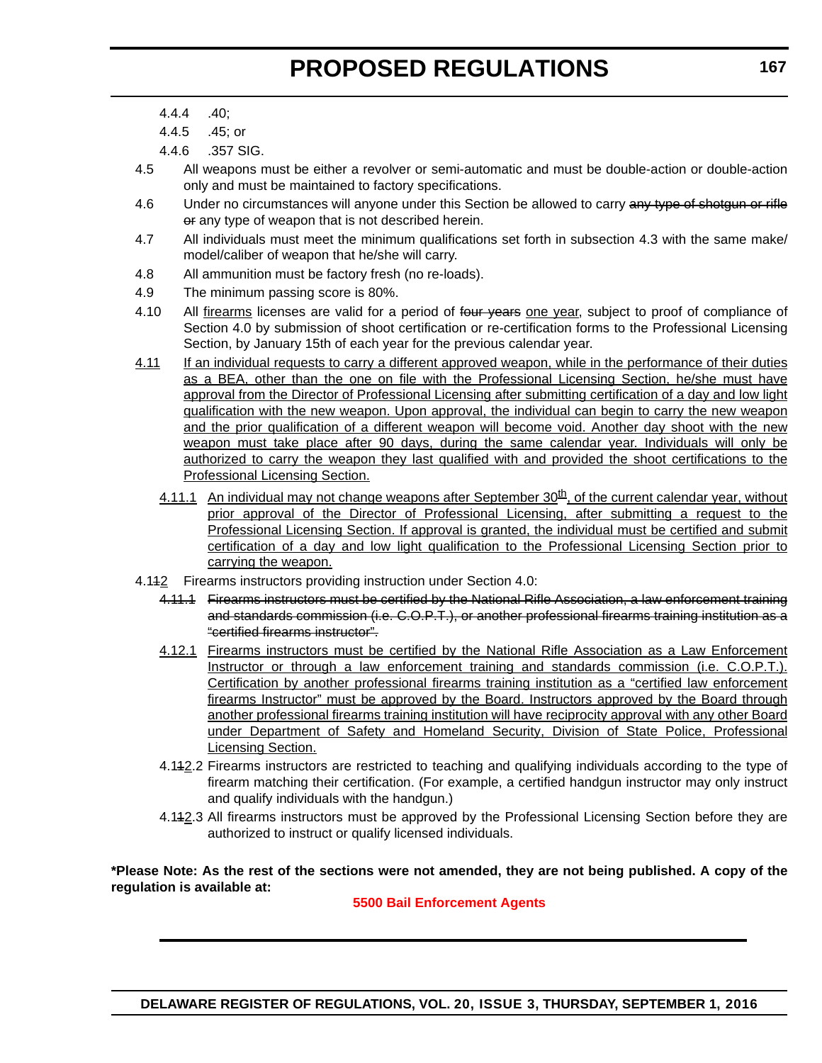4.4.4 .40;

4.4.5 .45; or

4.4.6 .357 SIG.

4.5 All weapons must be either a revolver or semi-automatic and must be double-action or double-action only and must be maintained to factory specifications.

4.6 Under no circumstances will anyone under this Section be allowed to carry ~~any type of shotgun or rifle or~~ any type of weapon that is not described herein.

4.7 All individuals must meet the minimum qualifications set forth in subsection 4.3 with the same make/ model/caliber of weapon that he/she will carry.

4.8 All ammunition must be factory fresh (no re-loads).

4.9 The minimum passing score is 80%.

4.10 All firearms licenses are valid for a period of ~~four years~~ one year, subject to proof of compliance of Section 4.0 by submission of shoot certification or re-certification forms to the Professional Licensing Section, by January 15th of each year for the previous calendar year.

4.11 If an individual requests to carry a different approved weapon, while in the performance of their duties as a BEA, other than the one on file with the Professional Licensing Section, he/she must have approval from the Director of Professional Licensing after submitting certification of a day and low light qualification with the new weapon. Upon approval, the individual can begin to carry the new weapon and the prior qualification of a different weapon will become void. Another day shoot with the new weapon must take place after 90 days, during the same calendar year. Individuals will only be authorized to carry the weapon they last qualified with and provided the shoot certifications to the Professional Licensing Section.

4.11.1 An individual may not change weapons after September 30th, of the current calendar year, without prior approval of the Director of Professional Licensing, after submitting a request to the Professional Licensing Section. If approval is granted, the individual must be certified and submit certification of a day and low light qualification to the Professional Licensing Section prior to carrying the weapon.

4.1~~1~~2 Firearms instructors providing instruction under Section 4.0:

~~4.11.1 Firearms instructors must be certified by the National Rifle Association, a law enforcement training and standards commission (i.e. C.O.P.T.), or another professional firearms training institution as a "certified firearms instructor".~~

4.12.1 Firearms instructors must be certified by the National Rifle Association as a Law Enforcement Instructor or through a law enforcement training and standards commission (i.e. C.O.P.T.). Certification by another professional firearms training institution as a "certified law enforcement firearms Instructor" must be approved by the Board. Instructors approved by the Board through another professional firearms training institution will have reciprocity approval with any other Board under Department of Safety and Homeland Security, Division of State Police, Professional Licensing Section.

4.1~~1~~2.2 Firearms instructors are restricted to teaching and qualifying individuals according to the type of firearm matching their certification. (For example, a certified handgun instructor may only instruct and qualify individuals with the handgun.)

4.1~~1~~2.3 All firearms instructors must be approved by the Professional Licensing Section before they are authorized to instruct or qualify licensed individuals.

**\*Please Note: As the rest of the sections were not amended, they are not being published. A copy of the regulation is available at:**

**5500 Bail Enforcement Agents**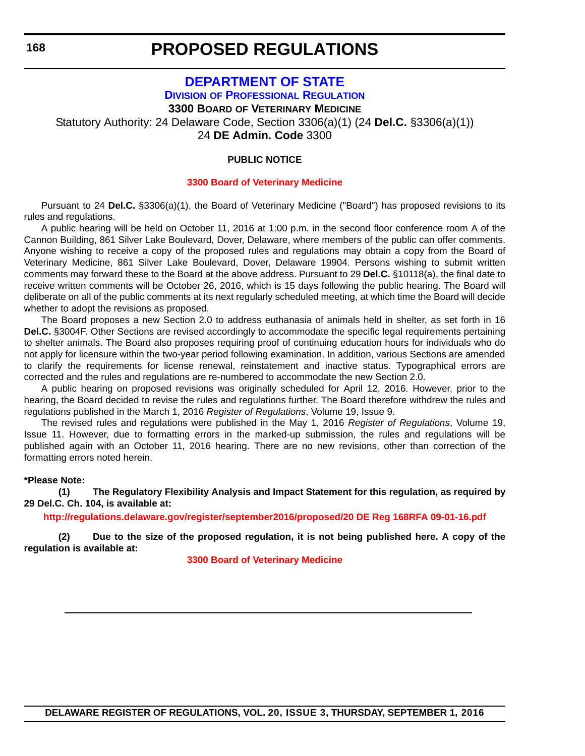# PROPOSED REGULATIONS

## DEPARTMENT OF STATE

### DIVISION OF PROFESSIONAL REGULATION

**3300 BOARD OF VETERINARY MEDICINE**

Statutory Authority: 24 Delaware Code, Section 3306(a)(1) (24 **Del.C.** §3306(a)(1))
24 **DE Admin. Code** 3300

**PUBLIC NOTICE**

**3300 Board of Veterinary Medicine**

Pursuant to 24 **Del.C.** §3306(a)(1), the Board of Veterinary Medicine ("Board") has proposed revisions to its rules and regulations.

A public hearing will be held on October 11, 2016 at 1:00 p.m. in the second floor conference room A of the Cannon Building, 861 Silver Lake Boulevard, Dover, Delaware, where members of the public can offer comments. Anyone wishing to receive a copy of the proposed rules and regulations may obtain a copy from the Board of Veterinary Medicine, 861 Silver Lake Boulevard, Dover, Delaware 19904. Persons wishing to submit written comments may forward these to the Board at the above address. Pursuant to 29 **Del.C.** §10118(a), the final date to receive written comments will be October 26, 2016, which is 15 days following the public hearing. The Board will deliberate on all of the public comments at its next regularly scheduled meeting, at which time the Board will decide whether to adopt the revisions as proposed.

The Board proposes a new Section 2.0 to address euthanasia of animals held in shelter, as set forth in 16 **Del.C.** §3004F. Other Sections are revised accordingly to accommodate the specific legal requirements pertaining to shelter animals. The Board also proposes requiring proof of continuing education hours for individuals who do not apply for licensure within the two-year period following examination. In addition, various Sections are amended to clarify the requirements for license renewal, reinstatement and inactive status. Typographical errors are corrected and the rules and regulations are re-numbered to accommodate the new Section 2.0.

A public hearing on proposed revisions was originally scheduled for April 12, 2016. However, prior to the hearing, the Board decided to revise the rules and regulations further. The Board therefore withdrew the rules and regulations published in the March 1, 2016 *Register of Regulations*, Volume 19, Issue 9.

The revised rules and regulations were published in the May 1, 2016 *Register of Regulations*, Volume 19, Issue 11. However, due to formatting errors in the marked-up submission, the rules and regulations will be published again with an October 11, 2016 hearing. There are no new revisions, other than correction of the formatting errors noted herein.

**\*Please Note:**

**(1) The Regulatory Flexibility Analysis and Impact Statement for this regulation, as required by 29 Del.C. Ch. 104, is available at:**

**http://regulations.delaware.gov/register/september2016/proposed/20 DE Reg 168RFA 09-01-16.pdf**

**(2) Due to the size of the proposed regulation, it is not being published here. A copy of the regulation is available at:**

**3300 Board of Veterinary Medicine**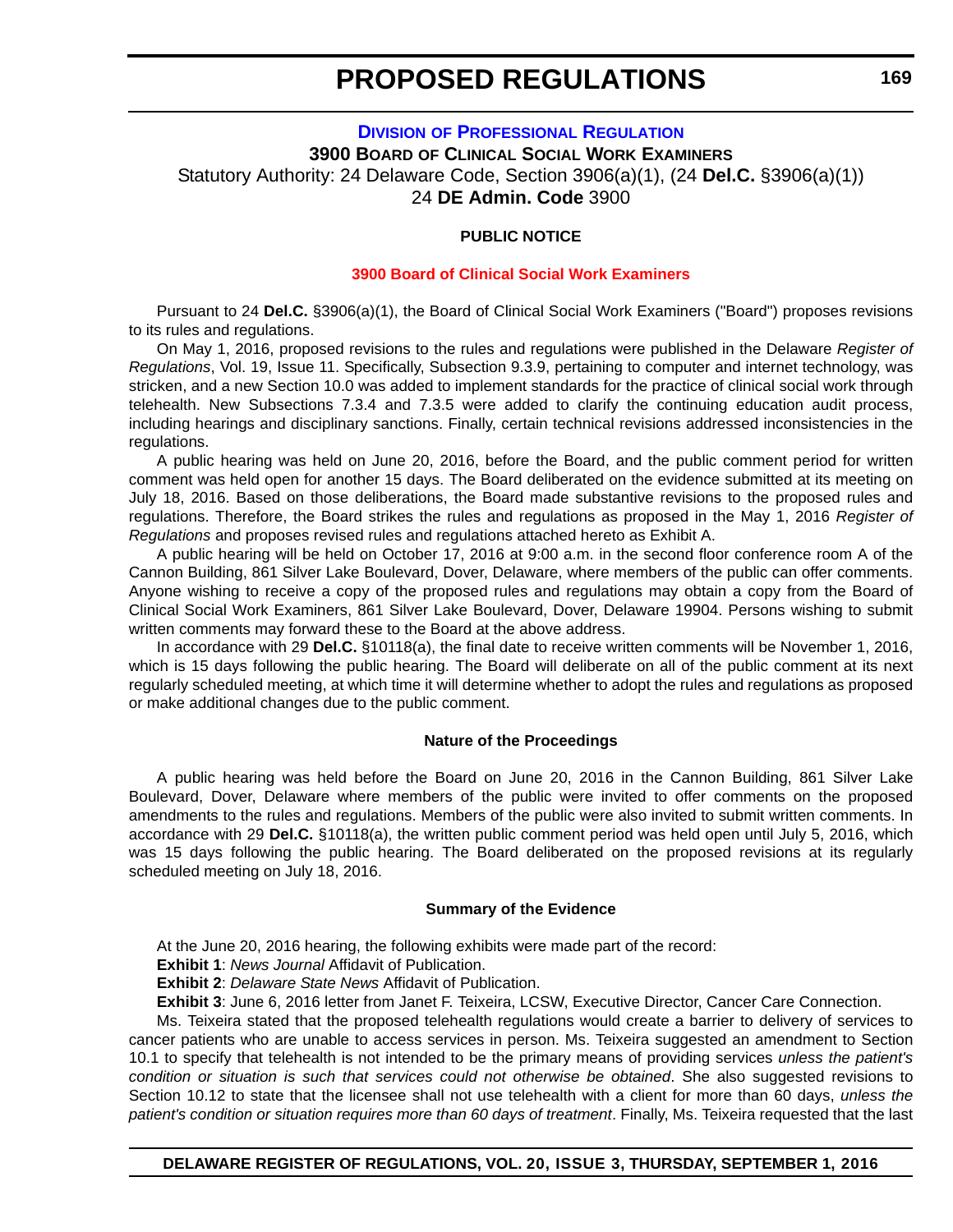# PROPOSED REGULATIONS

**DIVISION OF PROFESSIONAL REGULATION**

**3900 BOARD OF CLINICAL SOCIAL WORK EXAMINERS**

Statutory Authority: 24 Delaware Code, Section 3906(a)(1), (24 **Del.C.** §3906(a)(1))

24 **DE Admin. Code** 3900

**PUBLIC NOTICE**

**3900 Board of Clinical Social Work Examiners**

Pursuant to 24 **Del.C.** §3906(a)(1), the Board of Clinical Social Work Examiners ("Board") proposes revisions to its rules and regulations.

On May 1, 2016, proposed revisions to the rules and regulations were published in the Delaware *Register of Regulations*, Vol. 19, Issue 11. Specifically, Subsection 9.3.9, pertaining to computer and internet technology, was stricken, and a new Section 10.0 was added to implement standards for the practice of clinical social work through telehealth. New Subsections 7.3.4 and 7.3.5 were added to clarify the continuing education audit process, including hearings and disciplinary sanctions. Finally, certain technical revisions addressed inconsistencies in the regulations.

A public hearing was held on June 20, 2016, before the Board, and the public comment period for written comment was held open for another 15 days. The Board deliberated on the evidence submitted at its meeting on July 18, 2016. Based on those deliberations, the Board made substantive revisions to the proposed rules and regulations. Therefore, the Board strikes the rules and regulations as proposed in the May 1, 2016 *Register of Regulations* and proposes revised rules and regulations attached hereto as Exhibit A.

A public hearing will be held on October 17, 2016 at 9:00 a.m. in the second floor conference room A of the Cannon Building, 861 Silver Lake Boulevard, Dover, Delaware, where members of the public can offer comments. Anyone wishing to receive a copy of the proposed rules and regulations may obtain a copy from the Board of Clinical Social Work Examiners, 861 Silver Lake Boulevard, Dover, Delaware 19904. Persons wishing to submit written comments may forward these to the Board at the above address.

In accordance with 29 **Del.C.** §10118(a), the final date to receive written comments will be November 1, 2016, which is 15 days following the public hearing. The Board will deliberate on all of the public comment at its next regularly scheduled meeting, at which time it will determine whether to adopt the rules and regulations as proposed or make additional changes due to the public comment.

**Nature of the Proceedings**

A public hearing was held before the Board on June 20, 2016 in the Cannon Building, 861 Silver Lake Boulevard, Dover, Delaware where members of the public were invited to offer comments on the proposed amendments to the rules and regulations. Members of the public were also invited to submit written comments. In accordance with 29 **Del.C.** §10118(a), the written public comment period was held open until July 5, 2016, which was 15 days following the public hearing. The Board deliberated on the proposed revisions at its regularly scheduled meeting on July 18, 2016.

**Summary of the Evidence**

At the June 20, 2016 hearing, the following exhibits were made part of the record:

**Exhibit 1**: *News Journal* Affidavit of Publication.

**Exhibit 2**: *Delaware State News* Affidavit of Publication.

**Exhibit 3**: June 6, 2016 letter from Janet F. Teixeira, LCSW, Executive Director, Cancer Care Connection.

Ms. Teixeira stated that the proposed telehealth regulations would create a barrier to delivery of services to cancer patients who are unable to access services in person. Ms. Teixeira suggested an amendment to Section 10.1 to specify that telehealth is not intended to be the primary means of providing services *unless the patient's condition or situation is such that services could not otherwise be obtained*. She also suggested revisions to Section 10.12 to state that the licensee shall not use telehealth with a client for more than 60 days, *unless the patient's condition or situation requires more than 60 days of treatment*. Finally, Ms. Teixeira requested that the last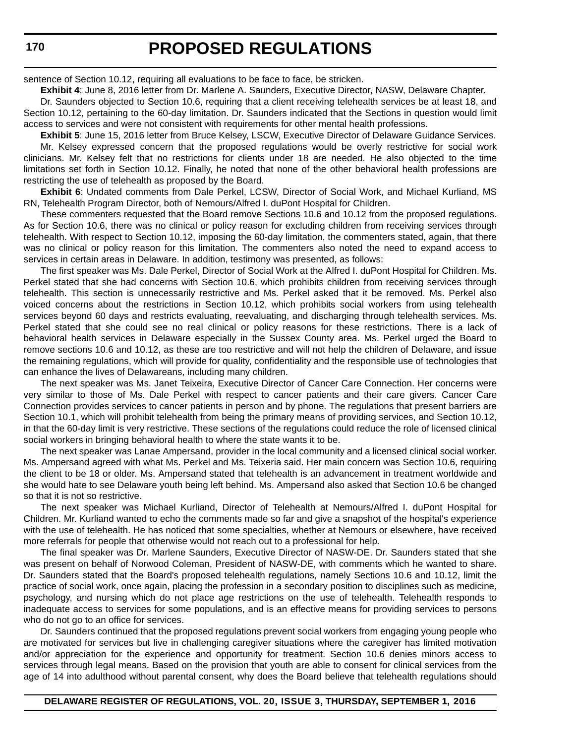sentence of Section 10.12, requiring all evaluations to be face to face, be stricken.

**Exhibit 4**: June 8, 2016 letter from Dr. Marlene A. Saunders, Executive Director, NASW, Delaware Chapter.

Dr. Saunders objected to Section 10.6, requiring that a client receiving telehealth services be at least 18, and Section 10.12, pertaining to the 60-day limitation. Dr. Saunders indicated that the Sections in question would limit access to services and were not consistent with requirements for other mental health professions.

**Exhibit 5**: June 15, 2016 letter from Bruce Kelsey, LSCW, Executive Director of Delaware Guidance Services.

Mr. Kelsey expressed concern that the proposed regulations would be overly restrictive for social work clinicians. Mr. Kelsey felt that no restrictions for clients under 18 are needed. He also objected to the time limitations set forth in Section 10.12. Finally, he noted that none of the other behavioral health professions are restricting the use of telehealth as proposed by the Board.

**Exhibit 6**: Undated comments from Dale Perkel, LCSW, Director of Social Work, and Michael Kurliand, MS RN, Telehealth Program Director, both of Nemours/Alfred I. duPont Hospital for Children.

These commenters requested that the Board remove Sections 10.6 and 10.12 from the proposed regulations. As for Section 10.6, there was no clinical or policy reason for excluding children from receiving services through telehealth. With respect to Section 10.12, imposing the 60-day limitation, the commenters stated, again, that there was no clinical or policy reason for this limitation. The commenters also noted the need to expand access to services in certain areas in Delaware. In addition, testimony was presented, as follows:

The first speaker was Ms. Dale Perkel, Director of Social Work at the Alfred I. duPont Hospital for Children. Ms. Perkel stated that she had concerns with Section 10.6, which prohibits children from receiving services through telehealth. This section is unnecessarily restrictive and Ms. Perkel asked that it be removed. Ms. Perkel also voiced concerns about the restrictions in Section 10.12, which prohibits social workers from using telehealth services beyond 60 days and restricts evaluating, reevaluating, and discharging through telehealth services. Ms. Perkel stated that she could see no real clinical or policy reasons for these restrictions. There is a lack of behavioral health services in Delaware especially in the Sussex County area. Ms. Perkel urged the Board to remove sections 10.6 and 10.12, as these are too restrictive and will not help the children of Delaware, and issue the remaining regulations, which will provide for quality, confidentiality and the responsible use of technologies that can enhance the lives of Delawareans, including many children.

The next speaker was Ms. Janet Teixeira, Executive Director of Cancer Care Connection. Her concerns were very similar to those of Ms. Dale Perkel with respect to cancer patients and their care givers. Cancer Care Connection provides services to cancer patients in person and by phone. The regulations that present barriers are Section 10.1, which will prohibit telehealth from being the primary means of providing services, and Section 10.12, in that the 60-day limit is very restrictive. These sections of the regulations could reduce the role of licensed clinical social workers in bringing behavioral health to where the state wants it to be.

The next speaker was Lanae Ampersand, provider in the local community and a licensed clinical social worker. Ms. Ampersand agreed with what Ms. Perkel and Ms. Teixeria said. Her main concern was Section 10.6, requiring the client to be 18 or older. Ms. Ampersand stated that telehealth is an advancement in treatment worldwide and she would hate to see Delaware youth being left behind. Ms. Ampersand also asked that Section 10.6 be changed so that it is not so restrictive.

The next speaker was Michael Kurliand, Director of Telehealth at Nemours/Alfred I. duPont Hospital for Children. Mr. Kurliand wanted to echo the comments made so far and give a snapshot of the hospital's experience with the use of telehealth. He has noticed that some specialties, whether at Nemours or elsewhere, have received more referrals for people that otherwise would not reach out to a professional for help.

The final speaker was Dr. Marlene Saunders, Executive Director of NASW-DE. Dr. Saunders stated that she was present on behalf of Norwood Coleman, President of NASW-DE, with comments which he wanted to share. Dr. Saunders stated that the Board's proposed telehealth regulations, namely Sections 10.6 and 10.12, limit the practice of social work, once again, placing the profession in a secondary position to disciplines such as medicine, psychology, and nursing which do not place age restrictions on the use of telehealth. Telehealth responds to inadequate access to services for some populations, and is an effective means for providing services to persons who do not go to an office for services.

Dr. Saunders continued that the proposed regulations prevent social workers from engaging young people who are motivated for services but live in challenging caregiver situations where the caregiver has limited motivation and/or appreciation for the experience and opportunity for treatment. Section 10.6 denies minors access to services through legal means. Based on the provision that youth are able to consent for clinical services from the age of 14 into adulthood without parental consent, why does the Board believe that telehealth regulations should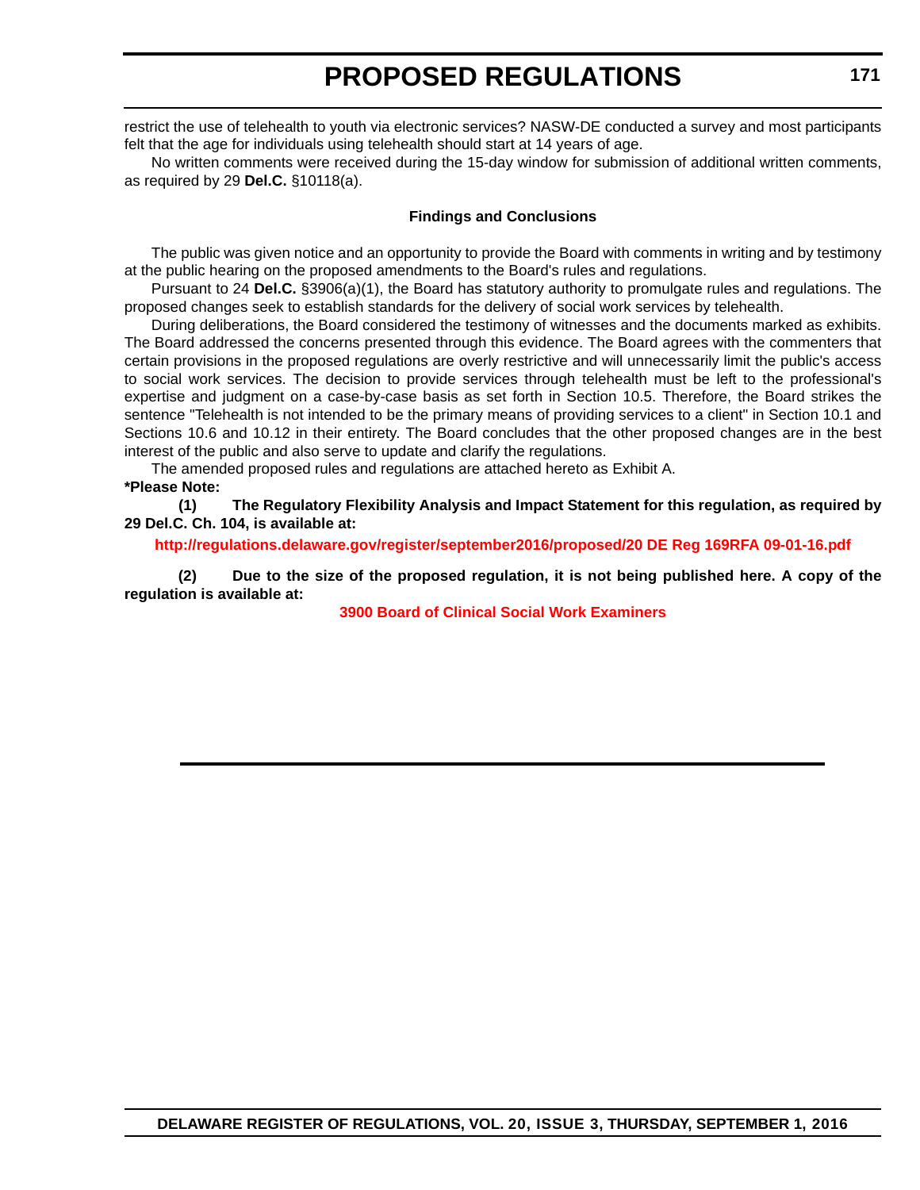restrict the use of telehealth to youth via electronic services? NASW-DE conducted a survey and most participants felt that the age for individuals using telehealth should start at 14 years of age.

No written comments were received during the 15-day window for submission of additional written comments, as required by 29 **Del.C.** §10118(a).

**Findings and Conclusions**

The public was given notice and an opportunity to provide the Board with comments in writing and by testimony at the public hearing on the proposed amendments to the Board's rules and regulations.

Pursuant to 24 **Del.C.** §3906(a)(1), the Board has statutory authority to promulgate rules and regulations. The proposed changes seek to establish standards for the delivery of social work services by telehealth.

During deliberations, the Board considered the testimony of witnesses and the documents marked as exhibits. The Board addressed the concerns presented through this evidence. The Board agrees with the commenters that certain provisions in the proposed regulations are overly restrictive and will unnecessarily limit the public's access to social work services. The decision to provide services through telehealth must be left to the professional's expertise and judgment on a case-by-case basis as set forth in Section 10.5. Therefore, the Board strikes the sentence "Telehealth is not intended to be the primary means of providing services to a client" in Section 10.1 and Sections 10.6 and 10.12 in their entirety. The Board concludes that the other proposed changes are in the best interest of the public and also serve to update and clarify the regulations.

The amended proposed rules and regulations are attached hereto as Exhibit A.

**\*Please Note:**

**(1) The Regulatory Flexibility Analysis and Impact Statement for this regulation, as required by 29 Del.C. Ch. 104, is available at:**

**http://regulations.delaware.gov/register/september2016/proposed/20 DE Reg 169RFA 09-01-16.pdf**

**(2) Due to the size of the proposed regulation, it is not being published here. A copy of the regulation is available at:**

**3900 Board of Clinical Social Work Examiners**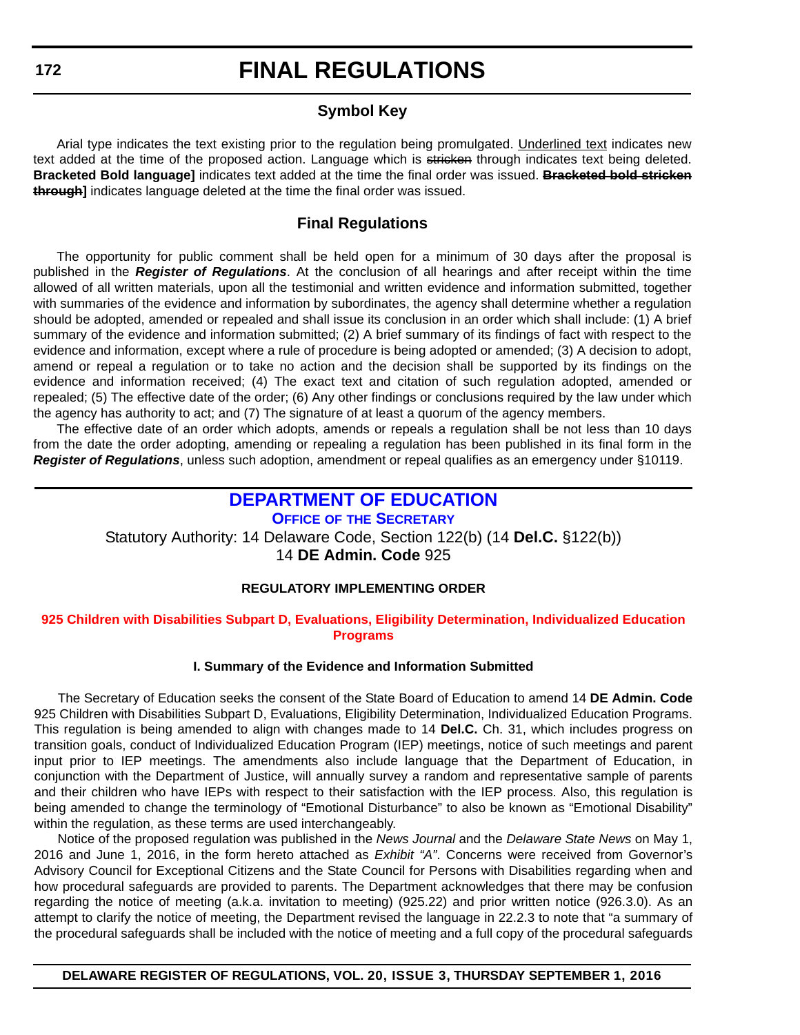# FINAL REGULATIONS

## Symbol Key

Arial type indicates the text existing prior to the regulation being promulgated. Underlined text indicates new text added at the time of the proposed action. Language which is ~~stricken~~ through indicates text being deleted. **Bracketed Bold language]** indicates text added at the time the final order was issued. **~~Bracketed bold stricken through~~]** indicates language deleted at the time the final order was issued.

## Final Regulations

The opportunity for public comment shall be held open for a minimum of 30 days after the proposal is published in the ***Register of Regulations***. At the conclusion of all hearings and after receipt within the time allowed of all written materials, upon all the testimonial and written evidence and information submitted, together with summaries of the evidence and information by subordinates, the agency shall determine whether a regulation should be adopted, amended or repealed and shall issue its conclusion in an order which shall include: (1) A brief summary of the evidence and information submitted; (2) A brief summary of its findings of fact with respect to the evidence and information, except where a rule of procedure is being adopted or amended; (3) A decision to adopt, amend or repeal a regulation or to take no action and the decision shall be supported by its findings on the evidence and information received; (4) The exact text and citation of such regulation adopted, amended or repealed; (5) The effective date of the order; (6) Any other findings or conclusions required by the law under which the agency has authority to act; and (7) The signature of at least a quorum of the agency members.

The effective date of an order which adopts, amends or repeals a regulation shall be not less than 10 days from the date the order adopting, amending or repealing a regulation has been published in its final form in the ***Register of Regulations***, unless such adoption, amendment or repeal qualifies as an emergency under §10119.

## DEPARTMENT OF EDUCATION

### OFFICE OF THE SECRETARY

Statutory Authority: 14 Delaware Code, Section 122(b) (14 **Del.C.** §122(b))
14 **DE Admin. Code** 925

**REGULATORY IMPLEMENTING ORDER**

**925 Children with Disabilities Subpart D, Evaluations, Eligibility Determination, Individualized Education Programs**

**I. Summary of the Evidence and Information Submitted**

The Secretary of Education seeks the consent of the State Board of Education to amend 14 **DE Admin. Code** 925 Children with Disabilities Subpart D, Evaluations, Eligibility Determination, Individualized Education Programs. This regulation is being amended to align with changes made to 14 **Del.C.** Ch. 31, which includes progress on transition goals, conduct of Individualized Education Program (IEP) meetings, notice of such meetings and parent input prior to IEP meetings. The amendments also include language that the Department of Education, in conjunction with the Department of Justice, will annually survey a random and representative sample of parents and their children who have IEPs with respect to their satisfaction with the IEP process. Also, this regulation is being amended to change the terminology of "Emotional Disturbance" to also be known as "Emotional Disability" within the regulation, as these terms are used interchangeably.

Notice of the proposed regulation was published in the *News Journal* and the *Delaware State News* on May 1, 2016 and June 1, 2016, in the form hereto attached as *Exhibit "A"*. Concerns were received from Governor's Advisory Council for Exceptional Citizens and the State Council for Persons with Disabilities regarding when and how procedural safeguards are provided to parents. The Department acknowledges that there may be confusion regarding the notice of meeting (a.k.a. invitation to meeting) (925.22) and prior written notice (926.3.0). As an attempt to clarify the notice of meeting, the Department revised the language in 22.2.3 to note that "a summary of the procedural safeguards shall be included with the notice of meeting and a full copy of the procedural safeguards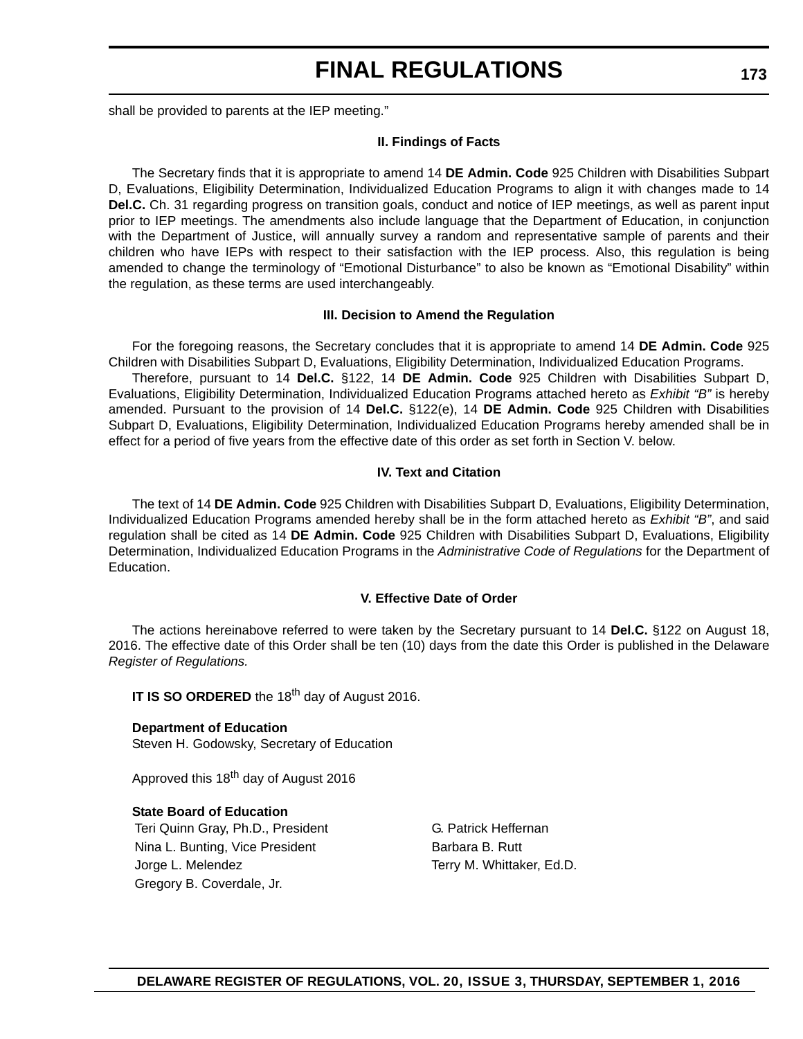shall be provided to parents at the IEP meeting."

### II. Findings of Facts

The Secretary finds that it is appropriate to amend 14 **DE Admin. Code** 925 Children with Disabilities Subpart D, Evaluations, Eligibility Determination, Individualized Education Programs to align it with changes made to 14 **Del.C.** Ch. 31 regarding progress on transition goals, conduct and notice of IEP meetings, as well as parent input prior to IEP meetings. The amendments also include language that the Department of Education, in conjunction with the Department of Justice, will annually survey a random and representative sample of parents and their children who have IEPs with respect to their satisfaction with the IEP process. Also, this regulation is being amended to change the terminology of "Emotional Disturbance" to also be known as "Emotional Disability" within the regulation, as these terms are used interchangeably.

### III. Decision to Amend the Regulation

For the foregoing reasons, the Secretary concludes that it is appropriate to amend 14 **DE Admin. Code** 925 Children with Disabilities Subpart D, Evaluations, Eligibility Determination, Individualized Education Programs.

Therefore, pursuant to 14 **Del.C.** §122, 14 **DE Admin. Code** 925 Children with Disabilities Subpart D, Evaluations, Eligibility Determination, Individualized Education Programs attached hereto as *Exhibit "B"* is hereby amended. Pursuant to the provision of 14 **Del.C.** §122(e), 14 **DE Admin. Code** 925 Children with Disabilities Subpart D, Evaluations, Eligibility Determination, Individualized Education Programs hereby amended shall be in effect for a period of five years from the effective date of this order as set forth in Section V. below.

### IV. Text and Citation

The text of 14 **DE Admin. Code** 925 Children with Disabilities Subpart D, Evaluations, Eligibility Determination, Individualized Education Programs amended hereby shall be in the form attached hereto as *Exhibit "B"*, and said regulation shall be cited as 14 **DE Admin. Code** 925 Children with Disabilities Subpart D, Evaluations, Eligibility Determination, Individualized Education Programs in the *Administrative Code of Regulations* for the Department of Education.

### V. Effective Date of Order

The actions hereinabove referred to were taken by the Secretary pursuant to 14 **Del.C.** §122 on August 18, 2016. The effective date of this Order shall be ten (10) days from the date this Order is published in the Delaware *Register of Regulations.*

**IT IS SO ORDERED** the 18th day of August 2016.

**Department of Education**
Steven H. Godowsky, Secretary of Education

Approved this 18th day of August 2016

**State Board of Education**
Teri Quinn Gray, Ph.D., President
Nina L. Bunting, Vice President
Jorge L. Melendez
Gregory B. Coverdale, Jr.
G. Patrick Heffernan
Barbara B. Rutt
Terry M. Whittaker, Ed.D.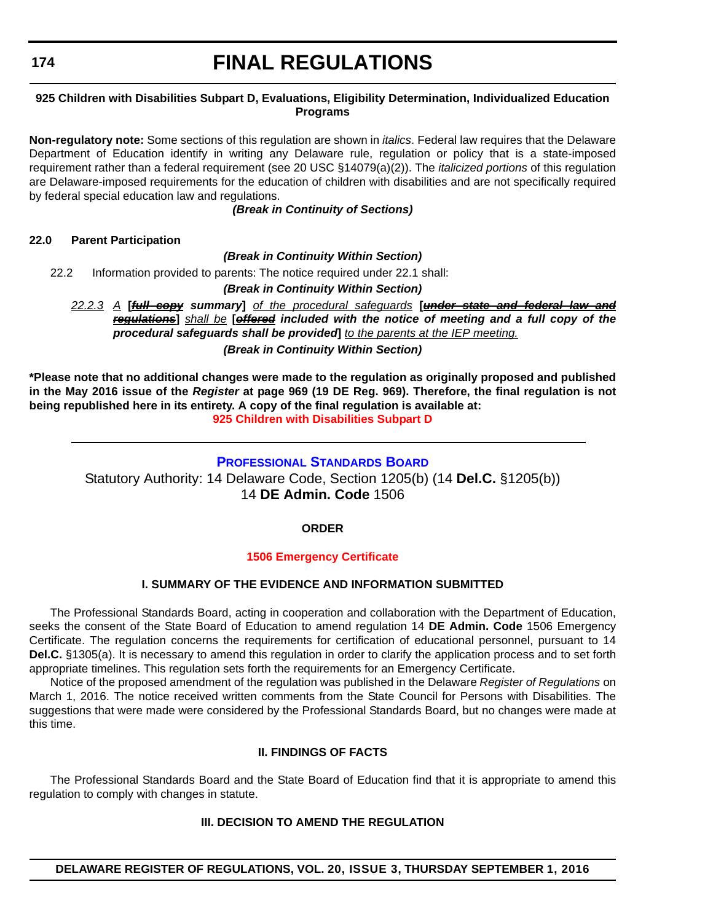**925 Children with Disabilities Subpart D, Evaluations, Eligibility Determination, Individualized Education Programs**

**Non-regulatory note:** Some sections of this regulation are shown in *italics*. Federal law requires that the Delaware Department of Education identify in writing any Delaware rule, regulation or policy that is a state-imposed requirement rather than a federal requirement (see 20 USC §14079(a)(2)). The *italicized portions* of this regulation are Delaware-imposed requirements for the education of children with disabilities and are not specifically required by federal special education law and regulations.

***(Break in Continuity of Sections)***

**22.0 Parent Participation**

***(Break in Continuity Within Section)***

22.2 Information provided to parents: The notice required under 22.1 shall:

***(Break in Continuity Within Section)***

<u>*22.2.3*</u> <u>*A*</u> **[*~~full copy~~ summary*]** <u>*of the procedural safeguards*</u> **[*~~under state and federal law and regulations~~*]** <u>*shall be*</u> **[*~~offered~~ included with the notice of meeting and a full copy of the procedural safeguards shall be provided*]** <u>*to the parents at the IEP meeting.*</u>

***(Break in Continuity Within Section)***

**\*Please note that no additional changes were made to the regulation as originally proposed and published in the May 2016 issue of the *Register* at page 969 (19 DE Reg. 969). Therefore, the final regulation is not being republished here in its entirety. A copy of the final regulation is available at:**

**925 Children with Disabilities Subpart D**

---

## PROFESSIONAL STANDARDS BOARD

Statutory Authority: 14 Delaware Code, Section 1205(b) (14 **Del.C.** §1205(b))
14 **DE Admin. Code** 1506

**ORDER**

**1506 Emergency Certificate**

**I. SUMMARY OF THE EVIDENCE AND INFORMATION SUBMITTED**

The Professional Standards Board, acting in cooperation and collaboration with the Department of Education, seeks the consent of the State Board of Education to amend regulation 14 **DE Admin. Code** 1506 Emergency Certificate. The regulation concerns the requirements for certification of educational personnel, pursuant to 14 **Del.C.** §1305(a). It is necessary to amend this regulation in order to clarify the application process and to set forth appropriate timelines. This regulation sets forth the requirements for an Emergency Certificate.

Notice of the proposed amendment of the regulation was published in the Delaware *Register of Regulations* on March 1, 2016. The notice received written comments from the State Council for Persons with Disabilities. The suggestions that were made were considered by the Professional Standards Board, but no changes were made at this time.

**II. FINDINGS OF FACTS**

The Professional Standards Board and the State Board of Education find that it is appropriate to amend this regulation to comply with changes in statute.

**III. DECISION TO AMEND THE REGULATION**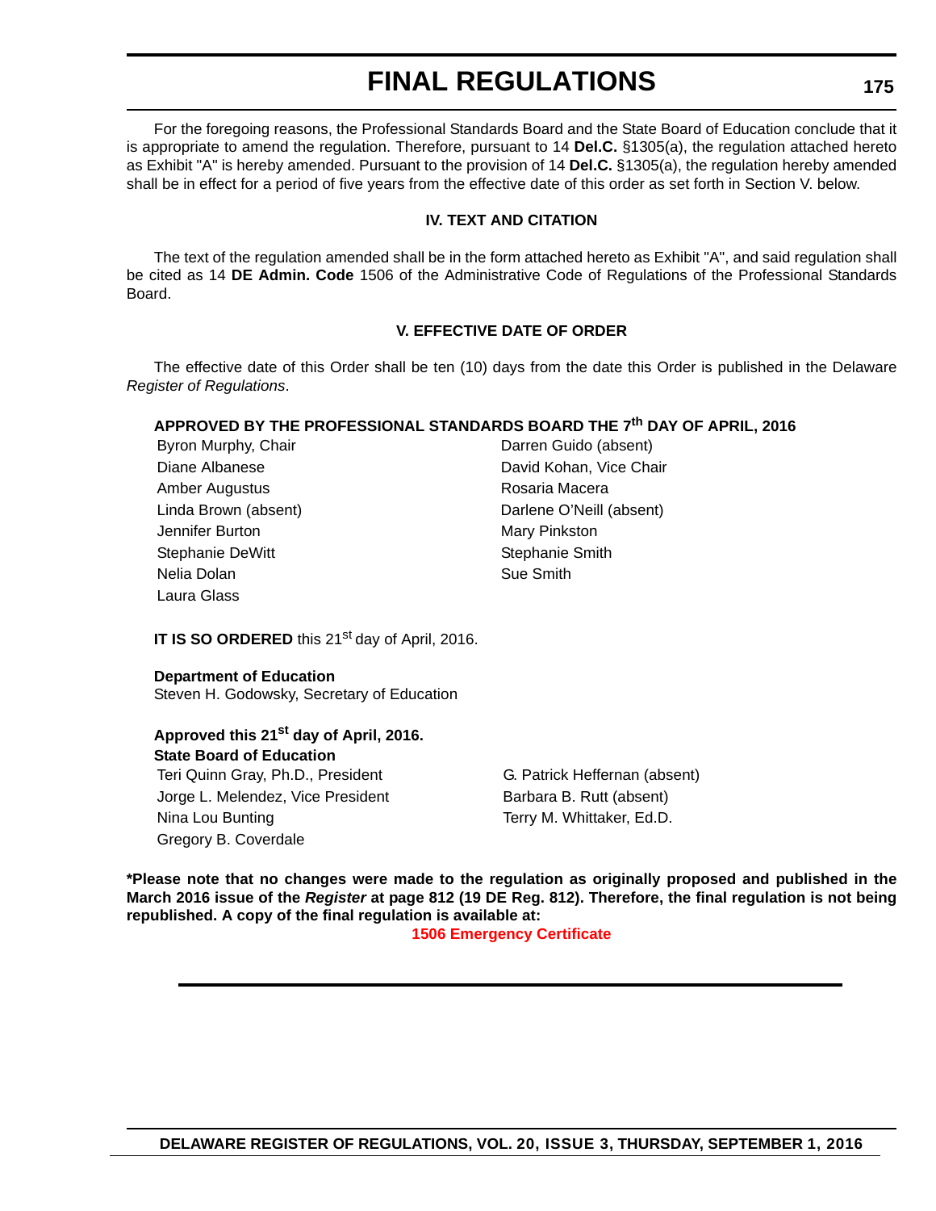For the foregoing reasons, the Professional Standards Board and the State Board of Education conclude that it is appropriate to amend the regulation. Therefore, pursuant to 14 **Del.C.** §1305(a), the regulation attached hereto as Exhibit "A" is hereby amended. Pursuant to the provision of 14 **Del.C.** §1305(a), the regulation hereby amended shall be in effect for a period of five years from the effective date of this order as set forth in Section V. below.

### IV. TEXT AND CITATION

The text of the regulation amended shall be in the form attached hereto as Exhibit "A", and said regulation shall be cited as 14 **DE Admin. Code** 1506 of the Administrative Code of Regulations of the Professional Standards Board.

### V. EFFECTIVE DATE OF ORDER

The effective date of this Order shall be ten (10) days from the date this Order is published in the Delaware *Register of Regulations*.

**APPROVED BY THE PROFESSIONAL STANDARDS BOARD THE 7th DAY OF APRIL, 2016**

Byron Murphy, Chair
Diane Albanese
Amber Augustus
Linda Brown (absent)
Jennifer Burton
Stephanie DeWitt
Nelia Dolan
Laura Glass
Darren Guido (absent)
David Kohan, Vice Chair
Rosaria Macera
Darlene O'Neill (absent)
Mary Pinkston
Stephanie Smith
Sue Smith

**IT IS SO ORDERED** this 21st day of April, 2016.

**Department of Education**
Steven H. Godowsky, Secretary of Education

**Approved this 21st day of April, 2016.**
**State Board of Education**

Teri Quinn Gray, Ph.D., President
Jorge L. Melendez, Vice President
Nina Lou Bunting
Gregory B. Coverdale
G. Patrick Heffernan (absent)
Barbara B. Rutt (absent)
Terry M. Whittaker, Ed.D.

**\*Please note that no changes were made to the regulation as originally proposed and published in the March 2016 issue of the *Register* at page 812 (19 DE Reg. 812). Therefore, the final regulation is not being republished. A copy of the final regulation is available at:**

**1506 Emergency Certificate**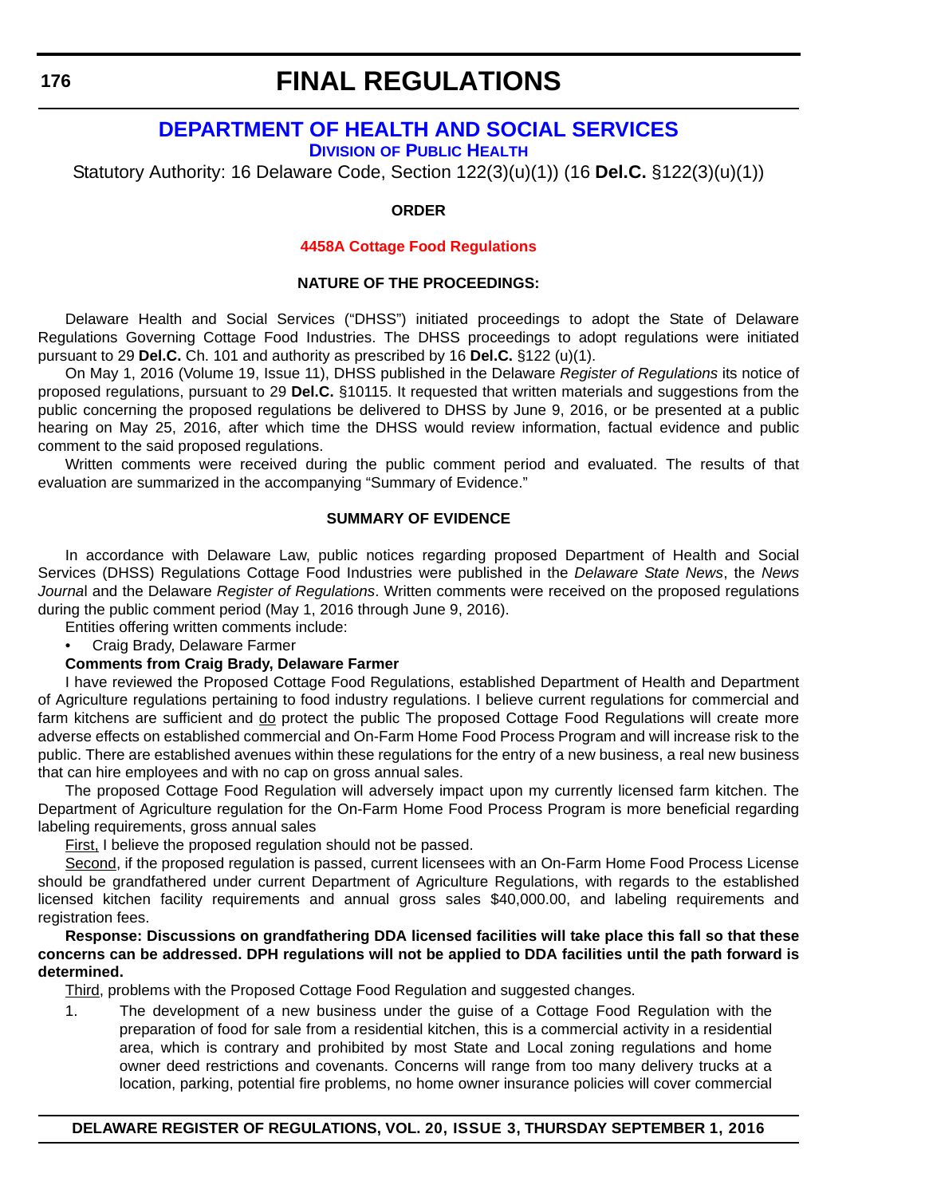# FINAL REGULATIONS

## DEPARTMENT OF HEALTH AND SOCIAL SERVICES

### DIVISION OF PUBLIC HEALTH

Statutory Authority: 16 Delaware Code, Section 122(3)(u)(1)) (16 **Del.C.** §122(3)(u)(1))

**ORDER**

**4458A Cottage Food Regulations**

**NATURE OF THE PROCEEDINGS:**

Delaware Health and Social Services ("DHSS") initiated proceedings to adopt the State of Delaware Regulations Governing Cottage Food Industries. The DHSS proceedings to adopt regulations were initiated pursuant to 29 **Del.C.** Ch. 101 and authority as prescribed by 16 **Del.C.** §122 (u)(1).

On May 1, 2016 (Volume 19, Issue 11), DHSS published in the Delaware *Register of Regulations* its notice of proposed regulations, pursuant to 29 **Del.C.** §10115. It requested that written materials and suggestions from the public concerning the proposed regulations be delivered to DHSS by June 9, 2016, or be presented at a public hearing on May 25, 2016, after which time the DHSS would review information, factual evidence and public comment to the said proposed regulations.

Written comments were received during the public comment period and evaluated. The results of that evaluation are summarized in the accompanying "Summary of Evidence."

**SUMMARY OF EVIDENCE**

In accordance with Delaware Law, public notices regarding proposed Department of Health and Social Services (DHSS) Regulations Cottage Food Industries were published in the *Delaware State News*, the *News Journa*l and the Delaware *Register of Regulations*. Written comments were received on the proposed regulations during the public comment period (May 1, 2016 through June 9, 2016).

Entities offering written comments include:

- Craig Brady, Delaware Farmer

**Comments from Craig Brady, Delaware Farmer**

I have reviewed the Proposed Cottage Food Regulations, established Department of Health and Department of Agriculture regulations pertaining to food industry regulations. I believe current regulations for commercial and farm kitchens are sufficient and do protect the public The proposed Cottage Food Regulations will create more adverse effects on established commercial and On-Farm Home Food Process Program and will increase risk to the public. There are established avenues within these regulations for the entry of a new business, a real new business that can hire employees and with no cap on gross annual sales.

The proposed Cottage Food Regulation will adversely impact upon my currently licensed farm kitchen. The Department of Agriculture regulation for the On-Farm Home Food Process Program is more beneficial regarding labeling requirements, gross annual sales

First, I believe the proposed regulation should not be passed.

Second, if the proposed regulation is passed, current licensees with an On-Farm Home Food Process License should be grandfathered under current Department of Agriculture Regulations, with regards to the established licensed kitchen facility requirements and annual gross sales $40,000.00, and labeling requirements and registration fees.

**Response: Discussions on grandfathering DDA licensed facilities will take place this fall so that these concerns can be addressed. DPH regulations will not be applied to DDA facilities until the path forward is determined.**

Third, problems with the Proposed Cottage Food Regulation and suggested changes.

1. The development of a new business under the guise of a Cottage Food Regulation with the preparation of food for sale from a residential kitchen, this is a commercial activity in a residential area, which is contrary and prohibited by most State and Local zoning regulations and home owner deed restrictions and covenants. Concerns will range from too many delivery trucks at a location, parking, potential fire problems, no home owner insurance policies will cover commercial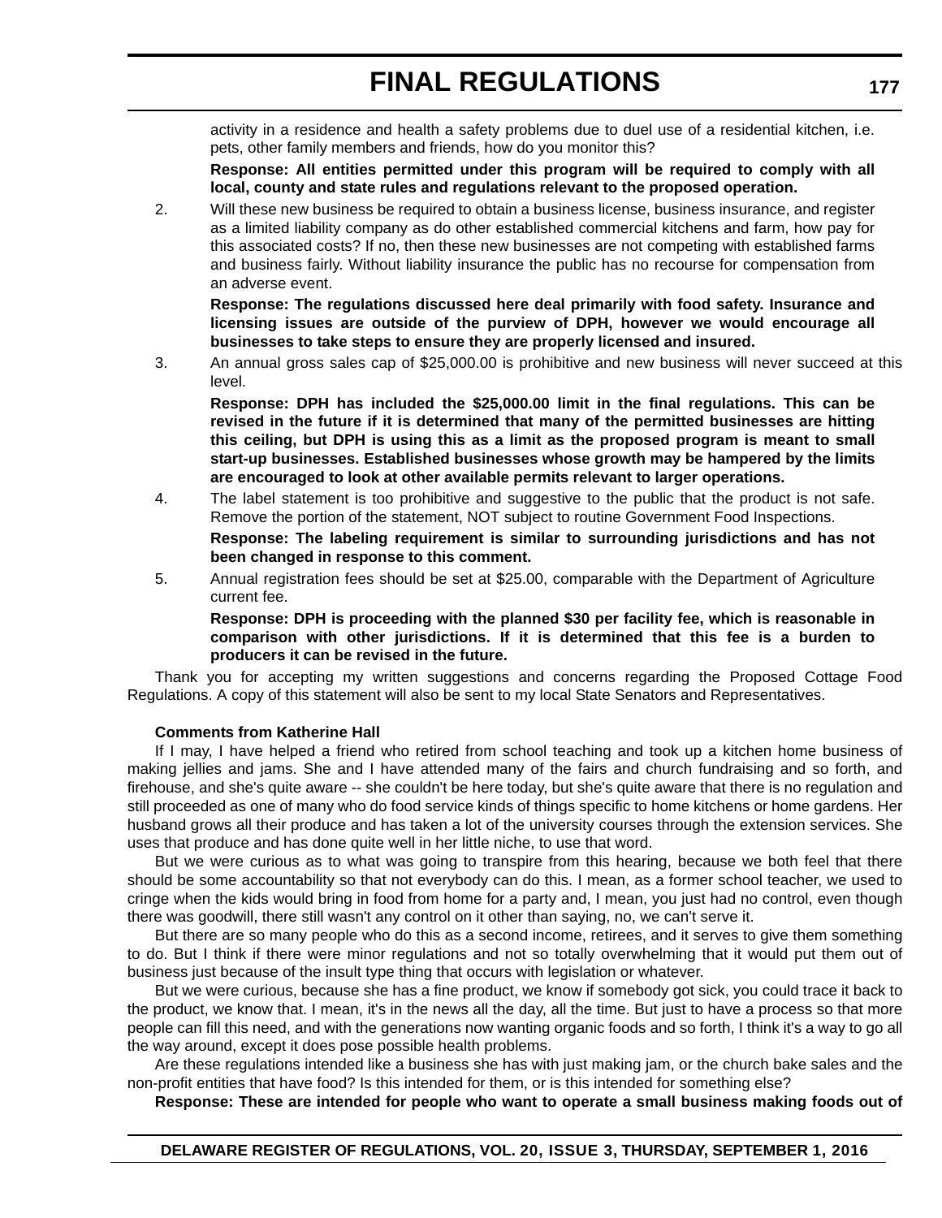activity in a residence and health a safety problems due to duel use of a residential kitchen, i.e. pets, other family members and friends, how do you monitor this?

**Response: All entities permitted under this program will be required to comply with all local, county and state rules and regulations relevant to the proposed operation.**

2. Will these new business be required to obtain a business license, business insurance, and register as a limited liability company as do other established commercial kitchens and farm, how pay for this associated costs? If no, then these new businesses are not competing with established farms and business fairly. Without liability insurance the public has no recourse for compensation from an adverse event.

   **Response: The regulations discussed here deal primarily with food safety. Insurance and licensing issues are outside of the purview of DPH, however we would encourage all businesses to take steps to ensure they are properly licensed and insured.**

3. An annual gross sales cap of $25,000.00 is prohibitive and new business will never succeed at this level.

   **Response: DPH has included the $25,000.00 limit in the final regulations. This can be revised in the future if it is determined that many of the permitted businesses are hitting this ceiling, but DPH is using this as a limit as the proposed program is meant to small start-up businesses. Established businesses whose growth may be hampered by the limits are encouraged to look at other available permits relevant to larger operations.**

4. The label statement is too prohibitive and suggestive to the public that the product is not safe. Remove the portion of the statement, NOT subject to routine Government Food Inspections.

   **Response: The labeling requirement is similar to surrounding jurisdictions and has not been changed in response to this comment.**

5. Annual registration fees should be set at $25.00, comparable with the Department of Agriculture current fee.

   **Response: DPH is proceeding with the planned $30 per facility fee, which is reasonable in comparison with other jurisdictions. If it is determined that this fee is a burden to producers it can be revised in the future.**

Thank you for accepting my written suggestions and concerns regarding the Proposed Cottage Food Regulations. A copy of this statement will also be sent to my local State Senators and Representatives.

**Comments from Katherine Hall**

If I may, I have helped a friend who retired from school teaching and took up a kitchen home business of making jellies and jams. She and I have attended many of the fairs and church fundraising and so forth, and firehouse, and she's quite aware -- she couldn't be here today, but she's quite aware that there is no regulation and still proceeded as one of many who do food service kinds of things specific to home kitchens or home gardens. Her husband grows all their produce and has taken a lot of the university courses through the extension services. She uses that produce and has done quite well in her little niche, to use that word.

But we were curious as to what was going to transpire from this hearing, because we both feel that there should be some accountability so that not everybody can do this. I mean, as a former school teacher, we used to cringe when the kids would bring in food from home for a party and, I mean, you just had no control, even though there was goodwill, there still wasn't any control on it other than saying, no, we can't serve it.

But there are so many people who do this as a second income, retirees, and it serves to give them something to do. But I think if there were minor regulations and not so totally overwhelming that it would put them out of business just because of the insult type thing that occurs with legislation or whatever.

But we were curious, because she has a fine product, we know if somebody got sick, you could trace it back to the product, we know that. I mean, it's in the news all the day, all the time. But just to have a process so that more people can fill this need, and with the generations now wanting organic foods and so forth, I think it's a way to go all the way around, except it does pose possible health problems.

Are these regulations intended like a business she has with just making jam, or the church bake sales and the non-profit entities that have food? Is this intended for them, or is this intended for something else?

**Response: These are intended for people who want to operate a small business making foods out of**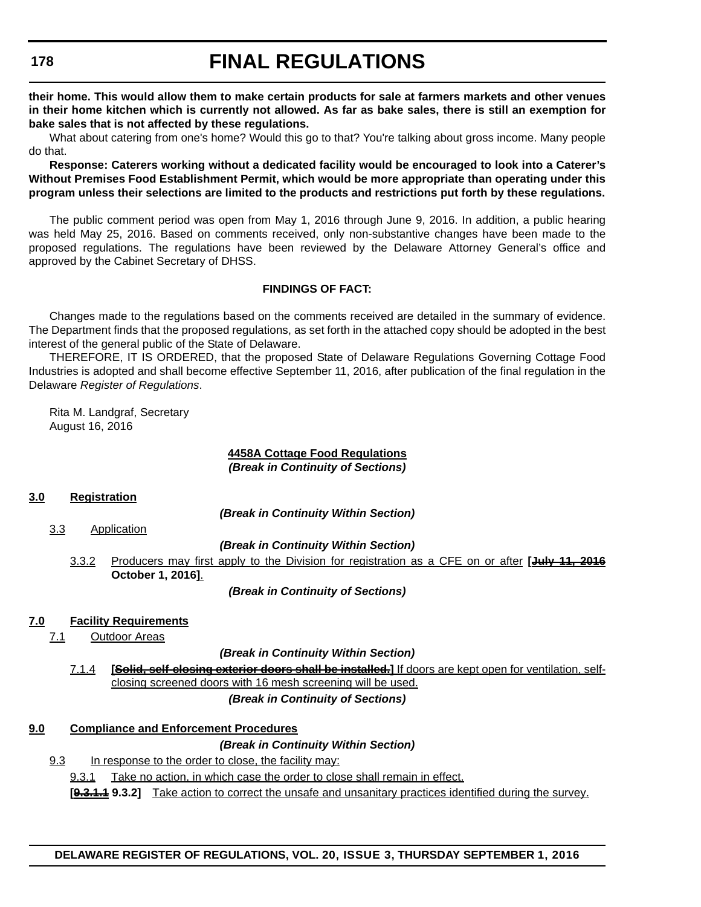**their home. This would allow them to make certain products for sale at farmers markets and other venues in their home kitchen which is currently not allowed. As far as bake sales, there is still an exemption for bake sales that is not affected by these regulations.**

What about catering from one's home? Would this go to that? You're talking about gross income. Many people do that.

**Response: Caterers working without a dedicated facility would be encouraged to look into a Caterer's Without Premises Food Establishment Permit, which would be more appropriate than operating under this program unless their selections are limited to the products and restrictions put forth by these regulations.**

The public comment period was open from May 1, 2016 through June 9, 2016. In addition, a public hearing was held May 25, 2016. Based on comments received, only non-substantive changes have been made to the proposed regulations. The regulations have been reviewed by the Delaware Attorney General's office and approved by the Cabinet Secretary of DHSS.

**FINDINGS OF FACT:**

Changes made to the regulations based on the comments received are detailed in the summary of evidence. The Department finds that the proposed regulations, as set forth in the attached copy should be adopted in the best interest of the general public of the State of Delaware.

THEREFORE, IT IS ORDERED, that the proposed State of Delaware Regulations Governing Cottage Food Industries is adopted and shall become effective September 11, 2016, after publication of the final regulation in the Delaware *Register of Regulations*.

Rita M. Landgraf, Secretary
August 16, 2016

**4458A Cottage Food Regulations**
***(Break in Continuity of Sections)***

**3.0 Registration**

***(Break in Continuity Within Section)***

3.3 Application

***(Break in Continuity Within Section)***

3.3.2 Producers may first apply to the Division for registration as a CFE on or after **[~~July 11, 2016~~ October 1, 2016]**.

***(Break in Continuity of Sections)***

**7.0 Facility Requirements**

7.1 Outdoor Areas

***(Break in Continuity Within Section)***

7.1.4 **[~~Solid, self-closing exterior doors shall be installed.~~]** If doors are kept open for ventilation, self-closing screened doors with 16 mesh screening will be used.

***(Break in Continuity of Sections)***

**9.0 Compliance and Enforcement Procedures**

***(Break in Continuity Within Section)***

9.3 In response to the order to close, the facility may:

9.3.1 Take no action, in which case the order to close shall remain in effect.

**[~~9.3.1.1~~ 9.3.2]** Take action to correct the unsafe and unsanitary practices identified during the survey.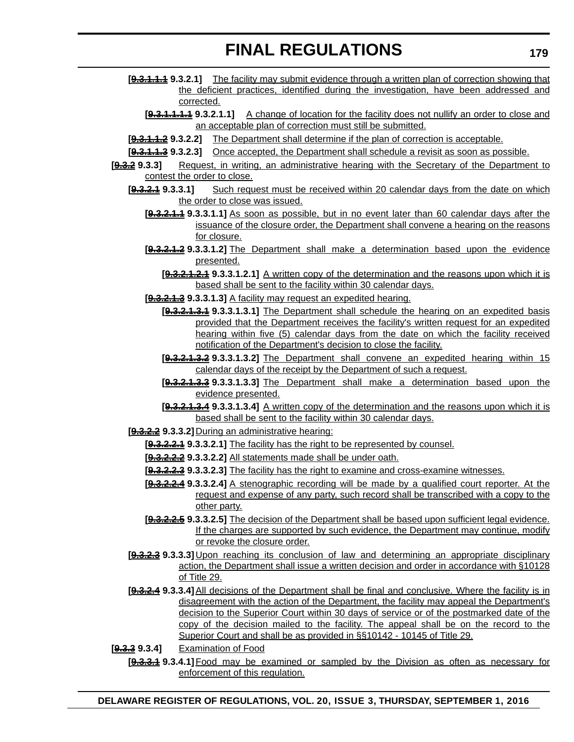[~~9.3.1.1.1~~ 9.3.2.1] The facility may submit evidence through a written plan of correction showing that the deficient practices, identified during the investigation, have been addressed and corrected.

[~~9.3.1.1.1.1~~ 9.3.2.1.1] A change of location for the facility does not nullify an order to close and an acceptable plan of correction must still be submitted.

[~~9.3.1.1.2~~ 9.3.2.2] The Department shall determine if the plan of correction is acceptable.

[~~9.3.1.1.3~~ 9.3.2.3] Once accepted, the Department shall schedule a revisit as soon as possible.

[~~9.3.2~~ 9.3.3] Request, in writing, an administrative hearing with the Secretary of the Department to contest the order to close.

[~~9.3.2.1~~ 9.3.3.1] Such request must be received within 20 calendar days from the date on which the order to close was issued.

[~~9.3.2.1.1~~ 9.3.3.1.1] As soon as possible, but in no event later than 60 calendar days after the issuance of the closure order, the Department shall convene a hearing on the reasons for closure.

[~~9.3.2.1.2~~ 9.3.3.1.2] The Department shall make a determination based upon the evidence presented.

[~~9.3.2.1.2.1~~ 9.3.3.1.2.1] A written copy of the determination and the reasons upon which it is based shall be sent to the facility within 30 calendar days.

[~~9.3.2.1.3~~ 9.3.3.1.3] A facility may request an expedited hearing.

[~~9.3.2.1.3.1~~ 9.3.3.1.3.1] The Department shall schedule the hearing on an expedited basis provided that the Department receives the facility's written request for an expedited hearing within five (5) calendar days from the date on which the facility received notification of the Department's decision to close the facility.

[~~9.3.2.1.3.2~~ 9.3.3.1.3.2] The Department shall convene an expedited hearing within 15 calendar days of the receipt by the Department of such a request.

[~~9.3.2.1.3.3~~ 9.3.3.1.3.3] The Department shall make a determination based upon the evidence presented.

[~~9.3.2.1.3.4~~ 9.3.3.1.3.4] A written copy of the determination and the reasons upon which it is based shall be sent to the facility within 30 calendar days.

[~~9.3.2.2~~ 9.3.3.2] During an administrative hearing:

[~~9.3.2.2.1~~ 9.3.3.2.1] The facility has the right to be represented by counsel.

[~~9.3.2.2.2~~ 9.3.3.2.2] All statements made shall be under oath.

[~~9.3.2.2.3~~ 9.3.3.2.3] The facility has the right to examine and cross-examine witnesses.

[~~9.3.2.2.4~~ 9.3.3.2.4] A stenographic recording will be made by a qualified court reporter. At the request and expense of any party, such record shall be transcribed with a copy to the other party.

[~~9.3.2.2.5~~ 9.3.3.2.5] The decision of the Department shall be based upon sufficient legal evidence. If the charges are supported by such evidence, the Department may continue, modify or revoke the closure order.

[~~9.3.2.3~~ 9.3.3.3] Upon reaching its conclusion of law and determining an appropriate disciplinary action, the Department shall issue a written decision and order in accordance with §10128 of Title 29.

[~~9.3.2.4~~ 9.3.3.4] All decisions of the Department shall be final and conclusive. Where the facility is in disagreement with the action of the Department, the facility may appeal the Department's decision to the Superior Court within 30 days of service or of the postmarked date of the copy of the decision mailed to the facility. The appeal shall be on the record to the Superior Court and shall be as provided in §§10142 - 10145 of Title 29.

[~~9.3.3~~ 9.3.4] Examination of Food

[~~9.3.3.1~~ 9.3.4.1] Food may be examined or sampled by the Division as often as necessary for enforcement of this regulation.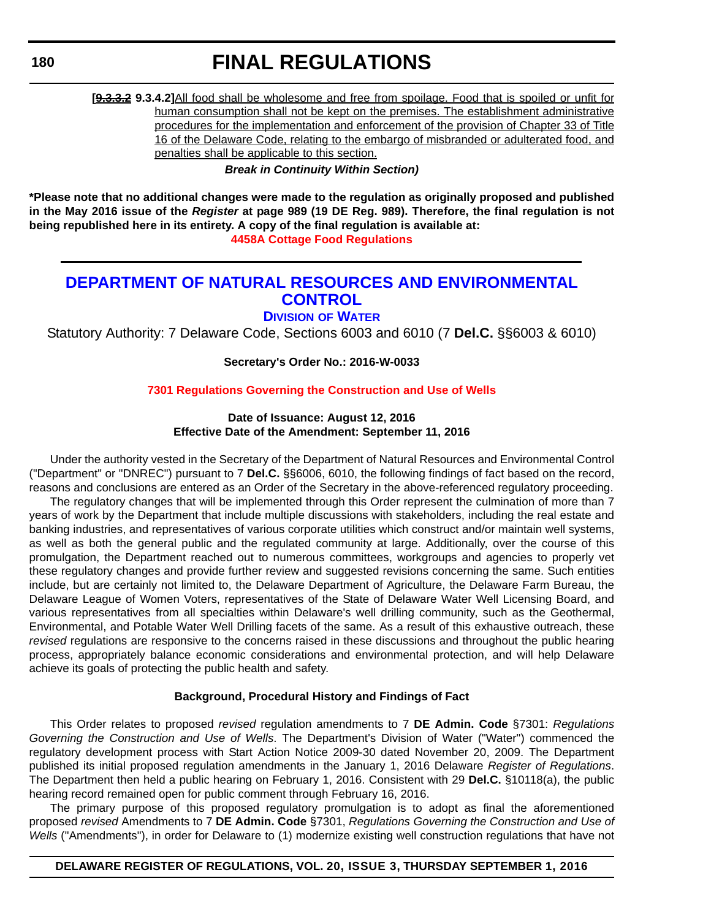**[~~9.3.3.2~~ 9.3.4.2]**All food shall be wholesome and free from spoilage. Food that is spoiled or unfit for human consumption shall not be kept on the premises. The establishment administrative procedures for the implementation and enforcement of the provision of Chapter 33 of Title 16 of the Delaware Code, relating to the embargo of misbranded or adulterated food, and penalties shall be applicable to this section.

***Break in Continuity Within Section)***

**\*Please note that no additional changes were made to the regulation as originally proposed and published in the May 2016 issue of the *Register* at page 989 (19 DE Reg. 989). Therefore, the final regulation is not being republished here in its entirety. A copy of the final regulation is available at:**

**4458A Cottage Food Regulations**

---

## DEPARTMENT OF NATURAL RESOURCES AND ENVIRONMENTAL CONTROL

### DIVISION OF WATER

Statutory Authority: 7 Delaware Code, Sections 6003 and 6010 (7 **Del.C.** §§6003 & 6010)

**Secretary's Order No.: 2016-W-0033**

**7301 Regulations Governing the Construction and Use of Wells**

**Date of Issuance: August 12, 2016**
**Effective Date of the Amendment: September 11, 2016**

Under the authority vested in the Secretary of the Department of Natural Resources and Environmental Control ("Department" or "DNREC") pursuant to 7 **Del.C.** §§6006, 6010, the following findings of fact based on the record, reasons and conclusions are entered as an Order of the Secretary in the above-referenced regulatory proceeding.

The regulatory changes that will be implemented through this Order represent the culmination of more than 7 years of work by the Department that include multiple discussions with stakeholders, including the real estate and banking industries, and representatives of various corporate utilities which construct and/or maintain well systems, as well as both the general public and the regulated community at large. Additionally, over the course of this promulgation, the Department reached out to numerous committees, workgroups and agencies to properly vet these regulatory changes and provide further review and suggested revisions concerning the same. Such entities include, but are certainly not limited to, the Delaware Department of Agriculture, the Delaware Farm Bureau, the Delaware League of Women Voters, representatives of the State of Delaware Water Well Licensing Board, and various representatives from all specialties within Delaware's well drilling community, such as the Geothermal, Environmental, and Potable Water Well Drilling facets of the same. As a result of this exhaustive outreach, these *revised* regulations are responsive to the concerns raised in these discussions and throughout the public hearing process, appropriately balance economic considerations and environmental protection, and will help Delaware achieve its goals of protecting the public health and safety.

**Background, Procedural History and Findings of Fact**

This Order relates to proposed *revised* regulation amendments to 7 **DE Admin. Code** §7301: *Regulations Governing the Construction and Use of Wells*. The Department's Division of Water ("Water") commenced the regulatory development process with Start Action Notice 2009-30 dated November 20, 2009. The Department published its initial proposed regulation amendments in the January 1, 2016 Delaware *Register of Regulations*. The Department then held a public hearing on February 1, 2016. Consistent with 29 **Del.C.** §10118(a), the public hearing record remained open for public comment through February 16, 2016.

The primary purpose of this proposed regulatory promulgation is to adopt as final the aforementioned proposed *revised* Amendments to 7 **DE Admin. Code** §7301, *Regulations Governing the Construction and Use of Wells* ("Amendments"), in order for Delaware to (1) modernize existing well construction regulations that have not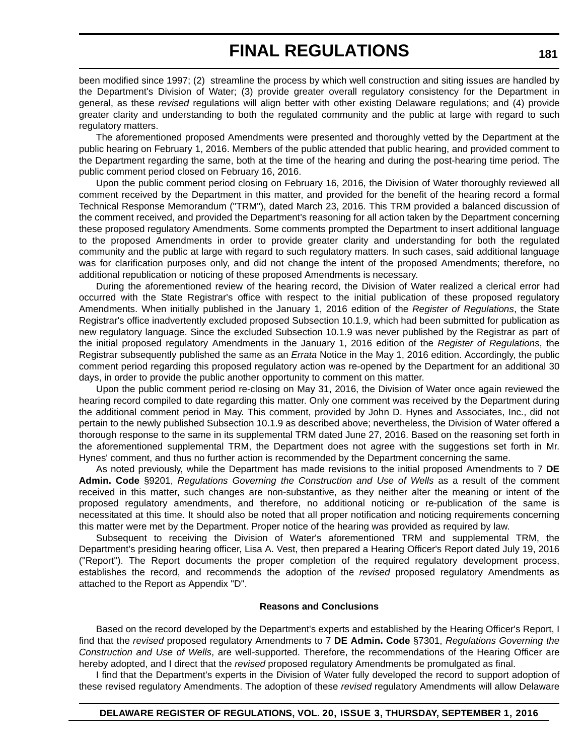been modified since 1997; (2) streamline the process by which well construction and siting issues are handled by the Department's Division of Water; (3) provide greater overall regulatory consistency for the Department in general, as these *revised* regulations will align better with other existing Delaware regulations; and (4) provide greater clarity and understanding to both the regulated community and the public at large with regard to such regulatory matters.

The aforementioned proposed Amendments were presented and thoroughly vetted by the Department at the public hearing on February 1, 2016. Members of the public attended that public hearing, and provided comment to the Department regarding the same, both at the time of the hearing and during the post-hearing time period. The public comment period closed on February 16, 2016.

Upon the public comment period closing on February 16, 2016, the Division of Water thoroughly reviewed all comment received by the Department in this matter, and provided for the benefit of the hearing record a formal Technical Response Memorandum ("TRM"), dated March 23, 2016. This TRM provided a balanced discussion of the comment received, and provided the Department's reasoning for all action taken by the Department concerning these proposed regulatory Amendments. Some comments prompted the Department to insert additional language to the proposed Amendments in order to provide greater clarity and understanding for both the regulated community and the public at large with regard to such regulatory matters. In such cases, said additional language was for clarification purposes only, and did not change the intent of the proposed Amendments; therefore, no additional republication or noticing of these proposed Amendments is necessary.

During the aforementioned review of the hearing record, the Division of Water realized a clerical error had occurred with the State Registrar's office with respect to the initial publication of these proposed regulatory Amendments. When initially published in the January 1, 2016 edition of the *Register of Regulations*, the State Registrar's office inadvertently excluded proposed Subsection 10.1.9, which had been submitted for publication as new regulatory language. Since the excluded Subsection 10.1.9 was never published by the Registrar as part of the initial proposed regulatory Amendments in the January 1, 2016 edition of the *Register of Regulations*, the Registrar subsequently published the same as an *Errata* Notice in the May 1, 2016 edition. Accordingly, the public comment period regarding this proposed regulatory action was re-opened by the Department for an additional 30 days, in order to provide the public another opportunity to comment on this matter.

Upon the public comment period re-closing on May 31, 2016, the Division of Water once again reviewed the hearing record compiled to date regarding this matter. Only one comment was received by the Department during the additional comment period in May. This comment, provided by John D. Hynes and Associates, Inc., did not pertain to the newly published Subsection 10.1.9 as described above; nevertheless, the Division of Water offered a thorough response to the same in its supplemental TRM dated June 27, 2016. Based on the reasoning set forth in the aforementioned supplemental TRM, the Department does not agree with the suggestions set forth in Mr. Hynes' comment, and thus no further action is recommended by the Department concerning the same.

As noted previously, while the Department has made revisions to the initial proposed Amendments to 7 **DE Admin. Code** §9201, *Regulations Governing the Construction and Use of Wells* as a result of the comment received in this matter, such changes are non-substantive, as they neither alter the meaning or intent of the proposed regulatory amendments, and therefore, no additional noticing or re-publication of the same is necessitated at this time. It should also be noted that all proper notification and noticing requirements concerning this matter were met by the Department. Proper notice of the hearing was provided as required by law.

Subsequent to receiving the Division of Water's aforementioned TRM and supplemental TRM, the Department's presiding hearing officer, Lisa A. Vest, then prepared a Hearing Officer's Report dated July 19, 2016 ("Report"). The Report documents the proper completion of the required regulatory development process, establishes the record, and recommends the adoption of the *revised* proposed regulatory Amendments as attached to the Report as Appendix "D".

**Reasons and Conclusions**

Based on the record developed by the Department's experts and established by the Hearing Officer's Report, I find that the *revised* proposed regulatory Amendments to 7 **DE Admin. Code** §7301, *Regulations Governing the Construction and Use of Wells*, are well-supported. Therefore, the recommendations of the Hearing Officer are hereby adopted, and I direct that the *revised* proposed regulatory Amendments be promulgated as final.

I find that the Department's experts in the Division of Water fully developed the record to support adoption of these revised regulatory Amendments. The adoption of these *revised* regulatory Amendments will allow Delaware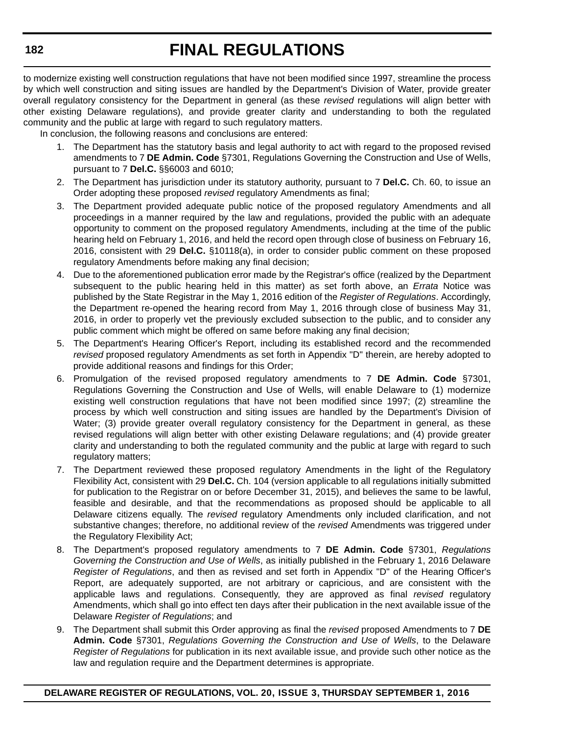to modernize existing well construction regulations that have not been modified since 1997, streamline the process by which well construction and siting issues are handled by the Department's Division of Water, provide greater overall regulatory consistency for the Department in general (as these *revised* regulations will align better with other existing Delaware regulations), and provide greater clarity and understanding to both the regulated community and the public at large with regard to such regulatory matters.

In conclusion, the following reasons and conclusions are entered:

1. The Department has the statutory basis and legal authority to act with regard to the proposed revised amendments to 7 **DE Admin. Code** §7301, Regulations Governing the Construction and Use of Wells, pursuant to 7 **Del.C.** §§6003 and 6010;
2. The Department has jurisdiction under its statutory authority, pursuant to 7 **Del.C.** Ch. 60, to issue an Order adopting these proposed *revised* regulatory Amendments as final;
3. The Department provided adequate public notice of the proposed regulatory Amendments and all proceedings in a manner required by the law and regulations, provided the public with an adequate opportunity to comment on the proposed regulatory Amendments, including at the time of the public hearing held on February 1, 2016, and held the record open through close of business on February 16, 2016, consistent with 29 **Del.C.** §10118(a), in order to consider public comment on these proposed regulatory Amendments before making any final decision;
4. Due to the aforementioned publication error made by the Registrar's office (realized by the Department subsequent to the public hearing held in this matter) as set forth above, an *Errata* Notice was published by the State Registrar in the May 1, 2016 edition of the *Register of Regulations*. Accordingly, the Department re-opened the hearing record from May 1, 2016 through close of business May 31, 2016, in order to properly vet the previously excluded subsection to the public, and to consider any public comment which might be offered on same before making any final decision;
5. The Department's Hearing Officer's Report, including its established record and the recommended *revised* proposed regulatory Amendments as set forth in Appendix "D" therein, are hereby adopted to provide additional reasons and findings for this Order;
6. Promulgation of the revised proposed regulatory amendments to 7 **DE Admin. Code** §7301, Regulations Governing the Construction and Use of Wells, will enable Delaware to (1) modernize existing well construction regulations that have not been modified since 1997; (2) streamline the process by which well construction and siting issues are handled by the Department's Division of Water; (3) provide greater overall regulatory consistency for the Department in general, as these revised regulations will align better with other existing Delaware regulations; and (4) provide greater clarity and understanding to both the regulated community and the public at large with regard to such regulatory matters;
7. The Department reviewed these proposed regulatory Amendments in the light of the Regulatory Flexibility Act, consistent with 29 **Del.C.** Ch. 104 (version applicable to all regulations initially submitted for publication to the Registrar on or before December 31, 2015), and believes the same to be lawful, feasible and desirable, and that the recommendations as proposed should be applicable to all Delaware citizens equally. The *revised* regulatory Amendments only included clarification, and not substantive changes; therefore, no additional review of the *revised* Amendments was triggered under the Regulatory Flexibility Act;
8. The Department's proposed regulatory amendments to 7 **DE Admin. Code** §7301, *Regulations Governing the Construction and Use of Wells*, as initially published in the February 1, 2016 Delaware *Register of Regulations*, and then as revised and set forth in Appendix "D" of the Hearing Officer's Report, are adequately supported, are not arbitrary or capricious, and are consistent with the applicable laws and regulations. Consequently, they are approved as final *revised* regulatory Amendments, which shall go into effect ten days after their publication in the next available issue of the Delaware *Register of Regulations*; and
9. The Department shall submit this Order approving as final the *revised* proposed Amendments to 7 **DE Admin. Code** §7301, *Regulations Governing the Construction and Use of Wells*, to the Delaware *Register of Regulations* for publication in its next available issue, and provide such other notice as the law and regulation require and the Department determines is appropriate.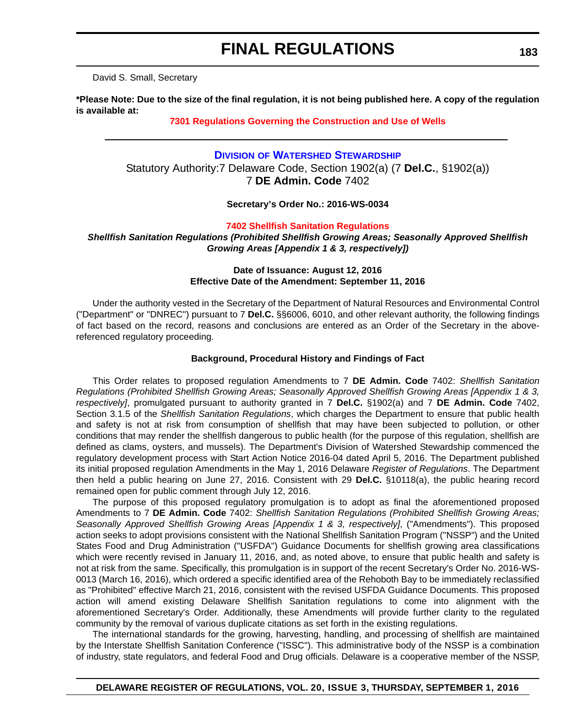David S. Small, Secretary

**\*Please Note: Due to the size of the final regulation, it is not being published here. A copy of the regulation is available at:**

**7301 Regulations Governing the Construction and Use of Wells**

---

### DIVISION OF WATERSHED STEWARDSHIP

Statutory Authority:7 Delaware Code, Section 1902(a) (7 **Del.C.**, §1902(a))
7 **DE Admin. Code** 7402

**Secretary's Order No.: 2016-WS-0034**

**7402 Shellfish Sanitation Regulations**

***Shellfish Sanitation Regulations (Prohibited Shellfish Growing Areas; Seasonally Approved Shellfish Growing Areas [Appendix 1 & 3, respectively])***

**Date of Issuance: August 12, 2016**
**Effective Date of the Amendment: September 11, 2016**

Under the authority vested in the Secretary of the Department of Natural Resources and Environmental Control ("Department" or "DNREC") pursuant to 7 **Del.C.** §§6006, 6010, and other relevant authority, the following findings of fact based on the record, reasons and conclusions are entered as an Order of the Secretary in the above-referenced regulatory proceeding.

**Background, Procedural History and Findings of Fact**

This Order relates to proposed regulation Amendments to 7 **DE Admin. Code** 7402: *Shellfish Sanitation Regulations (Prohibited Shellfish Growing Areas; Seasonally Approved Shellfish Growing Areas [Appendix 1 & 3, respectively]*, promulgated pursuant to authority granted in 7 **Del.C.** §1902(a) and 7 **DE Admin. Code** 7402, Section 3.1.5 of the *Shellfish Sanitation Regulations*, which charges the Department to ensure that public health and safety is not at risk from consumption of shellfish that may have been subjected to pollution, or other conditions that may render the shellfish dangerous to public health (for the purpose of this regulation, shellfish are defined as clams, oysters, and mussels). The Department's Division of Watershed Stewardship commenced the regulatory development process with Start Action Notice 2016-04 dated April 5, 2016. The Department published its initial proposed regulation Amendments in the May 1, 2016 Delaware *Register of Regulations*. The Department then held a public hearing on June 27, 2016. Consistent with 29 **Del.C.** §10118(a), the public hearing record remained open for public comment through July 12, 2016.

The purpose of this proposed regulatory promulgation is to adopt as final the aforementioned proposed Amendments to 7 **DE Admin. Code** 7402: *Shellfish Sanitation Regulations (Prohibited Shellfish Growing Areas; Seasonally Approved Shellfish Growing Areas [Appendix 1 & 3, respectively]*, ("Amendments"). This proposed action seeks to adopt provisions consistent with the National Shellfish Sanitation Program ("NSSP") and the United States Food and Drug Administration ("USFDA") Guidance Documents for shellfish growing area classifications which were recently revised in January 11, 2016, and, as noted above, to ensure that public health and safety is not at risk from the same. Specifically, this promulgation is in support of the recent Secretary's Order No. 2016-WS-0013 (March 16, 2016), which ordered a specific identified area of the Rehoboth Bay to be immediately reclassified as "Prohibited" effective March 21, 2016, consistent with the revised USFDA Guidance Documents. This proposed action will amend existing Delaware Shellfish Sanitation regulations to come into alignment with the aforementioned Secretary's Order. Additionally, these Amendments will provide further clarity to the regulated community by the removal of various duplicate citations as set forth in the existing regulations.

The international standards for the growing, harvesting, handling, and processing of shellfish are maintained by the Interstate Shellfish Sanitation Conference ("ISSC"). This administrative body of the NSSP is a combination of industry, state regulators, and federal Food and Drug officials. Delaware is a cooperative member of the NSSP,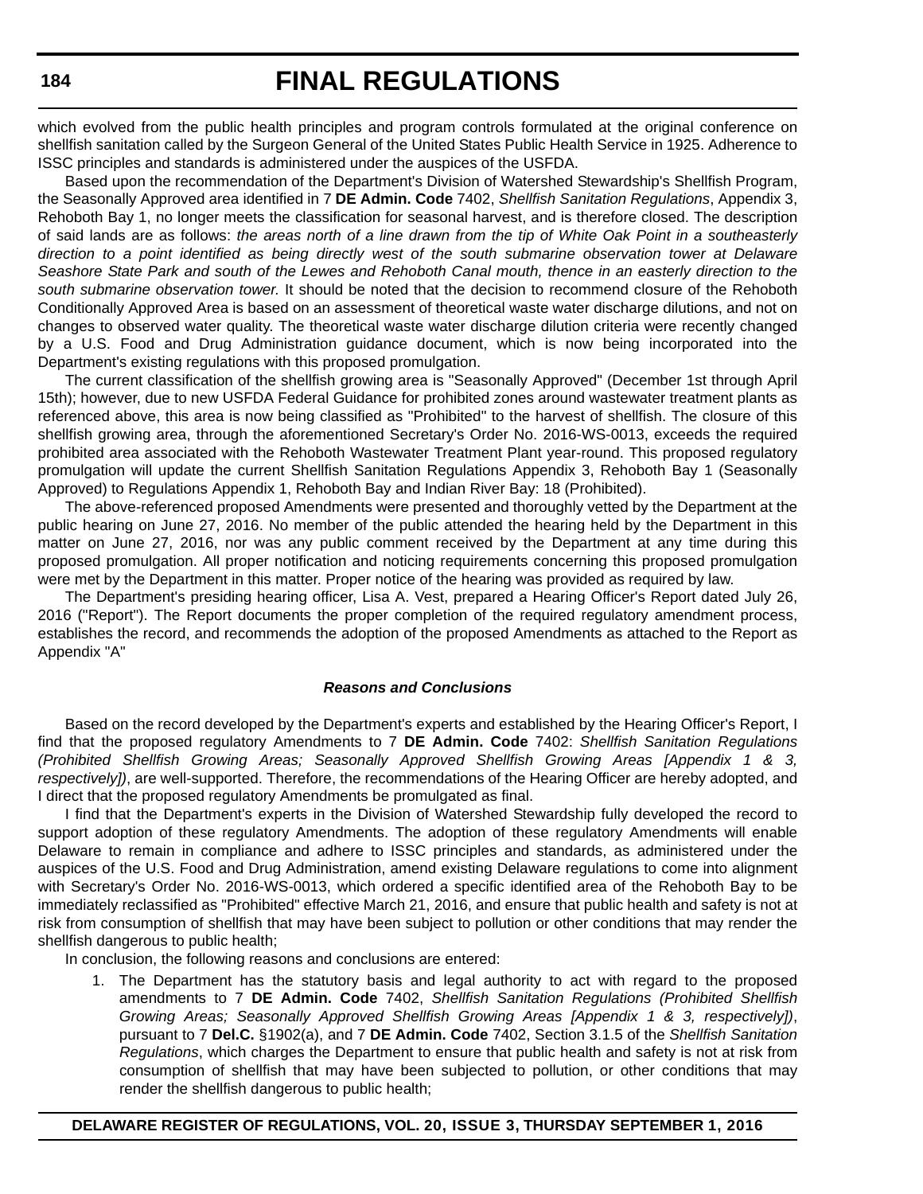which evolved from the public health principles and program controls formulated at the original conference on shellfish sanitation called by the Surgeon General of the United States Public Health Service in 1925. Adherence to ISSC principles and standards is administered under the auspices of the USFDA.

Based upon the recommendation of the Department's Division of Watershed Stewardship's Shellfish Program, the Seasonally Approved area identified in 7 **DE Admin. Code** 7402, *Shellfish Sanitation Regulations*, Appendix 3, Rehoboth Bay 1, no longer meets the classification for seasonal harvest, and is therefore closed. The description of said lands are as follows: *the areas north of a line drawn from the tip of White Oak Point in a southeasterly direction to a point identified as being directly west of the south submarine observation tower at Delaware Seashore State Park and south of the Lewes and Rehoboth Canal mouth, thence in an easterly direction to the south submarine observation tower.* It should be noted that the decision to recommend closure of the Rehoboth Conditionally Approved Area is based on an assessment of theoretical waste water discharge dilutions, and not on changes to observed water quality. The theoretical waste water discharge dilution criteria were recently changed by a U.S. Food and Drug Administration guidance document, which is now being incorporated into the Department's existing regulations with this proposed promulgation.

The current classification of the shellfish growing area is "Seasonally Approved" (December 1st through April 15th); however, due to new USFDA Federal Guidance for prohibited zones around wastewater treatment plants as referenced above, this area is now being classified as "Prohibited" to the harvest of shellfish. The closure of this shellfish growing area, through the aforementioned Secretary's Order No. 2016-WS-0013, exceeds the required prohibited area associated with the Rehoboth Wastewater Treatment Plant year-round. This proposed regulatory promulgation will update the current Shellfish Sanitation Regulations Appendix 3, Rehoboth Bay 1 (Seasonally Approved) to Regulations Appendix 1, Rehoboth Bay and Indian River Bay: 18 (Prohibited).

The above-referenced proposed Amendments were presented and thoroughly vetted by the Department at the public hearing on June 27, 2016. No member of the public attended the hearing held by the Department in this matter on June 27, 2016, nor was any public comment received by the Department at any time during this proposed promulgation. All proper notification and noticing requirements concerning this proposed promulgation were met by the Department in this matter. Proper notice of the hearing was provided as required by law.

The Department's presiding hearing officer, Lisa A. Vest, prepared a Hearing Officer's Report dated July 26, 2016 ("Report"). The Report documents the proper completion of the required regulatory amendment process, establishes the record, and recommends the adoption of the proposed Amendments as attached to the Report as Appendix "A"

***Reasons and Conclusions***

Based on the record developed by the Department's experts and established by the Hearing Officer's Report, I find that the proposed regulatory Amendments to 7 **DE Admin. Code** 7402: *Shellfish Sanitation Regulations (Prohibited Shellfish Growing Areas; Seasonally Approved Shellfish Growing Areas [Appendix 1 & 3, respectively])*, are well-supported. Therefore, the recommendations of the Hearing Officer are hereby adopted, and I direct that the proposed regulatory Amendments be promulgated as final.

I find that the Department's experts in the Division of Watershed Stewardship fully developed the record to support adoption of these regulatory Amendments. The adoption of these regulatory Amendments will enable Delaware to remain in compliance and adhere to ISSC principles and standards, as administered under the auspices of the U.S. Food and Drug Administration, amend existing Delaware regulations to come into alignment with Secretary's Order No. 2016-WS-0013, which ordered a specific identified area of the Rehoboth Bay to be immediately reclassified as "Prohibited" effective March 21, 2016, and ensure that public health and safety is not at risk from consumption of shellfish that may have been subject to pollution or other conditions that may render the shellfish dangerous to public health;

In conclusion, the following reasons and conclusions are entered:

1. The Department has the statutory basis and legal authority to act with regard to the proposed amendments to 7 **DE Admin. Code** 7402, *Shellfish Sanitation Regulations (Prohibited Shellfish Growing Areas; Seasonally Approved Shellfish Growing Areas [Appendix 1 & 3, respectively])*, pursuant to 7 **Del.C.** §1902(a), and 7 **DE Admin. Code** 7402, Section 3.1.5 of the *Shellfish Sanitation Regulations*, which charges the Department to ensure that public health and safety is not at risk from consumption of shellfish that may have been subjected to pollution, or other conditions that may render the shellfish dangerous to public health;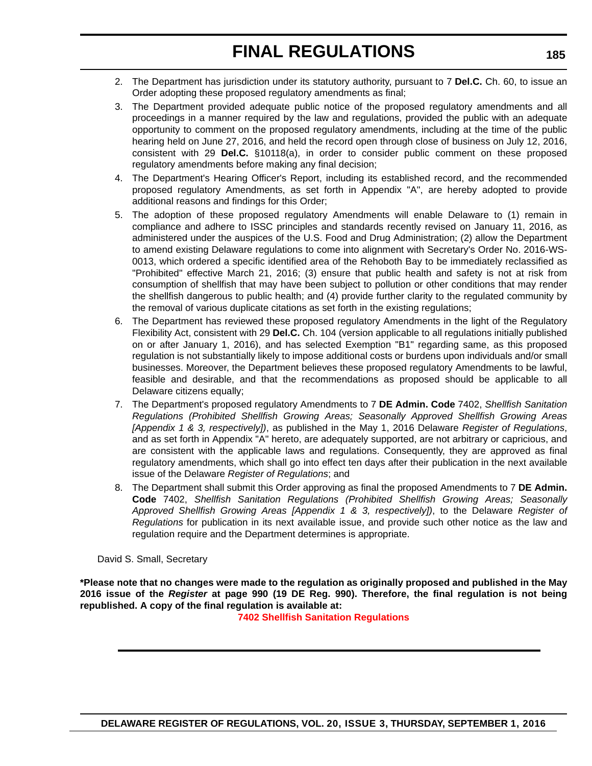2. The Department has jurisdiction under its statutory authority, pursuant to 7 **Del.C.** Ch. 60, to issue an Order adopting these proposed regulatory amendments as final;
3. The Department provided adequate public notice of the proposed regulatory amendments and all proceedings in a manner required by the law and regulations, provided the public with an adequate opportunity to comment on the proposed regulatory amendments, including at the time of the public hearing held on June 27, 2016, and held the record open through close of business on July 12, 2016, consistent with 29 **Del.C.** §10118(a), in order to consider public comment on these proposed regulatory amendments before making any final decision;
4. The Department's Hearing Officer's Report, including its established record, and the recommended proposed regulatory Amendments, as set forth in Appendix "A", are hereby adopted to provide additional reasons and findings for this Order;
5. The adoption of these proposed regulatory Amendments will enable Delaware to (1) remain in compliance and adhere to ISSC principles and standards recently revised on January 11, 2016, as administered under the auspices of the U.S. Food and Drug Administration; (2) allow the Department to amend existing Delaware regulations to come into alignment with Secretary's Order No. 2016-WS-0013, which ordered a specific identified area of the Rehoboth Bay to be immediately reclassified as "Prohibited" effective March 21, 2016; (3) ensure that public health and safety is not at risk from consumption of shellfish that may have been subject to pollution or other conditions that may render the shellfish dangerous to public health; and (4) provide further clarity to the regulated community by the removal of various duplicate citations as set forth in the existing regulations;
6. The Department has reviewed these proposed regulatory Amendments in the light of the Regulatory Flexibility Act, consistent with 29 **Del.C.** Ch. 104 (version applicable to all regulations initially published on or after January 1, 2016), and has selected Exemption "B1" regarding same, as this proposed regulation is not substantially likely to impose additional costs or burdens upon individuals and/or small businesses. Moreover, the Department believes these proposed regulatory Amendments to be lawful, feasible and desirable, and that the recommendations as proposed should be applicable to all Delaware citizens equally;
7. The Department's proposed regulatory Amendments to 7 **DE Admin. Code** 7402, *Shellfish Sanitation Regulations (Prohibited Shellfish Growing Areas; Seasonally Approved Shellfish Growing Areas [Appendix 1 & 3, respectively])*, as published in the May 1, 2016 Delaware *Register of Regulations*, and as set forth in Appendix "A" hereto, are adequately supported, are not arbitrary or capricious, and are consistent with the applicable laws and regulations. Consequently, they are approved as final regulatory amendments, which shall go into effect ten days after their publication in the next available issue of the Delaware *Register of Regulations*; and
8. The Department shall submit this Order approving as final the proposed Amendments to 7 **DE Admin. Code** 7402, *Shellfish Sanitation Regulations (Prohibited Shellfish Growing Areas; Seasonally Approved Shellfish Growing Areas [Appendix 1 & 3, respectively])*, to the Delaware *Register of Regulations* for publication in its next available issue, and provide such other notice as the law and regulation require and the Department determines is appropriate.

David S. Small, Secretary

**\*Please note that no changes were made to the regulation as originally proposed and published in the May 2016 issue of the *Register* at page 990 (19 DE Reg. 990). Therefore, the final regulation is not being republished. A copy of the final regulation is available at:**

**7402 Shellfish Sanitation Regulations**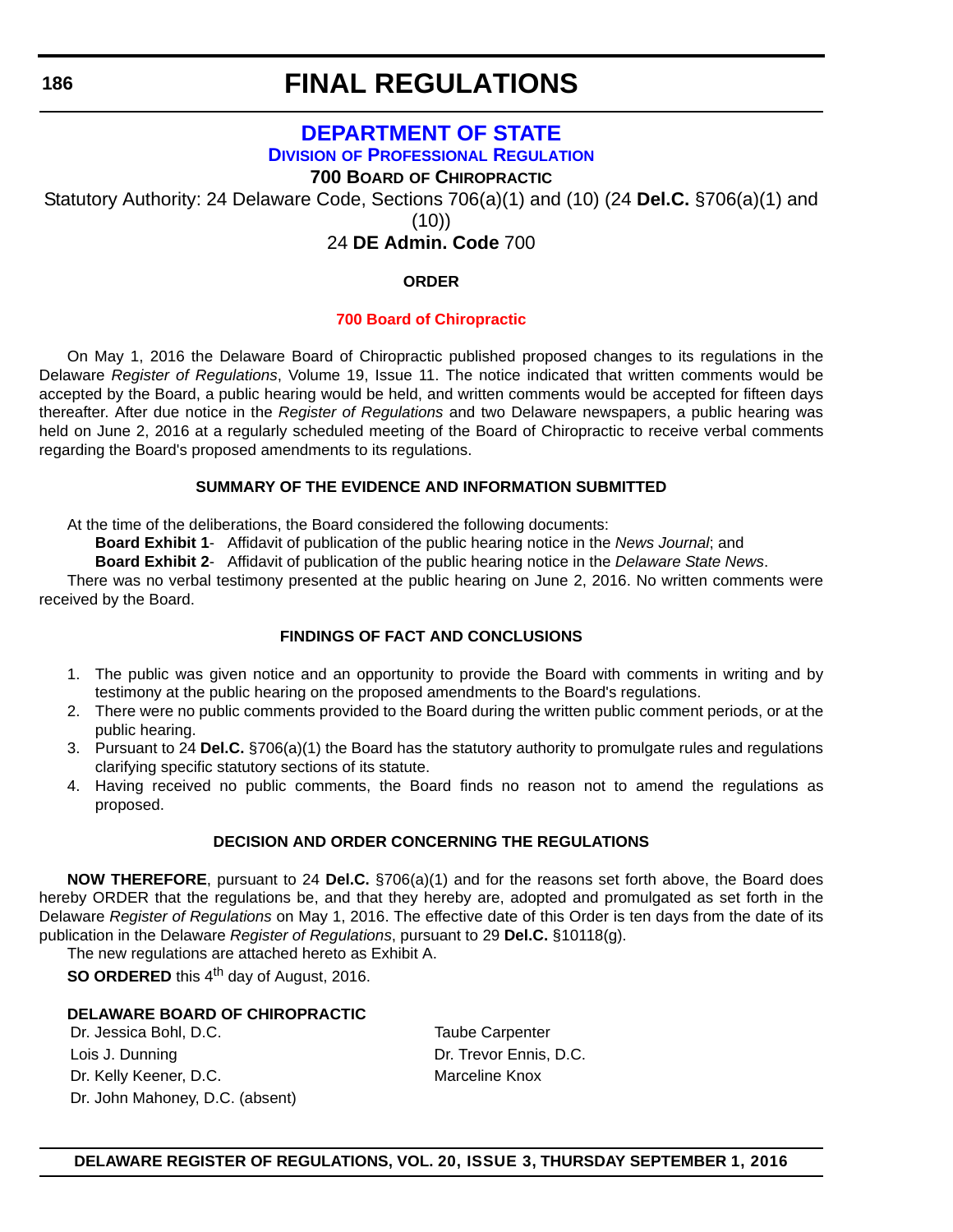# FINAL REGULATIONS

## DEPARTMENT OF STATE

### Division of Professional Regulation

**700 Board of Chiropractic**

Statutory Authority: 24 Delaware Code, Sections 706(a)(1) and (10) (24 **Del.C.** §706(a)(1) and (10))

24 **DE Admin. Code** 700

**ORDER**

**700 Board of Chiropractic**

On May 1, 2016 the Delaware Board of Chiropractic published proposed changes to its regulations in the Delaware *Register of Regulations*, Volume 19, Issue 11. The notice indicated that written comments would be accepted by the Board, a public hearing would be held, and written comments would be accepted for fifteen days thereafter. After due notice in the *Register of Regulations* and two Delaware newspapers, a public hearing was held on June 2, 2016 at a regularly scheduled meeting of the Board of Chiropractic to receive verbal comments regarding the Board's proposed amendments to its regulations.

**SUMMARY OF THE EVIDENCE AND INFORMATION SUBMITTED**

At the time of the deliberations, the Board considered the following documents:

**Board Exhibit 1**- Affidavit of publication of the public hearing notice in the *News Journal*; and

**Board Exhibit 2**- Affidavit of publication of the public hearing notice in the *Delaware State News*.

There was no verbal testimony presented at the public hearing on June 2, 2016. No written comments were received by the Board.

**FINDINGS OF FACT AND CONCLUSIONS**

1. The public was given notice and an opportunity to provide the Board with comments in writing and by testimony at the public hearing on the proposed amendments to the Board's regulations.
2. There were no public comments provided to the Board during the written public comment periods, or at the public hearing.
3. Pursuant to 24 **Del.C.** §706(a)(1) the Board has the statutory authority to promulgate rules and regulations clarifying specific statutory sections of its statute.
4. Having received no public comments, the Board finds no reason not to amend the regulations as proposed.

**DECISION AND ORDER CONCERNING THE REGULATIONS**

**NOW THEREFORE**, pursuant to 24 **Del.C.** §706(a)(1) and for the reasons set forth above, the Board does hereby ORDER that the regulations be, and that they hereby are, adopted and promulgated as set forth in the Delaware *Register of Regulations* on May 1, 2016. The effective date of this Order is ten days from the date of its publication in the Delaware *Register of Regulations*, pursuant to 29 **Del.C.** §10118(g).

The new regulations are attached hereto as Exhibit A.

**SO ORDERED** this 4th day of August, 2016.

**DELAWARE BOARD OF CHIROPRACTIC**

Dr. Jessica Bohl, D.C.
Lois J. Dunning
Dr. Kelly Keener, D.C.
Dr. John Mahoney, D.C. (absent)
Taube Carpenter
Dr. Trevor Ennis, D.C.
Marceline Knox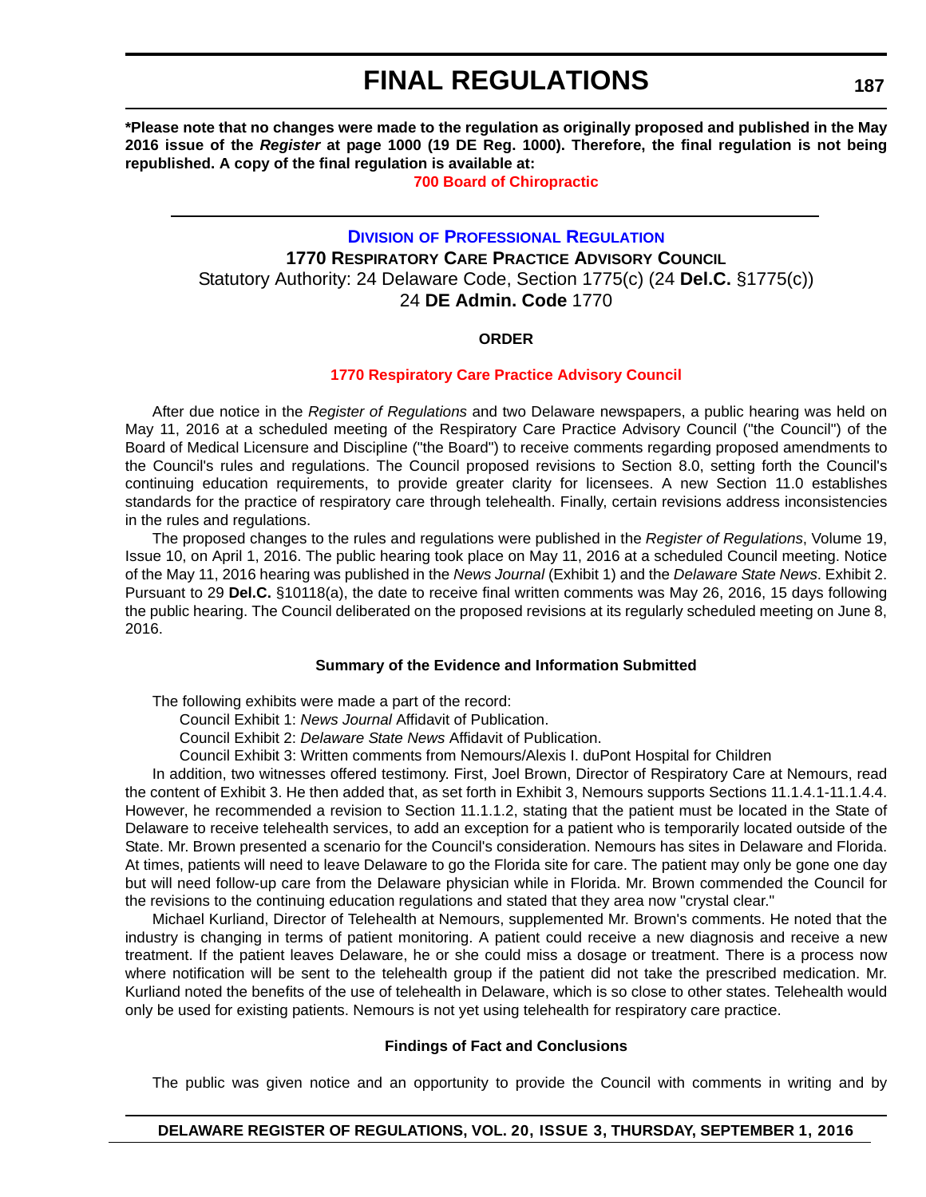**\*Please note that no changes were made to the regulation as originally proposed and published in the May 2016 issue of the *Register* at page 1000 (19 DE Reg. 1000). Therefore, the final regulation is not being republished. A copy of the final regulation is available at:**

**700 Board of Chiropractic**

---

### Division of Professional Regulation

**1770 Respiratory Care Practice Advisory Council**

Statutory Authority: 24 Delaware Code, Section 1775(c) (24 **Del.C.** §1775(c))

24 **DE Admin. Code** 1770

**ORDER**

**1770 Respiratory Care Practice Advisory Council**

After due notice in the *Register of Regulations* and two Delaware newspapers, a public hearing was held on May 11, 2016 at a scheduled meeting of the Respiratory Care Practice Advisory Council ("the Council") of the Board of Medical Licensure and Discipline ("the Board") to receive comments regarding proposed amendments to the Council's rules and regulations. The Council proposed revisions to Section 8.0, setting forth the Council's continuing education requirements, to provide greater clarity for licensees. A new Section 11.0 establishes standards for the practice of respiratory care through telehealth. Finally, certain revisions address inconsistencies in the rules and regulations.

The proposed changes to the rules and regulations were published in the *Register of Regulations*, Volume 19, Issue 10, on April 1, 2016. The public hearing took place on May 11, 2016 at a scheduled Council meeting. Notice of the May 11, 2016 hearing was published in the *News Journal* (Exhibit 1) and the *Delaware State News*. Exhibit 2. Pursuant to 29 **Del.C.** §10118(a), the date to receive final written comments was May 26, 2016, 15 days following the public hearing. The Council deliberated on the proposed revisions at its regularly scheduled meeting on June 8, 2016.

**Summary of the Evidence and Information Submitted**

The following exhibits were made a part of the record:

Council Exhibit 1: *News Journal* Affidavit of Publication.

Council Exhibit 2: *Delaware State News* Affidavit of Publication.

Council Exhibit 3: Written comments from Nemours/Alexis I. duPont Hospital for Children

In addition, two witnesses offered testimony. First, Joel Brown, Director of Respiratory Care at Nemours, read the content of Exhibit 3. He then added that, as set forth in Exhibit 3, Nemours supports Sections 11.1.4.1-11.1.4.4. However, he recommended a revision to Section 11.1.1.2, stating that the patient must be located in the State of Delaware to receive telehealth services, to add an exception for a patient who is temporarily located outside of the State. Mr. Brown presented a scenario for the Council's consideration. Nemours has sites in Delaware and Florida. At times, patients will need to leave Delaware to go the Florida site for care. The patient may only be gone one day but will need follow-up care from the Delaware physician while in Florida. Mr. Brown commended the Council for the revisions to the continuing education regulations and stated that they area now "crystal clear."

Michael Kurliand, Director of Telehealth at Nemours, supplemented Mr. Brown's comments. He noted that the industry is changing in terms of patient monitoring. A patient could receive a new diagnosis and receive a new treatment. If the patient leaves Delaware, he or she could miss a dosage or treatment. There is a process now where notification will be sent to the telehealth group if the patient did not take the prescribed medication. Mr. Kurliand noted the benefits of the use of telehealth in Delaware, which is so close to other states. Telehealth would only be used for existing patients. Nemours is not yet using telehealth for respiratory care practice.

**Findings of Fact and Conclusions**

The public was given notice and an opportunity to provide the Council with comments in writing and by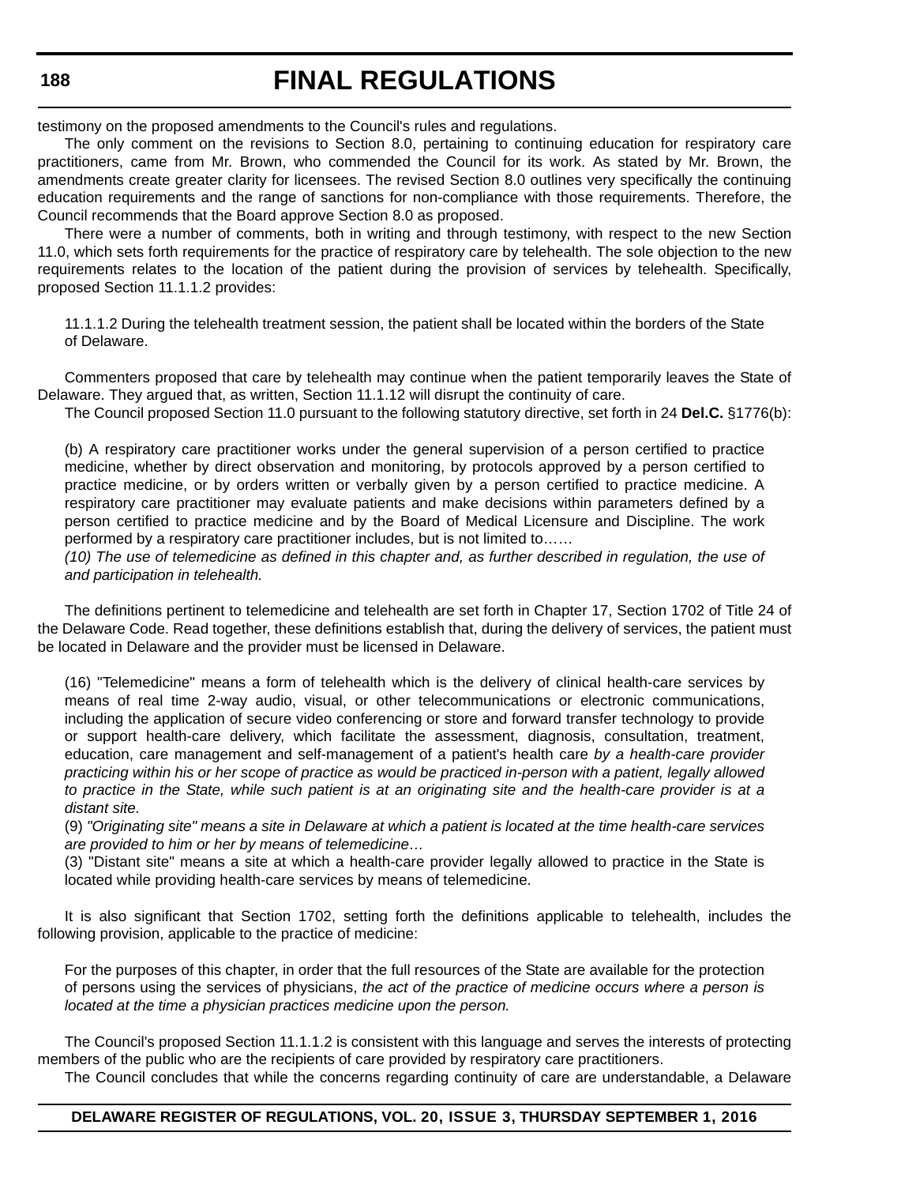testimony on the proposed amendments to the Council's rules and regulations.

The only comment on the revisions to Section 8.0, pertaining to continuing education for respiratory care practitioners, came from Mr. Brown, who commended the Council for its work. As stated by Mr. Brown, the amendments create greater clarity for licensees. The revised Section 8.0 outlines very specifically the continuing education requirements and the range of sanctions for non-compliance with those requirements. Therefore, the Council recommends that the Board approve Section 8.0 as proposed.

There were a number of comments, both in writing and through testimony, with respect to the new Section 11.0, which sets forth requirements for the practice of respiratory care by telehealth. The sole objection to the new requirements relates to the location of the patient during the provision of services by telehealth. Specifically, proposed Section 11.1.1.2 provides:

> 11.1.1.2 During the telehealth treatment session, the patient shall be located within the borders of the State of Delaware.

Commenters proposed that care by telehealth may continue when the patient temporarily leaves the State of Delaware. They argued that, as written, Section 11.1.12 will disrupt the continuity of care.

The Council proposed Section 11.0 pursuant to the following statutory directive, set forth in 24 **Del.C.** §1776(b):

> (b) A respiratory care practitioner works under the general supervision of a person certified to practice medicine, whether by direct observation and monitoring, by protocols approved by a person certified to practice medicine, or by orders written or verbally given by a person certified to practice medicine. A respiratory care practitioner may evaluate patients and make decisions within parameters defined by a person certified to practice medicine and by the Board of Medical Licensure and Discipline. The work performed by a respiratory care practitioner includes, but is not limited to……
>
> *(10) The use of telemedicine as defined in this chapter and, as further described in regulation, the use of and participation in telehealth.*

The definitions pertinent to telemedicine and telehealth are set forth in Chapter 17, Section 1702 of Title 24 of the Delaware Code. Read together, these definitions establish that, during the delivery of services, the patient must be located in Delaware and the provider must be licensed in Delaware.

> (16) "Telemedicine" means a form of telehealth which is the delivery of clinical health-care services by means of real time 2-way audio, visual, or other telecommunications or electronic communications, including the application of secure video conferencing or store and forward transfer technology to provide or support health-care delivery, which facilitate the assessment, diagnosis, consultation, treatment, education, care management and self-management of a patient's health care *by a health-care provider practicing within his or her scope of practice as would be practiced in-person with a patient, legally allowed to practice in the State, while such patient is at an originating site and the health-care provider is at a distant site.*
>
> (9) *"Originating site" means a site in Delaware at which a patient is located at the time health-care services are provided to him or her by means of telemedicine…*
>
> (3) "Distant site" means a site at which a health-care provider legally allowed to practice in the State is located while providing health-care services by means of telemedicine.

It is also significant that Section 1702, setting forth the definitions applicable to telehealth, includes the following provision, applicable to the practice of medicine:

> For the purposes of this chapter, in order that the full resources of the State are available for the protection of persons using the services of physicians, *the act of the practice of medicine occurs where a person is located at the time a physician practices medicine upon the person.*

The Council's proposed Section 11.1.1.2 is consistent with this language and serves the interests of protecting members of the public who are the recipients of care provided by respiratory care practitioners.

The Council concludes that while the concerns regarding continuity of care are understandable, a Delaware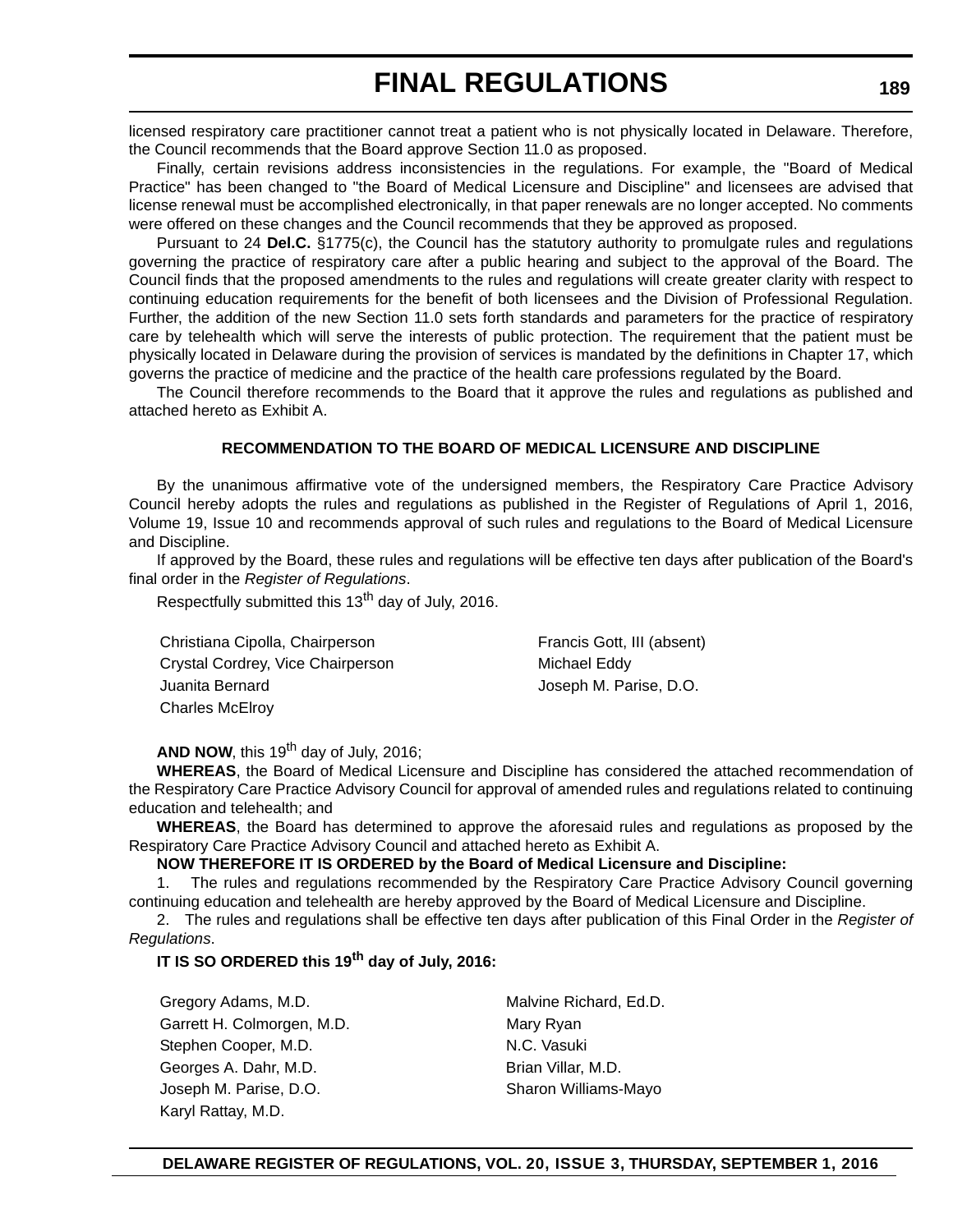licensed respiratory care practitioner cannot treat a patient who is not physically located in Delaware. Therefore, the Council recommends that the Board approve Section 11.0 as proposed.

Finally, certain revisions address inconsistencies in the regulations. For example, the "Board of Medical Practice" has been changed to "the Board of Medical Licensure and Discipline" and licensees are advised that license renewal must be accomplished electronically, in that paper renewals are no longer accepted. No comments were offered on these changes and the Council recommends that they be approved as proposed.

Pursuant to 24 **Del.C.** §1775(c), the Council has the statutory authority to promulgate rules and regulations governing the practice of respiratory care after a public hearing and subject to the approval of the Board. The Council finds that the proposed amendments to the rules and regulations will create greater clarity with respect to continuing education requirements for the benefit of both licensees and the Division of Professional Regulation. Further, the addition of the new Section 11.0 sets forth standards and parameters for the practice of respiratory care by telehealth which will serve the interests of public protection. The requirement that the patient must be physically located in Delaware during the provision of services is mandated by the definitions in Chapter 17, which governs the practice of medicine and the practice of the health care professions regulated by the Board.

The Council therefore recommends to the Board that it approve the rules and regulations as published and attached hereto as Exhibit A.

**RECOMMENDATION TO THE BOARD OF MEDICAL LICENSURE AND DISCIPLINE**

By the unanimous affirmative vote of the undersigned members, the Respiratory Care Practice Advisory Council hereby adopts the rules and regulations as published in the Register of Regulations of April 1, 2016, Volume 19, Issue 10 and recommends approval of such rules and regulations to the Board of Medical Licensure and Discipline.

If approved by the Board, these rules and regulations will be effective ten days after publication of the Board's final order in the *Register of Regulations*.

Respectfully submitted this 13th day of July, 2016.

Christiana Cipolla, Chairperson
Crystal Cordrey, Vice Chairperson
Juanita Bernard
Charles McElroy
Francis Gott, III (absent)
Michael Eddy
Joseph M. Parise, D.O.

**AND NOW**, this 19th day of July, 2016;

**WHEREAS**, the Board of Medical Licensure and Discipline has considered the attached recommendation of the Respiratory Care Practice Advisory Council for approval of amended rules and regulations related to continuing education and telehealth; and

**WHEREAS**, the Board has determined to approve the aforesaid rules and regulations as proposed by the Respiratory Care Practice Advisory Council and attached hereto as Exhibit A.

**NOW THEREFORE IT IS ORDERED by the Board of Medical Licensure and Discipline:**

1. The rules and regulations recommended by the Respiratory Care Practice Advisory Council governing continuing education and telehealth are hereby approved by the Board of Medical Licensure and Discipline.

2. The rules and regulations shall be effective ten days after publication of this Final Order in the *Register of Regulations*.

**IT IS SO ORDERED this 19th day of July, 2016:**

Gregory Adams, M.D.
Garrett H. Colmorgen, M.D.
Stephen Cooper, M.D.
Georges A. Dahr, M.D.
Joseph M. Parise, D.O.
Karyl Rattay, M.D.
Malvine Richard, Ed.D.
Mary Ryan
N.C. Vasuki
Brian Villar, M.D.
Sharon Williams-Mayo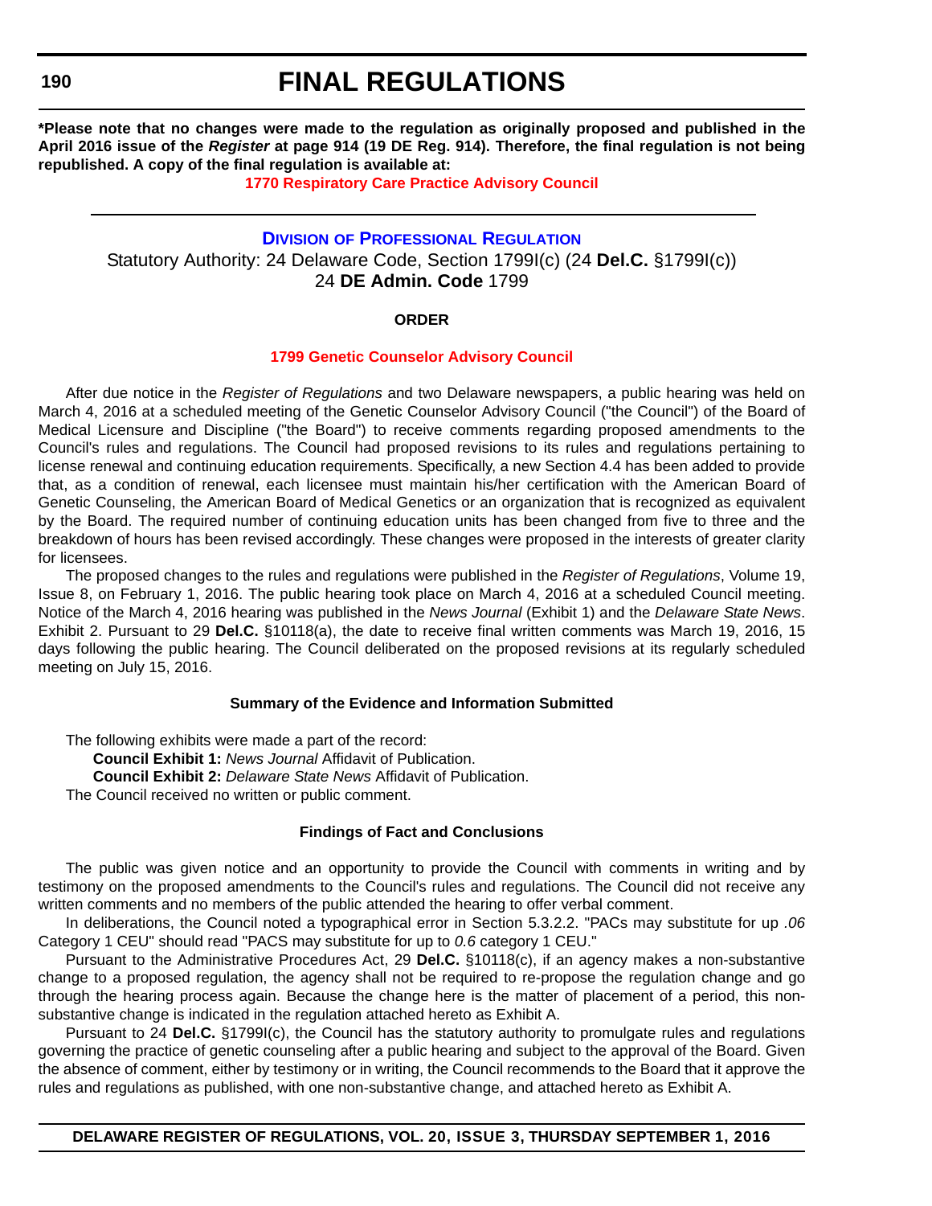**\*Please note that no changes were made to the regulation as originally proposed and published in the April 2016 issue of the *Register* at page 914 (19 DE Reg. 914). Therefore, the final regulation is not being republished. A copy of the final regulation is available at:**

**1770 Respiratory Care Practice Advisory Council**

---

## Division of Professional Regulation

Statutory Authority: 24 Delaware Code, Section 1799I(c) (24 **Del.C.** §1799I(c))
24 **DE Admin. Code** 1799

### ORDER

### 1799 Genetic Counselor Advisory Council

After due notice in the *Register of Regulations* and two Delaware newspapers, a public hearing was held on March 4, 2016 at a scheduled meeting of the Genetic Counselor Advisory Council ("the Council") of the Board of Medical Licensure and Discipline ("the Board") to receive comments regarding proposed amendments to the Council's rules and regulations. The Council had proposed revisions to its rules and regulations pertaining to license renewal and continuing education requirements. Specifically, a new Section 4.4 has been added to provide that, as a condition of renewal, each licensee must maintain his/her certification with the American Board of Genetic Counseling, the American Board of Medical Genetics or an organization that is recognized as equivalent by the Board. The required number of continuing education units has been changed from five to three and the breakdown of hours has been revised accordingly. These changes were proposed in the interests of greater clarity for licensees.

The proposed changes to the rules and regulations were published in the *Register of Regulations*, Volume 19, Issue 8, on February 1, 2016. The public hearing took place on March 4, 2016 at a scheduled Council meeting. Notice of the March 4, 2016 hearing was published in the *News Journal* (Exhibit 1) and the *Delaware State News*. Exhibit 2. Pursuant to 29 **Del.C.** §10118(a), the date to receive final written comments was March 19, 2016, 15 days following the public hearing. The Council deliberated on the proposed revisions at its regularly scheduled meeting on July 15, 2016.

### Summary of the Evidence and Information Submitted

The following exhibits were made a part of the record:

**Council Exhibit 1:** *News Journal* Affidavit of Publication.

**Council Exhibit 2:** *Delaware State News* Affidavit of Publication.

The Council received no written or public comment.

### Findings of Fact and Conclusions

The public was given notice and an opportunity to provide the Council with comments in writing and by testimony on the proposed amendments to the Council's rules and regulations. The Council did not receive any written comments and no members of the public attended the hearing to offer verbal comment.

In deliberations, the Council noted a typographical error in Section 5.3.2.2. "PACs may substitute for up *.06* Category 1 CEU" should read "PACS may substitute for up to *0.6* category 1 CEU."

Pursuant to the Administrative Procedures Act, 29 **Del.C.** §10118(c), if an agency makes a non-substantive change to a proposed regulation, the agency shall not be required to re-propose the regulation change and go through the hearing process again. Because the change here is the matter of placement of a period, this non-substantive change is indicated in the regulation attached hereto as Exhibit A.

Pursuant to 24 **Del.C.** §1799I(c), the Council has the statutory authority to promulgate rules and regulations governing the practice of genetic counseling after a public hearing and subject to the approval of the Board. Given the absence of comment, either by testimony or in writing, the Council recommends to the Board that it approve the rules and regulations as published, with one non-substantive change, and attached hereto as Exhibit A.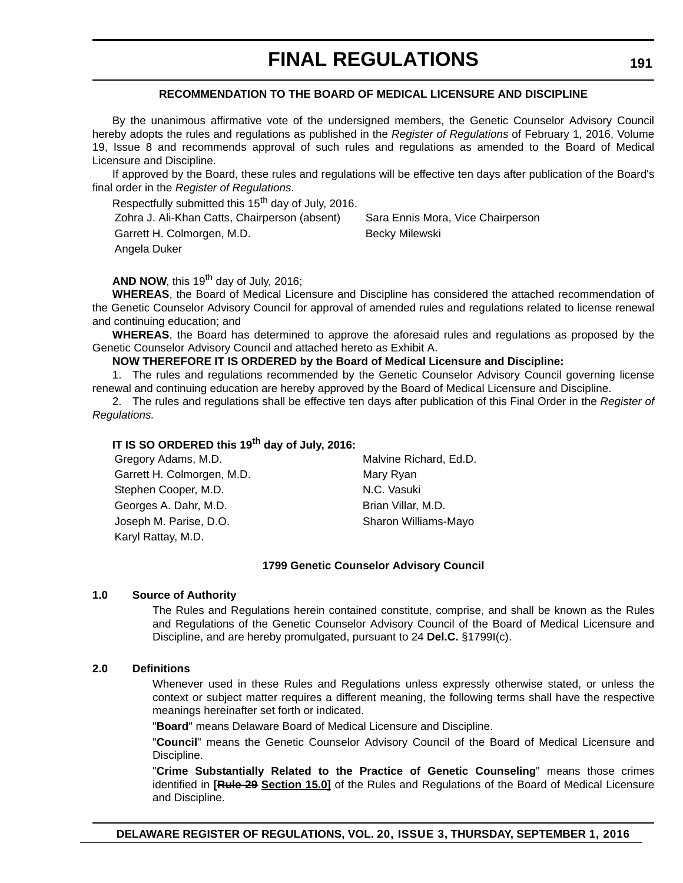# FINAL REGULATIONS

**RECOMMENDATION TO THE BOARD OF MEDICAL LICENSURE AND DISCIPLINE**

By the unanimous affirmative vote of the undersigned members, the Genetic Counselor Advisory Council hereby adopts the rules and regulations as published in the *Register of Regulations* of February 1, 2016, Volume 19, Issue 8 and recommends approval of such rules and regulations as amended to the Board of Medical Licensure and Discipline.

If approved by the Board, these rules and regulations will be effective ten days after publication of the Board's final order in the *Register of Regulations*.

Respectfully submitted this 15th day of July, 2016.

Zohra J. Ali-Khan Catts, Chairperson (absent)
Sara Ennis Mora, Vice Chairperson
Garrett H. Colmorgen, M.D.
Becky Milewski
Angela Duker

**AND NOW**, this 19th day of July, 2016;

**WHEREAS**, the Board of Medical Licensure and Discipline has considered the attached recommendation of the Genetic Counselor Advisory Council for approval of amended rules and regulations related to license renewal and continuing education; and

**WHEREAS**, the Board has determined to approve the aforesaid rules and regulations as proposed by the Genetic Counselor Advisory Council and attached hereto as Exhibit A.

**NOW THEREFORE IT IS ORDERED by the Board of Medical Licensure and Discipline:**

1. The rules and regulations recommended by the Genetic Counselor Advisory Council governing license renewal and continuing education are hereby approved by the Board of Medical Licensure and Discipline.

2. The rules and regulations shall be effective ten days after publication of this Final Order in the *Register of Regulations.*

**IT IS SO ORDERED this 19th day of July, 2016:**

Gregory Adams, M.D.
Malvine Richard, Ed.D.
Garrett H. Colmorgen, M.D.
Mary Ryan
Stephen Cooper, M.D.
N.C. Vasuki
Georges A. Dahr, M.D.
Brian Villar, M.D.
Joseph M. Parise, D.O.
Sharon Williams-Mayo
Karyl Rattay, M.D.

**1799 Genetic Counselor Advisory Council**

**1.0 Source of Authority**

The Rules and Regulations herein contained constitute, comprise, and shall be known as the Rules and Regulations of the Genetic Counselor Advisory Council of the Board of Medical Licensure and Discipline, and are hereby promulgated, pursuant to 24 **Del.C.** §1799I(c).

**2.0 Definitions**

Whenever used in these Rules and Regulations unless expressly otherwise stated, or unless the context or subject matter requires a different meaning, the following terms shall have the respective meanings hereinafter set forth or indicated.

"**Board**" means Delaware Board of Medical Licensure and Discipline.

"**Council**" means the Genetic Counselor Advisory Council of the Board of Medical Licensure and Discipline.

"**Crime Substantially Related to the Practice of Genetic Counseling**" means those crimes identified in **[~~Rule 29~~ Section 15.0]** of the Rules and Regulations of the Board of Medical Licensure and Discipline.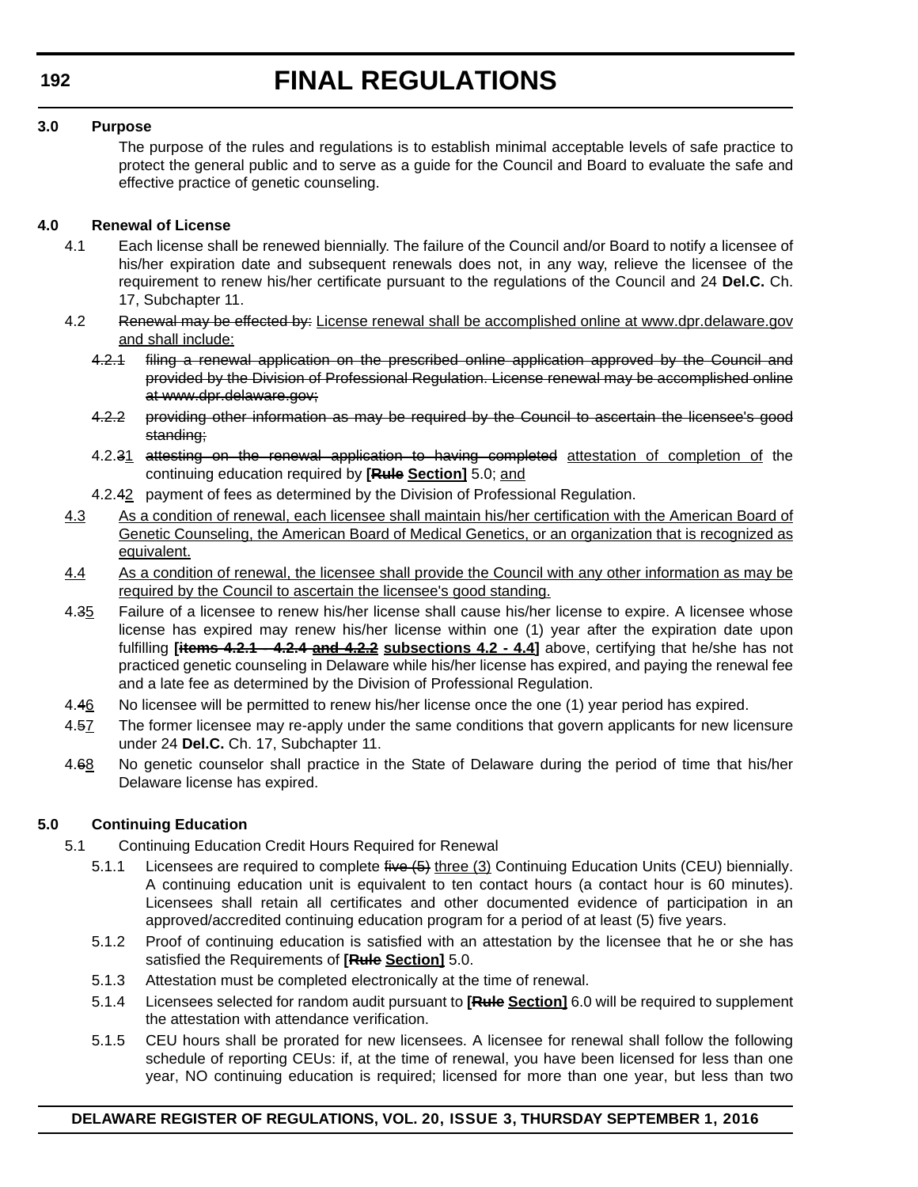**3.0 Purpose**

The purpose of the rules and regulations is to establish minimal acceptable levels of safe practice to protect the general public and to serve as a guide for the Council and Board to evaluate the safe and effective practice of genetic counseling.

**4.0 Renewal of License**

4.1 Each license shall be renewed biennially. The failure of the Council and/or Board to notify a licensee of his/her expiration date and subsequent renewals does not, in any way, relieve the licensee of the requirement to renew his/her certificate pursuant to the regulations of the Council and 24 **Del.C.** Ch. 17, Subchapter 11.

4.2 ~~Renewal may be effected by:~~ <u>License renewal shall be accomplished online at www.dpr.delaware.gov and shall include:</u>

~~4.2.1 filing a renewal application on the prescribed online application approved by the Council and provided by the Division of Professional Regulation. License renewal may be accomplished online at www.dpr.delaware.gov;~~

~~4.2.2 providing other information as may be required by the Council to ascertain the licensee's good standing;~~

4.2.~~3~~<u>1</u> ~~attesting on the renewal application to having completed~~ <u>attestation of completion of</u> the continuing education required by **[~~Rule~~ <u>Section</u>]** 5.0; <u>and</u>

4.2.~~4~~<u>2</u> payment of fees as determined by the Division of Professional Regulation.

<u>4.3</u> <u>As a condition of renewal, each licensee shall maintain his/her certification with the American Board of Genetic Counseling, the American Board of Medical Genetics, or an organization that is recognized as equivalent.</u>

<u>4.4</u> <u>As a condition of renewal, the licensee shall provide the Council with any other information as may be required by the Council to ascertain the licensee's good standing.</u>

4.~~3~~<u>5</u> Failure of a licensee to renew his/her license shall cause his/her license to expire. A licensee whose license has expired may renew his/her license within one (1) year after the expiration date upon fulfilling **[~~items 4.2.1 - 4.2.4 and 4.2.2~~ <u>subsections 4.2 - 4.4</u>]** above, certifying that he/she has not practiced genetic counseling in Delaware while his/her license has expired, and paying the renewal fee and a late fee as determined by the Division of Professional Regulation.

4.~~4~~<u>6</u> No licensee will be permitted to renew his/her license once the one (1) year period has expired.

4.~~5~~<u>7</u> The former licensee may re-apply under the same conditions that govern applicants for new licensure under 24 **Del.C.** Ch. 17, Subchapter 11.

4.~~6~~<u>8</u> No genetic counselor shall practice in the State of Delaware during the period of time that his/her Delaware license has expired.

**5.0 Continuing Education**

5.1 Continuing Education Credit Hours Required for Renewal

5.1.1 Licensees are required to complete ~~five (5)~~ <u>three (3)</u> Continuing Education Units (CEU) biennially. A continuing education unit is equivalent to ten contact hours (a contact hour is 60 minutes). Licensees shall retain all certificates and other documented evidence of participation in an approved/accredited continuing education program for a period of at least (5) five years.

5.1.2 Proof of continuing education is satisfied with an attestation by the licensee that he or she has satisfied the Requirements of **[~~Rule~~ <u>Section</u>]** 5.0.

5.1.3 Attestation must be completed electronically at the time of renewal.

5.1.4 Licensees selected for random audit pursuant to **[~~Rule~~ <u>Section</u>]** 6.0 will be required to supplement the attestation with attendance verification.

5.1.5 CEU hours shall be prorated for new licensees. A licensee for renewal shall follow the following schedule of reporting CEUs: if, at the time of renewal, you have been licensed for less than one year, NO continuing education is required; licensed for more than one year, but less than two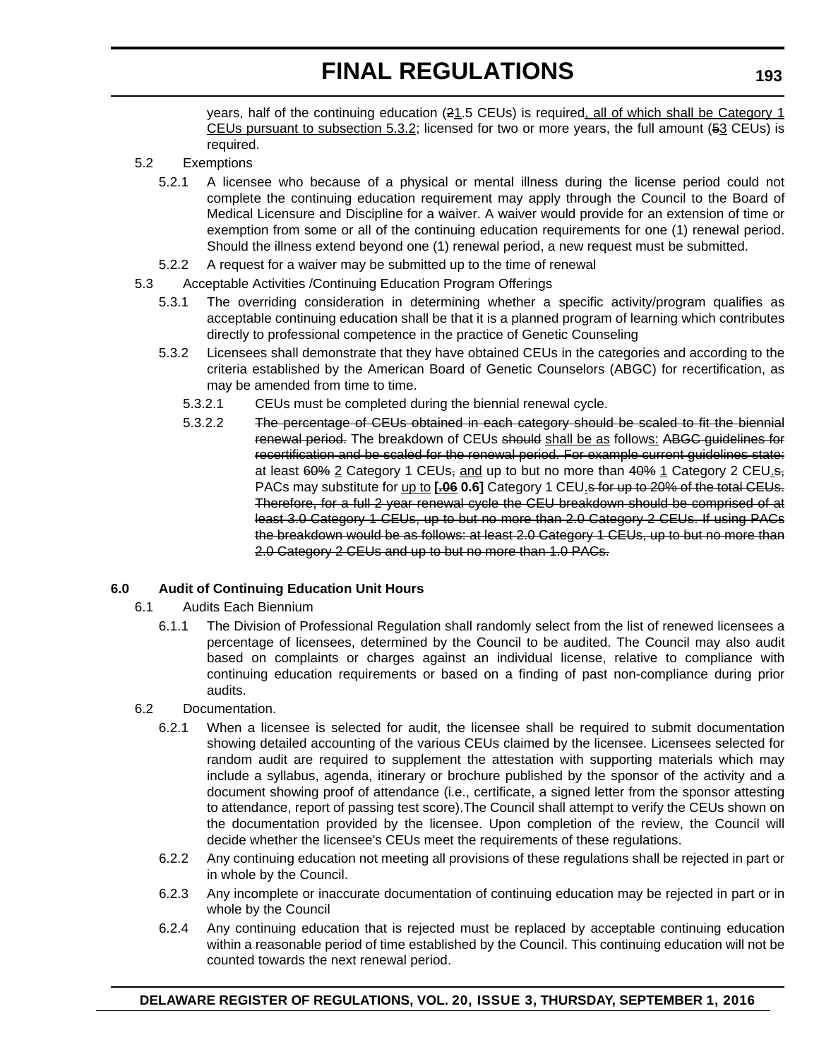years, half of the continuing education (~~2~~1.5 CEUs) is required, all of which shall be Category 1 CEUs pursuant to subsection 5.3.2; licensed for two or more years, the full amount (~~5~~3 CEUs) is required.

5.2 Exemptions

5.2.1 A licensee who because of a physical or mental illness during the license period could not complete the continuing education requirement may apply through the Council to the Board of Medical Licensure and Discipline for a waiver. A waiver would provide for an extension of time or exemption from some or all of the continuing education requirements for one (1) renewal period. Should the illness extend beyond one (1) renewal period, a new request must be submitted.

5.2.2 A request for a waiver may be submitted up to the time of renewal

5.3 Acceptable Activities /Continuing Education Program Offerings

5.3.1 The overriding consideration in determining whether a specific activity/program qualifies as acceptable continuing education shall be that it is a planned program of learning which contributes directly to professional competence in the practice of Genetic Counseling

5.3.2 Licensees shall demonstrate that they have obtained CEUs in the categories and according to the criteria established by the American Board of Genetic Counselors (ABGC) for recertification, as may be amended from time to time.

5.3.2.1 CEUs must be completed during the biennial renewal cycle.

5.3.2.2 ~~The percentage of CEUs obtained in each category should be scaled to fit the biennial renewal period.~~ The breakdown of CEUs ~~should~~ shall be as follows: ~~ABGC guidelines for recertification and be scaled for the renewal period. For example current guidelines state:~~ at least ~~60%~~ 2 Category 1 CEUs~~,~~ and up to but no more than ~~40%~~ 1 Category 2 CEU.~~s,~~ PACs may substitute for up to **[~~.06~~ 0.6]** Category 1 CEU.~~s for up to 20% of the total CEUs. Therefore, for a full 2 year renewal cycle the CEU breakdown should be comprised of at least 3.0 Category 1 CEUs, up to but no more than 2.0 Category 2 CEUs. If using PACs the breakdown would be as follows: at least 2.0 Category 1 CEUs, up to but no more than 2.0 Category 2 CEUs and up to but no more than 1.0 PACs.~~

**6.0 Audit of Continuing Education Unit Hours**

6.1 Audits Each Biennium

6.1.1 The Division of Professional Regulation shall randomly select from the list of renewed licensees a percentage of licensees, determined by the Council to be audited. The Council may also audit based on complaints or charges against an individual license, relative to compliance with continuing education requirements or based on a finding of past non-compliance during prior audits.

6.2 Documentation.

6.2.1 When a licensee is selected for audit, the licensee shall be required to submit documentation showing detailed accounting of the various CEUs claimed by the licensee. Licensees selected for random audit are required to supplement the attestation with supporting materials which may include a syllabus, agenda, itinerary or brochure published by the sponsor of the activity and a document showing proof of attendance (i.e., certificate, a signed letter from the sponsor attesting to attendance, report of passing test score).The Council shall attempt to verify the CEUs shown on the documentation provided by the licensee. Upon completion of the review, the Council will decide whether the licensee's CEUs meet the requirements of these regulations.

6.2.2 Any continuing education not meeting all provisions of these regulations shall be rejected in part or in whole by the Council.

6.2.3 Any incomplete or inaccurate documentation of continuing education may be rejected in part or in whole by the Council

6.2.4 Any continuing education that is rejected must be replaced by acceptable continuing education within a reasonable period of time established by the Council. This continuing education will not be counted towards the next renewal period.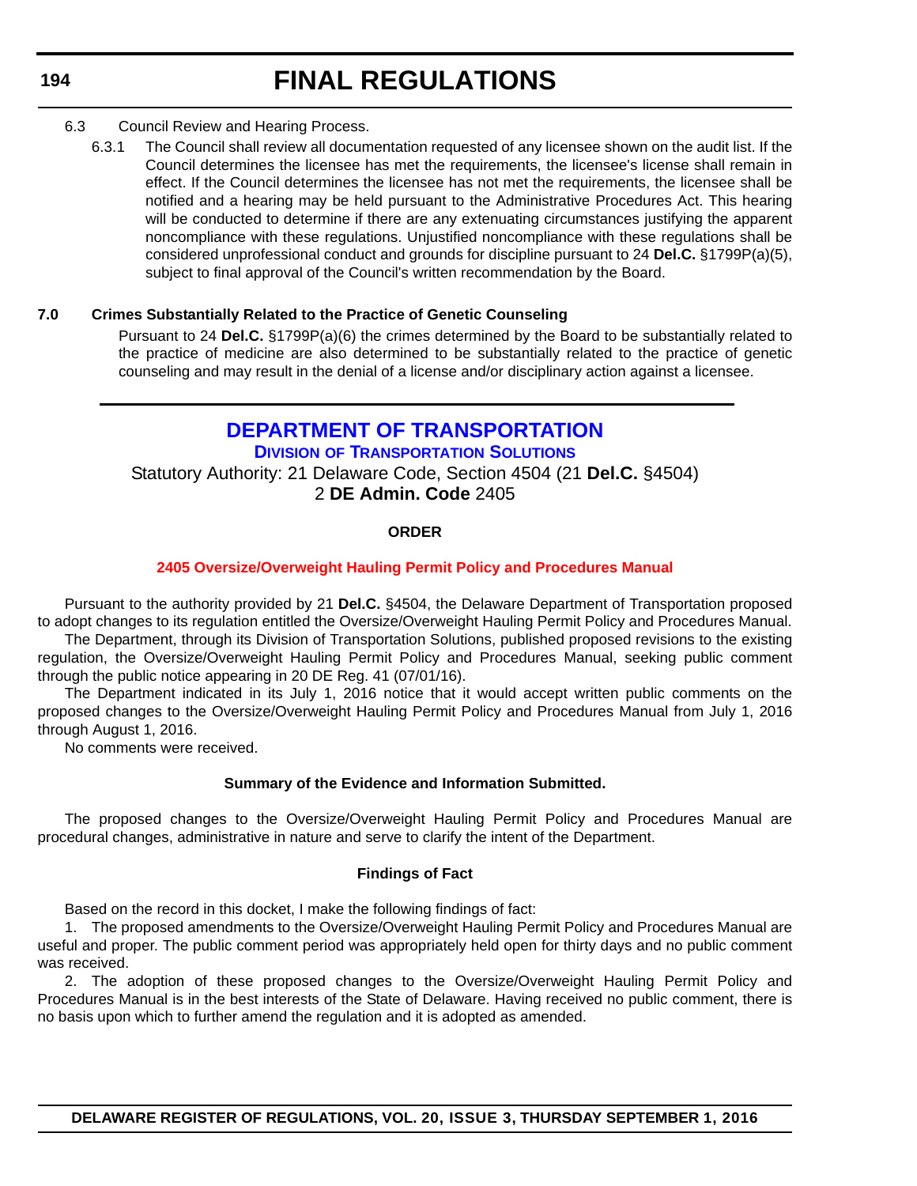6.3 Council Review and Hearing Process.

6.3.1 The Council shall review all documentation requested of any licensee shown on the audit list. If the Council determines the licensee has met the requirements, the licensee's license shall remain in effect. If the Council determines the licensee has not met the requirements, the licensee shall be notified and a hearing may be held pursuant to the Administrative Procedures Act. This hearing will be conducted to determine if there are any extenuating circumstances justifying the apparent noncompliance with these regulations. Unjustified noncompliance with these regulations shall be considered unprofessional conduct and grounds for discipline pursuant to 24 **Del.C.** §1799P(a)(5), subject to final approval of the Council's written recommendation by the Board.

**7.0 Crimes Substantially Related to the Practice of Genetic Counseling**

Pursuant to 24 **Del.C.** §1799P(a)(6) the crimes determined by the Board to be substantially related to the practice of medicine are also determined to be substantially related to the practice of genetic counseling and may result in the denial of a license and/or disciplinary action against a licensee.

# DEPARTMENT OF TRANSPORTATION

## Division of Transportation Solutions

Statutory Authority: 21 Delaware Code, Section 4504 (21 **Del.C.** §4504)
2 **DE Admin. Code** 2405

**ORDER**

**2405 Oversize/Overweight Hauling Permit Policy and Procedures Manual**

Pursuant to the authority provided by 21 **Del.C.** §4504, the Delaware Department of Transportation proposed to adopt changes to its regulation entitled the Oversize/Overweight Hauling Permit Policy and Procedures Manual.

The Department, through its Division of Transportation Solutions, published proposed revisions to the existing regulation, the Oversize/Overweight Hauling Permit Policy and Procedures Manual, seeking public comment through the public notice appearing in 20 DE Reg. 41 (07/01/16).

The Department indicated in its July 1, 2016 notice that it would accept written public comments on the proposed changes to the Oversize/Overweight Hauling Permit Policy and Procedures Manual from July 1, 2016 through August 1, 2016.

No comments were received.

**Summary of the Evidence and Information Submitted.**

The proposed changes to the Oversize/Overweight Hauling Permit Policy and Procedures Manual are procedural changes, administrative in nature and serve to clarify the intent of the Department.

**Findings of Fact**

Based on the record in this docket, I make the following findings of fact:

1. The proposed amendments to the Oversize/Overweight Hauling Permit Policy and Procedures Manual are useful and proper. The public comment period was appropriately held open for thirty days and no public comment was received.

2. The adoption of these proposed changes to the Oversize/Overweight Hauling Permit Policy and Procedures Manual is in the best interests of the State of Delaware. Having received no public comment, there is no basis upon which to further amend the regulation and it is adopted as amended.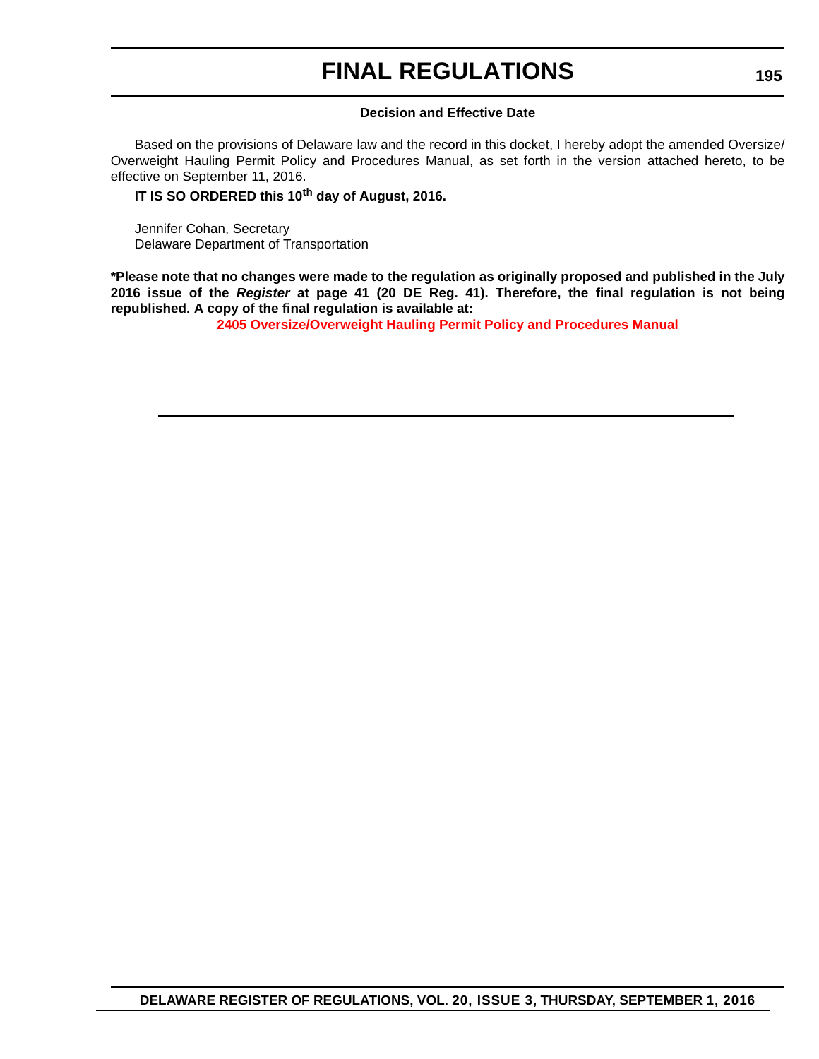**Decision and Effective Date**

Based on the provisions of Delaware law and the record in this docket, I hereby adopt the amended Oversize/Overweight Hauling Permit Policy and Procedures Manual, as set forth in the version attached hereto, to be effective on September 11, 2016.

**IT IS SO ORDERED this 10th day of August, 2016.**

Jennifer Cohan, Secretary
Delaware Department of Transportation

**\*Please note that no changes were made to the regulation as originally proposed and published in the July 2016 issue of the *Register* at page 41 (20 DE Reg. 41). Therefore, the final regulation is not being republished. A copy of the final regulation is available at:**

**2405 Oversize/Overweight Hauling Permit Policy and Procedures Manual**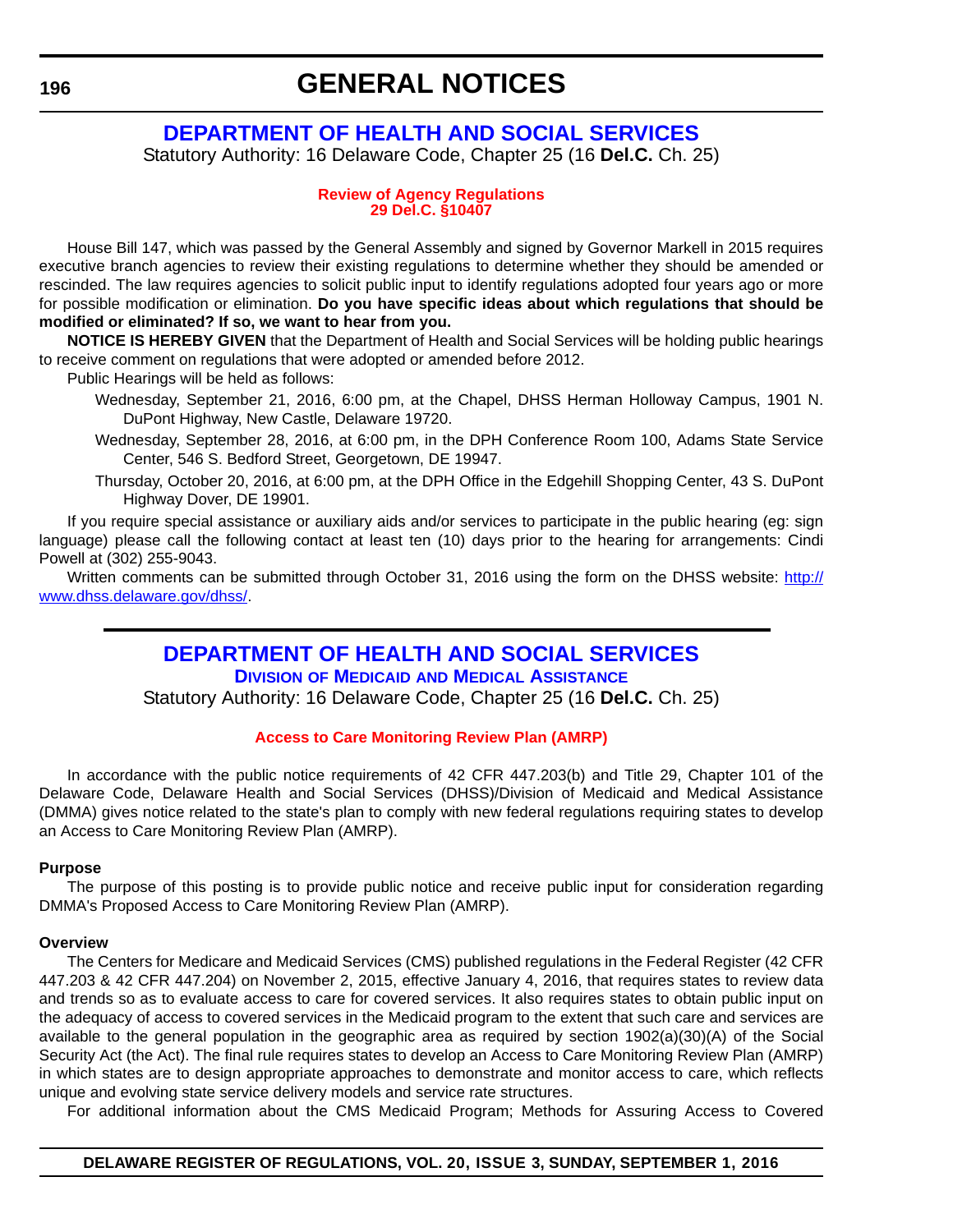# GENERAL NOTICES

## DEPARTMENT OF HEALTH AND SOCIAL SERVICES

Statutory Authority: 16 Delaware Code, Chapter 25 (16 **Del.C.** Ch. 25)

### Review of Agency Regulations
### 29 Del.C. §10407

House Bill 147, which was passed by the General Assembly and signed by Governor Markell in 2015 requires executive branch agencies to review their existing regulations to determine whether they should be amended or rescinded. The law requires agencies to solicit public input to identify regulations adopted four years ago or more for possible modification or elimination. **Do you have specific ideas about which regulations that should be modified or eliminated? If so, we want to hear from you.**

**NOTICE IS HEREBY GIVEN** that the Department of Health and Social Services will be holding public hearings to receive comment on regulations that were adopted or amended before 2012.

Public Hearings will be held as follows:

Wednesday, September 21, 2016, 6:00 pm, at the Chapel, DHSS Herman Holloway Campus, 1901 N. DuPont Highway, New Castle, Delaware 19720.

Wednesday, September 28, 2016, at 6:00 pm, in the DPH Conference Room 100, Adams State Service Center, 546 S. Bedford Street, Georgetown, DE 19947.

Thursday, October 20, 2016, at 6:00 pm, at the DPH Office in the Edgehill Shopping Center, 43 S. DuPont Highway Dover, DE 19901.

If you require special assistance or auxiliary aids and/or services to participate in the public hearing (eg: sign language) please call the following contact at least ten (10) days prior to the hearing for arrangements: Cindi Powell at (302) 255-9043.

Written comments can be submitted through October 31, 2016 using the form on the DHSS website: http://www.dhss.delaware.gov/dhss/.

---

## DEPARTMENT OF HEALTH AND SOCIAL SERVICES

### Division of Medicaid and Medical Assistance

Statutory Authority: 16 Delaware Code, Chapter 25 (16 **Del.C.** Ch. 25)

### Access to Care Monitoring Review Plan (AMRP)

In accordance with the public notice requirements of 42 CFR 447.203(b) and Title 29, Chapter 101 of the Delaware Code, Delaware Health and Social Services (DHSS)/Division of Medicaid and Medical Assistance (DMMA) gives notice related to the state's plan to comply with new federal regulations requiring states to develop an Access to Care Monitoring Review Plan (AMRP).

**Purpose**

The purpose of this posting is to provide public notice and receive public input for consideration regarding DMMA's Proposed Access to Care Monitoring Review Plan (AMRP).

**Overview**

The Centers for Medicare and Medicaid Services (CMS) published regulations in the Federal Register (42 CFR 447.203 & 42 CFR 447.204) on November 2, 2015, effective January 4, 2016, that requires states to review data and trends so as to evaluate access to care for covered services. It also requires states to obtain public input on the adequacy of access to covered services in the Medicaid program to the extent that such care and services are available to the general population in the geographic area as required by section 1902(a)(30)(A) of the Social Security Act (the Act). The final rule requires states to develop an Access to Care Monitoring Review Plan (AMRP) in which states are to design appropriate approaches to demonstrate and monitor access to care, which reflects unique and evolving state service delivery models and service rate structures.

For additional information about the CMS Medicaid Program; Methods for Assuring Access to Covered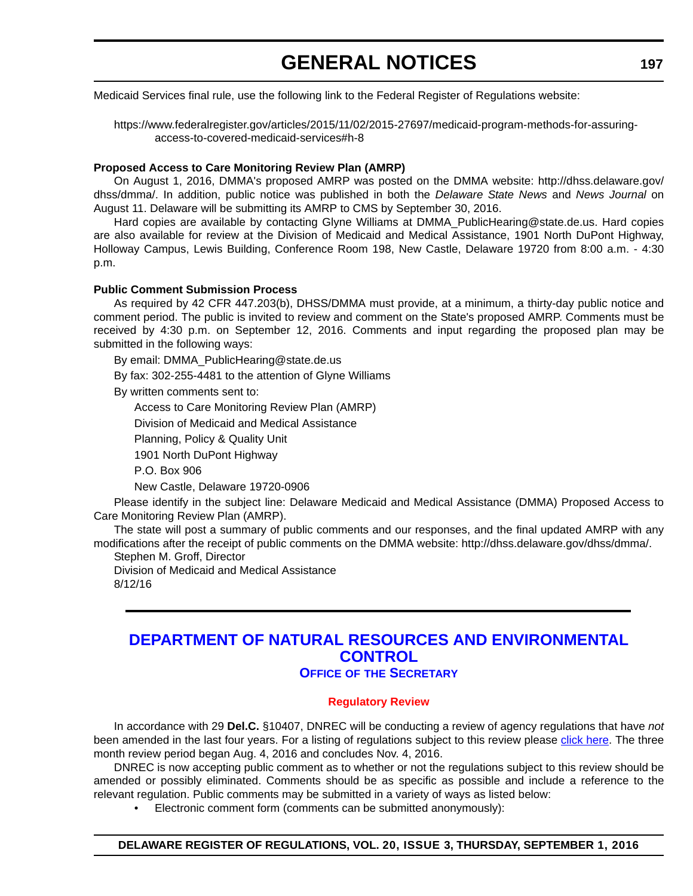Medicaid Services final rule, use the following link to the Federal Register of Regulations website:

https://www.federalregister.gov/articles/2015/11/02/2015-27697/medicaid-program-methods-for-assuring-access-to-covered-medicaid-services#h-8

**Proposed Access to Care Monitoring Review Plan (AMRP)**

On August 1, 2016, DMMA's proposed AMRP was posted on the DMMA website: http://dhss.delaware.gov/dhss/dmma/. In addition, public notice was published in both the *Delaware State News* and *News Journal* on August 11. Delaware will be submitting its AMRP to CMS by September 30, 2016.

Hard copies are available by contacting Glyne Williams at DMMA_PublicHearing@state.de.us. Hard copies are also available for review at the Division of Medicaid and Medical Assistance, 1901 North DuPont Highway, Holloway Campus, Lewis Building, Conference Room 198, New Castle, Delaware 19720 from 8:00 a.m. - 4:30 p.m.

**Public Comment Submission Process**

As required by 42 CFR 447.203(b), DHSS/DMMA must provide, at a minimum, a thirty-day public notice and comment period. The public is invited to review and comment on the State's proposed AMRP. Comments must be received by 4:30 p.m. on September 12, 2016. Comments and input regarding the proposed plan may be submitted in the following ways:

By email: DMMA_PublicHearing@state.de.us

By fax: 302-255-4481 to the attention of Glyne Williams

By written comments sent to:

Access to Care Monitoring Review Plan (AMRP)

Division of Medicaid and Medical Assistance

Planning, Policy & Quality Unit

1901 North DuPont Highway

P.O. Box 906

New Castle, Delaware 19720-0906

Please identify in the subject line: Delaware Medicaid and Medical Assistance (DMMA) Proposed Access to Care Monitoring Review Plan (AMRP).

The state will post a summary of public comments and our responses, and the final updated AMRP with any modifications after the receipt of public comments on the DMMA website: http://dhss.delaware.gov/dhss/dmma/.

Stephen M. Groff, Director

Division of Medicaid and Medical Assistance

8/12/16

## DEPARTMENT OF NATURAL RESOURCES AND ENVIRONMENTAL CONTROL

### OFFICE OF THE SECRETARY

#### Regulatory Review

In accordance with 29 **Del.C.** §10407, DNREC will be conducting a review of agency regulations that have *not* been amended in the last four years. For a listing of regulations subject to this review please click here. The three month review period began Aug. 4, 2016 and concludes Nov. 4, 2016.

DNREC is now accepting public comment as to whether or not the regulations subject to this review should be amended or possibly eliminated. Comments should be as specific as possible and include a reference to the relevant regulation. Public comments may be submitted in a variety of ways as listed below:

- Electronic comment form (comments can be submitted anonymously):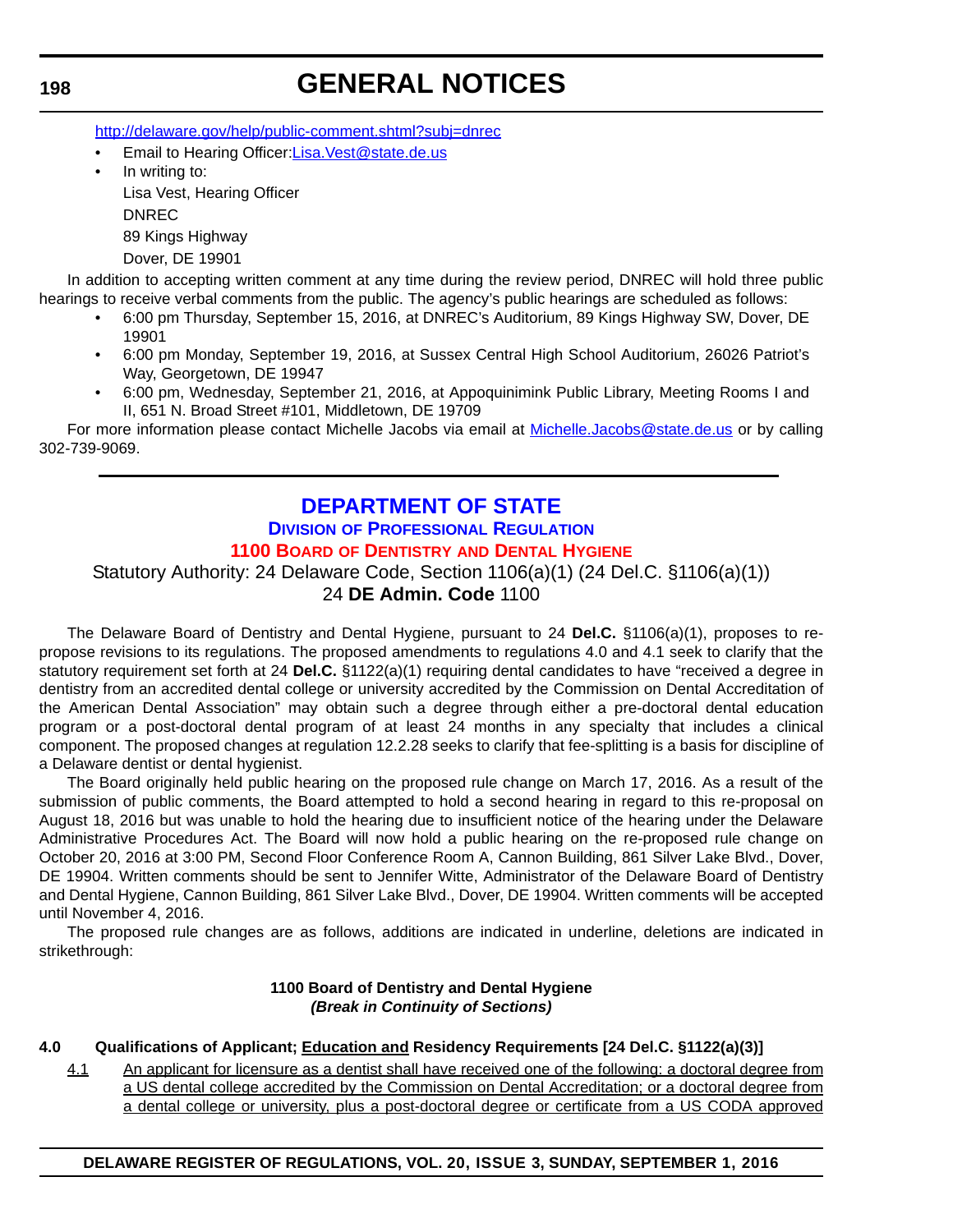http://delaware.gov/help/public-comment.shtml?subj=dnrec

- Email to Hearing Officer:Lisa.Vest@state.de.us
- In writing to:

  Lisa Vest, Hearing Officer

  DNREC

  89 Kings Highway

  Dover, DE 19901

In addition to accepting written comment at any time during the review period, DNREC will hold three public hearings to receive verbal comments from the public. The agency's public hearings are scheduled as follows:

- 6:00 pm Thursday, September 15, 2016, at DNREC's Auditorium, 89 Kings Highway SW, Dover, DE 19901
- 6:00 pm Monday, September 19, 2016, at Sussex Central High School Auditorium, 26026 Patriot's Way, Georgetown, DE 19947
- 6:00 pm, Wednesday, September 21, 2016, at Appoquinimink Public Library, Meeting Rooms I and II, 651 N. Broad Street #101, Middletown, DE 19709

For more information please contact Michelle Jacobs via email at Michelle.Jacobs@state.de.us or by calling 302-739-9069.

---

# DEPARTMENT OF STATE

## Division of Professional Regulation

### 1100 Board of Dentistry and Dental Hygiene

Statutory Authority: 24 Delaware Code, Section 1106(a)(1) (24 Del.C. §1106(a)(1))

24 **DE Admin. Code** 1100

The Delaware Board of Dentistry and Dental Hygiene, pursuant to 24 **Del.C.** §1106(a)(1), proposes to re-propose revisions to its regulations. The proposed amendments to regulations 4.0 and 4.1 seek to clarify that the statutory requirement set forth at 24 **Del.C.** §1122(a)(1) requiring dental candidates to have "received a degree in dentistry from an accredited dental college or university accredited by the Commission on Dental Accreditation of the American Dental Association" may obtain such a degree through either a pre-doctoral dental education program or a post-doctoral dental program of at least 24 months in any specialty that includes a clinical component. The proposed changes at regulation 12.2.28 seeks to clarify that fee-splitting is a basis for discipline of a Delaware dentist or dental hygienist.

The Board originally held public hearing on the proposed rule change on March 17, 2016. As a result of the submission of public comments, the Board attempted to hold a second hearing in regard to this re-proposal on August 18, 2016 but was unable to hold the hearing due to insufficient notice of the hearing under the Delaware Administrative Procedures Act. The Board will now hold a public hearing on the re-proposed rule change on October 20, 2016 at 3:00 PM, Second Floor Conference Room A, Cannon Building, 861 Silver Lake Blvd., Dover, DE 19904. Written comments should be sent to Jennifer Witte, Administrator of the Delaware Board of Dentistry and Dental Hygiene, Cannon Building, 861 Silver Lake Blvd., Dover, DE 19904. Written comments will be accepted until November 4, 2016.

The proposed rule changes are as follows, additions are indicated in underline, deletions are indicated in strikethrough:

**1100 Board of Dentistry and Dental Hygiene**

***(Break in Continuity of Sections)***

**4.0 Qualifications of Applicant; <u>Education and</u> Residency Requirements [24 Del.C. §1122(a)(3)]**

<u>4.1 An applicant for licensure as a dentist shall have received one of the following: a doctoral degree from a US dental college accredited by the Commission on Dental Accreditation; or a doctoral degree from a dental college or university, plus a post-doctoral degree or certificate from a US CODA approved</u>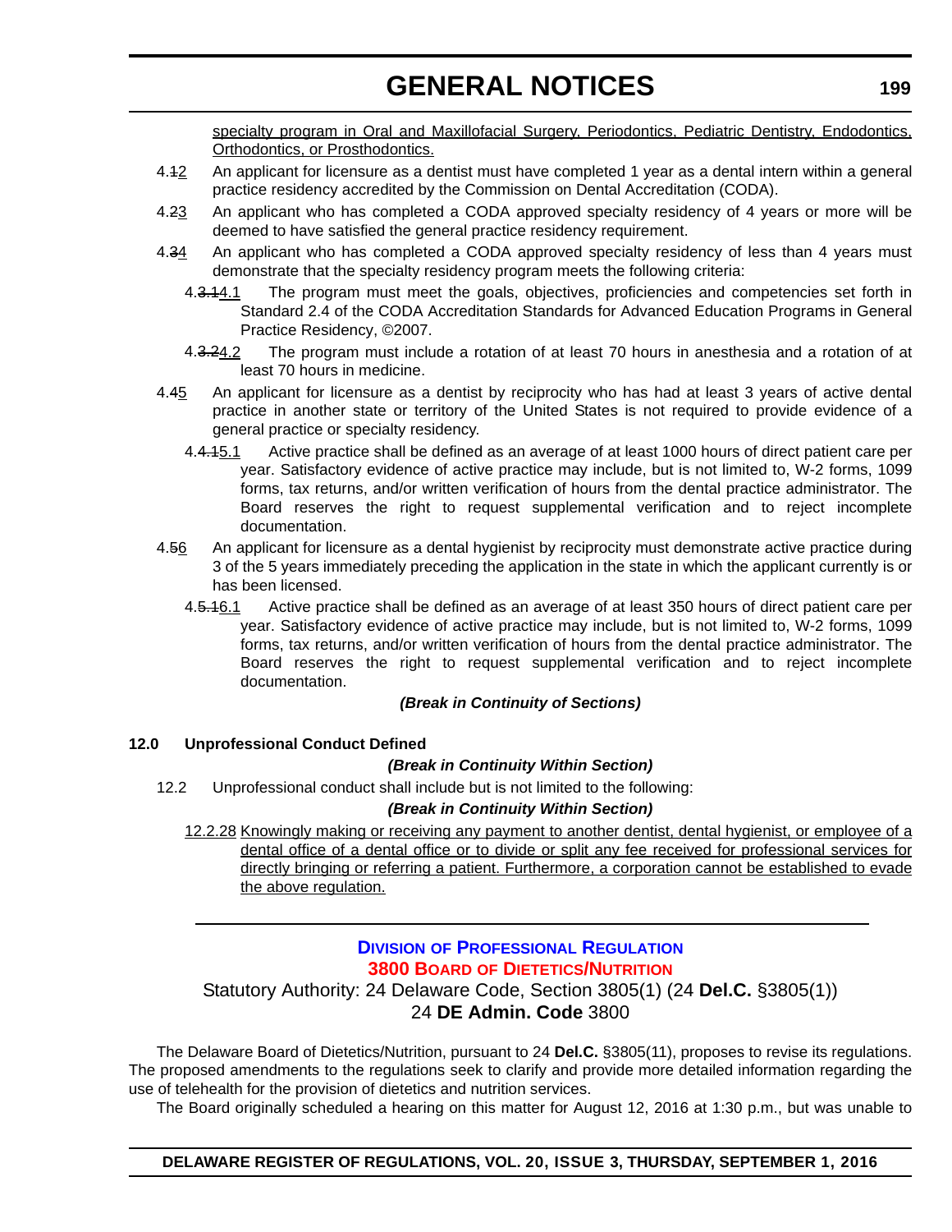specialty program in Oral and Maxillofacial Surgery, Periodontics, Pediatric Dentistry, Endodontics, Orthodontics, or Prosthodontics.

4.~~1~~2 An applicant for licensure as a dentist must have completed 1 year as a dental intern within a general practice residency accredited by the Commission on Dental Accreditation (CODA).

4.~~2~~3 An applicant who has completed a CODA approved specialty residency of 4 years or more will be deemed to have satisfied the general practice residency requirement.

4.~~3~~4 An applicant who has completed a CODA approved specialty residency of less than 4 years must demonstrate that the specialty residency program meets the following criteria:

4.~~3.1~~4.1 The program must meet the goals, objectives, proficiencies and competencies set forth in Standard 2.4 of the CODA Accreditation Standards for Advanced Education Programs in General Practice Residency, ©2007.

4.~~3.2~~4.2 The program must include a rotation of at least 70 hours in anesthesia and a rotation of at least 70 hours in medicine.

4.~~4~~5 An applicant for licensure as a dentist by reciprocity who has had at least 3 years of active dental practice in another state or territory of the United States is not required to provide evidence of a general practice or specialty residency.

4.~~4.1~~5.1 Active practice shall be defined as an average of at least 1000 hours of direct patient care per year. Satisfactory evidence of active practice may include, but is not limited to, W-2 forms, 1099 forms, tax returns, and/or written verification of hours from the dental practice administrator. The Board reserves the right to request supplemental verification and to reject incomplete documentation.

4.~~5~~6 An applicant for licensure as a dental hygienist by reciprocity must demonstrate active practice during 3 of the 5 years immediately preceding the application in the state in which the applicant currently is or has been licensed.

4.~~5.1~~6.1 Active practice shall be defined as an average of at least 350 hours of direct patient care per year. Satisfactory evidence of active practice may include, but is not limited to, W-2 forms, 1099 forms, tax returns, and/or written verification of hours from the dental practice administrator. The Board reserves the right to request supplemental verification and to reject incomplete documentation.

***(Break in Continuity of Sections)***

**12.0 Unprofessional Conduct Defined**

***(Break in Continuity Within Section)***

12.2 Unprofessional conduct shall include but is not limited to the following:

***(Break in Continuity Within Section)***

12.2.28 Knowingly making or receiving any payment to another dentist, dental hygienist, or employee of a dental office of a dental office or to divide or split any fee received for professional services for directly bringing or referring a patient. Furthermore, a corporation cannot be established to evade the above regulation.

---

## Division of Professional Regulation

## 3800 Board of Dietetics/Nutrition

Statutory Authority: 24 Delaware Code, Section 3805(1) (24 **Del.C.** §3805(1))

24 **DE Admin. Code** 3800

The Delaware Board of Dietetics/Nutrition, pursuant to 24 **Del.C.** §3805(11), proposes to revise its regulations. The proposed amendments to the regulations seek to clarify and provide more detailed information regarding the use of telehealth for the provision of dietetics and nutrition services.

The Board originally scheduled a hearing on this matter for August 12, 2016 at 1:30 p.m., but was unable to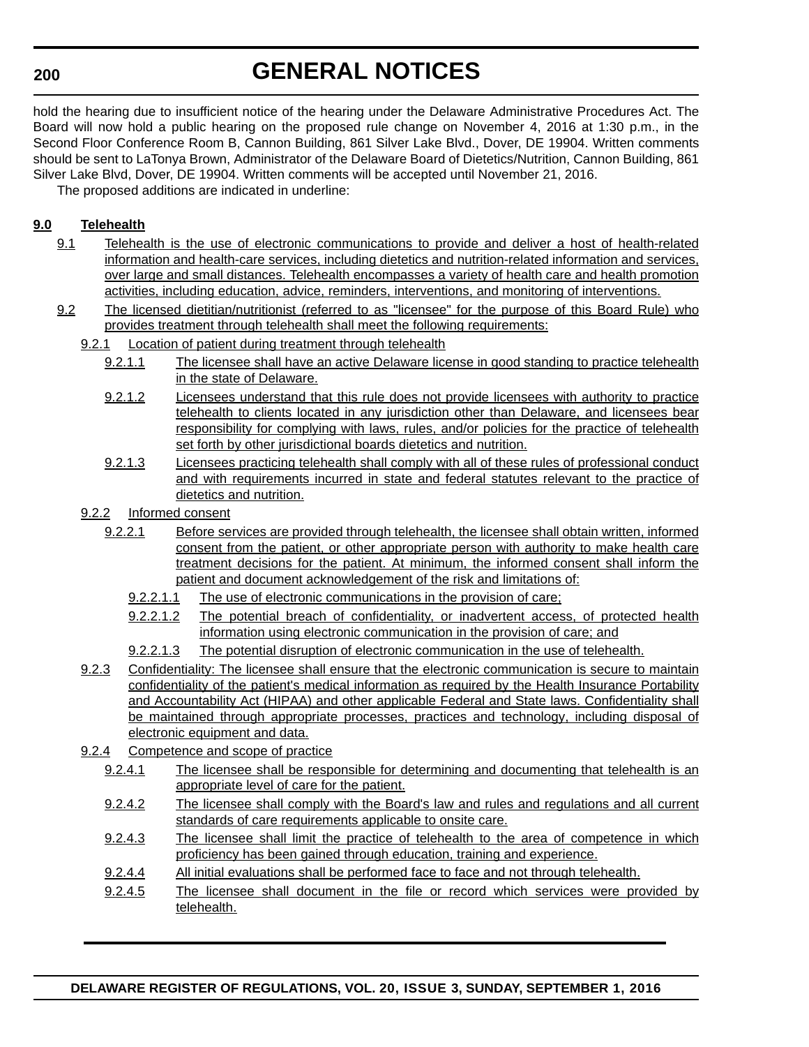hold the hearing due to insufficient notice of the hearing under the Delaware Administrative Procedures Act. The Board will now hold a public hearing on the proposed rule change on November 4, 2016 at 1:30 p.m., in the Second Floor Conference Room B, Cannon Building, 861 Silver Lake Blvd., Dover, DE 19904. Written comments should be sent to LaTonya Brown, Administrator of the Delaware Board of Dietetics/Nutrition, Cannon Building, 861 Silver Lake Blvd, Dover, DE 19904. Written comments will be accepted until November 21, 2016.

The proposed additions are indicated in underline:

**9.0 Telehealth**

9.1 Telehealth is the use of electronic communications to provide and deliver a host of health-related information and health-care services, including dietetics and nutrition-related information and services, over large and small distances. Telehealth encompasses a variety of health care and health promotion activities, including education, advice, reminders, interventions, and monitoring of interventions.

9.2 The licensed dietitian/nutritionist (referred to as "licensee" for the purpose of this Board Rule) who provides treatment through telehealth shall meet the following requirements:

9.2.1 Location of patient during treatment through telehealth

9.2.1.1 The licensee shall have an active Delaware license in good standing to practice telehealth in the state of Delaware.

9.2.1.2 Licensees understand that this rule does not provide licensees with authority to practice telehealth to clients located in any jurisdiction other than Delaware, and licensees bear responsibility for complying with laws, rules, and/or policies for the practice of telehealth set forth by other jurisdictional boards dietetics and nutrition.

9.2.1.3 Licensees practicing telehealth shall comply with all of these rules of professional conduct and with requirements incurred in state and federal statutes relevant to the practice of dietetics and nutrition.

9.2.2 Informed consent

9.2.2.1 Before services are provided through telehealth, the licensee shall obtain written, informed consent from the patient, or other appropriate person with authority to make health care treatment decisions for the patient. At minimum, the informed consent shall inform the patient and document acknowledgement of the risk and limitations of:

9.2.2.1.1 The use of electronic communications in the provision of care;

9.2.2.1.2 The potential breach of confidentiality, or inadvertent access, of protected health information using electronic communication in the provision of care; and

9.2.2.1.3 The potential disruption of electronic communication in the use of telehealth.

9.2.3 Confidentiality: The licensee shall ensure that the electronic communication is secure to maintain confidentiality of the patient's medical information as required by the Health Insurance Portability and Accountability Act (HIPAA) and other applicable Federal and State laws. Confidentiality shall be maintained through appropriate processes, practices and technology, including disposal of electronic equipment and data.

9.2.4 Competence and scope of practice

9.2.4.1 The licensee shall be responsible for determining and documenting that telehealth is an appropriate level of care for the patient.

9.2.4.2 The licensee shall comply with the Board's law and rules and regulations and all current standards of care requirements applicable to onsite care.

9.2.4.3 The licensee shall limit the practice of telehealth to the area of competence in which proficiency has been gained through education, training and experience.

9.2.4.4 All initial evaluations shall be performed face to face and not through telehealth.

9.2.4.5 The licensee shall document in the file or record which services were provided by telehealth.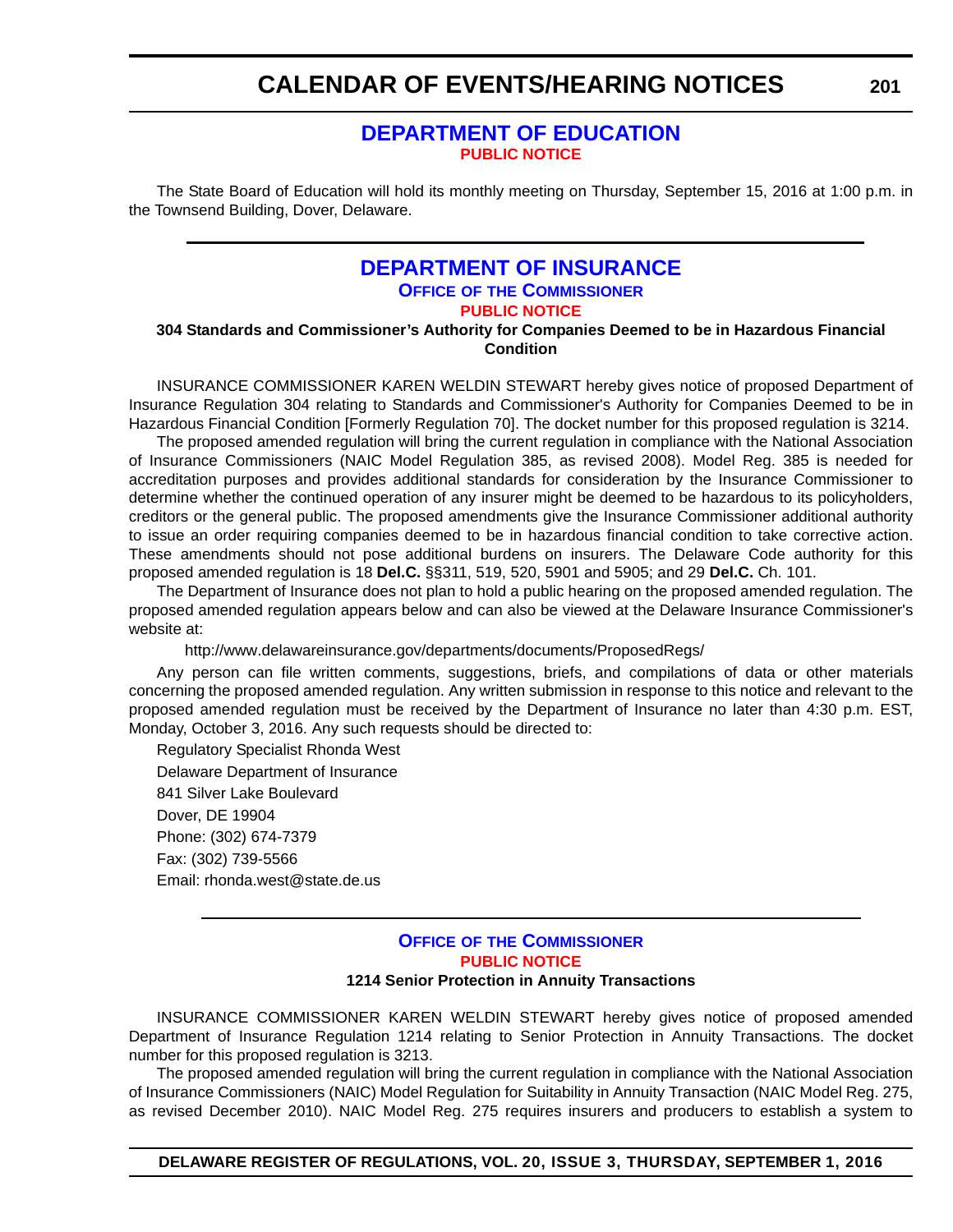## DEPARTMENT OF EDUCATION

**PUBLIC NOTICE**

The State Board of Education will hold its monthly meeting on Thursday, September 15, 2016 at 1:00 p.m. in the Townsend Building, Dover, Delaware.

---

## DEPARTMENT OF INSURANCE

**OFFICE OF THE COMMISSIONER**

**PUBLIC NOTICE**

**304 Standards and Commissioner's Authority for Companies Deemed to be in Hazardous Financial Condition**

INSURANCE COMMISSIONER KAREN WELDIN STEWART hereby gives notice of proposed Department of Insurance Regulation 304 relating to Standards and Commissioner's Authority for Companies Deemed to be in Hazardous Financial Condition [Formerly Regulation 70]. The docket number for this proposed regulation is 3214.

The proposed amended regulation will bring the current regulation in compliance with the National Association of Insurance Commissioners (NAIC Model Regulation 385, as revised 2008). Model Reg. 385 is needed for accreditation purposes and provides additional standards for consideration by the Insurance Commissioner to determine whether the continued operation of any insurer might be deemed to be hazardous to its policyholders, creditors or the general public. The proposed amendments give the Insurance Commissioner additional authority to issue an order requiring companies deemed to be in hazardous financial condition to take corrective action. These amendments should not pose additional burdens on insurers. The Delaware Code authority for this proposed amended regulation is 18 **Del.C.** §§311, 519, 520, 5901 and 5905; and 29 **Del.C.** Ch. 101.

The Department of Insurance does not plan to hold a public hearing on the proposed amended regulation. The proposed amended regulation appears below and can also be viewed at the Delaware Insurance Commissioner's website at:

http://www.delawareinsurance.gov/departments/documents/ProposedRegs/

Any person can file written comments, suggestions, briefs, and compilations of data or other materials concerning the proposed amended regulation. Any written submission in response to this notice and relevant to the proposed amended regulation must be received by the Department of Insurance no later than 4:30 p.m. EST, Monday, October 3, 2016. Any such requests should be directed to:

Regulatory Specialist Rhonda West
Delaware Department of Insurance
841 Silver Lake Boulevard
Dover, DE 19904
Phone: (302) 674-7379
Fax: (302) 739-5566
Email: rhonda.west@state.de.us

---

**OFFICE OF THE COMMISSIONER**

**PUBLIC NOTICE**

**1214 Senior Protection in Annuity Transactions**

INSURANCE COMMISSIONER KAREN WELDIN STEWART hereby gives notice of proposed amended Department of Insurance Regulation 1214 relating to Senior Protection in Annuity Transactions. The docket number for this proposed regulation is 3213.

The proposed amended regulation will bring the current regulation in compliance with the National Association of Insurance Commissioners (NAIC) Model Regulation for Suitability in Annuity Transaction (NAIC Model Reg. 275, as revised December 2010). NAIC Model Reg. 275 requires insurers and producers to establish a system to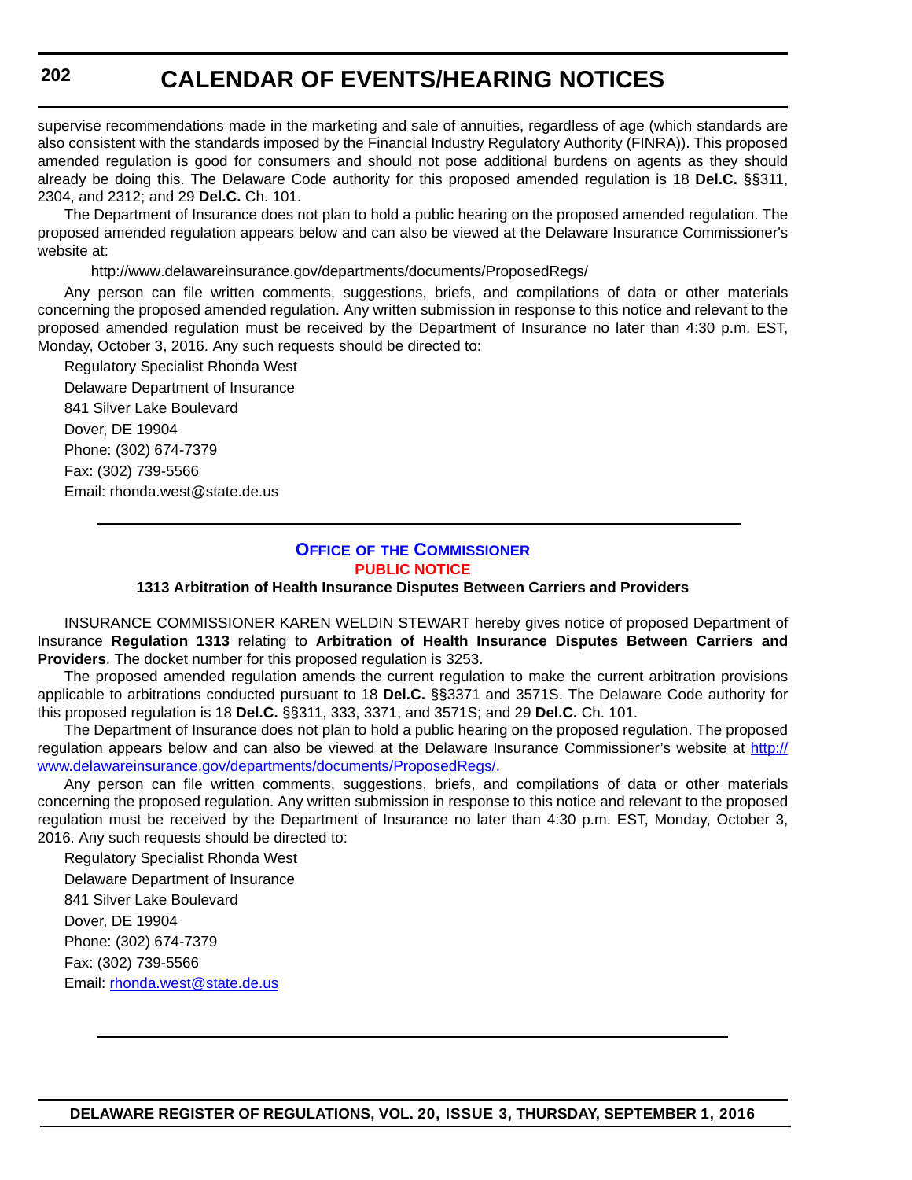supervise recommendations made in the marketing and sale of annuities, regardless of age (which standards are also consistent with the standards imposed by the Financial Industry Regulatory Authority (FINRA)). This proposed amended regulation is good for consumers and should not pose additional burdens on agents as they should already be doing this. The Delaware Code authority for this proposed amended regulation is 18 **Del.C.** §§311, 2304, and 2312; and 29 **Del.C.** Ch. 101.

The Department of Insurance does not plan to hold a public hearing on the proposed amended regulation. The proposed amended regulation appears below and can also be viewed at the Delaware Insurance Commissioner's website at:

http://www.delawareinsurance.gov/departments/documents/ProposedRegs/

Any person can file written comments, suggestions, briefs, and compilations of data or other materials concerning the proposed amended regulation. Any written submission in response to this notice and relevant to the proposed amended regulation must be received by the Department of Insurance no later than 4:30 p.m. EST, Monday, October 3, 2016. Any such requests should be directed to:

Regulatory Specialist Rhonda West
Delaware Department of Insurance
841 Silver Lake Boulevard
Dover, DE 19904
Phone: (302) 674-7379
Fax: (302) 739-5566
Email: rhonda.west@state.de.us

---

## Office of the Commissioner

### Public Notice

### 1313 Arbitration of Health Insurance Disputes Between Carriers and Providers

INSURANCE COMMISSIONER KAREN WELDIN STEWART hereby gives notice of proposed Department of Insurance **Regulation 1313** relating to **Arbitration of Health Insurance Disputes Between Carriers and Providers**. The docket number for this proposed regulation is 3253.

The proposed amended regulation amends the current regulation to make the current arbitration provisions applicable to arbitrations conducted pursuant to 18 **Del.C.** §§3371 and 3571S. The Delaware Code authority for this proposed regulation is 18 **Del.C.** §§311, 333, 3371, and 3571S; and 29 **Del.C.** Ch. 101.

The Department of Insurance does not plan to hold a public hearing on the proposed regulation. The proposed regulation appears below and can also be viewed at the Delaware Insurance Commissioner's website at http://www.delawareinsurance.gov/departments/documents/ProposedRegs/.

Any person can file written comments, suggestions, briefs, and compilations of data or other materials concerning the proposed regulation. Any written submission in response to this notice and relevant to the proposed regulation must be received by the Department of Insurance no later than 4:30 p.m. EST, Monday, October 3, 2016. Any such requests should be directed to:

Regulatory Specialist Rhonda West
Delaware Department of Insurance
841 Silver Lake Boulevard
Dover, DE 19904
Phone: (302) 674-7379
Fax: (302) 739-5566
Email: rhonda.west@state.de.us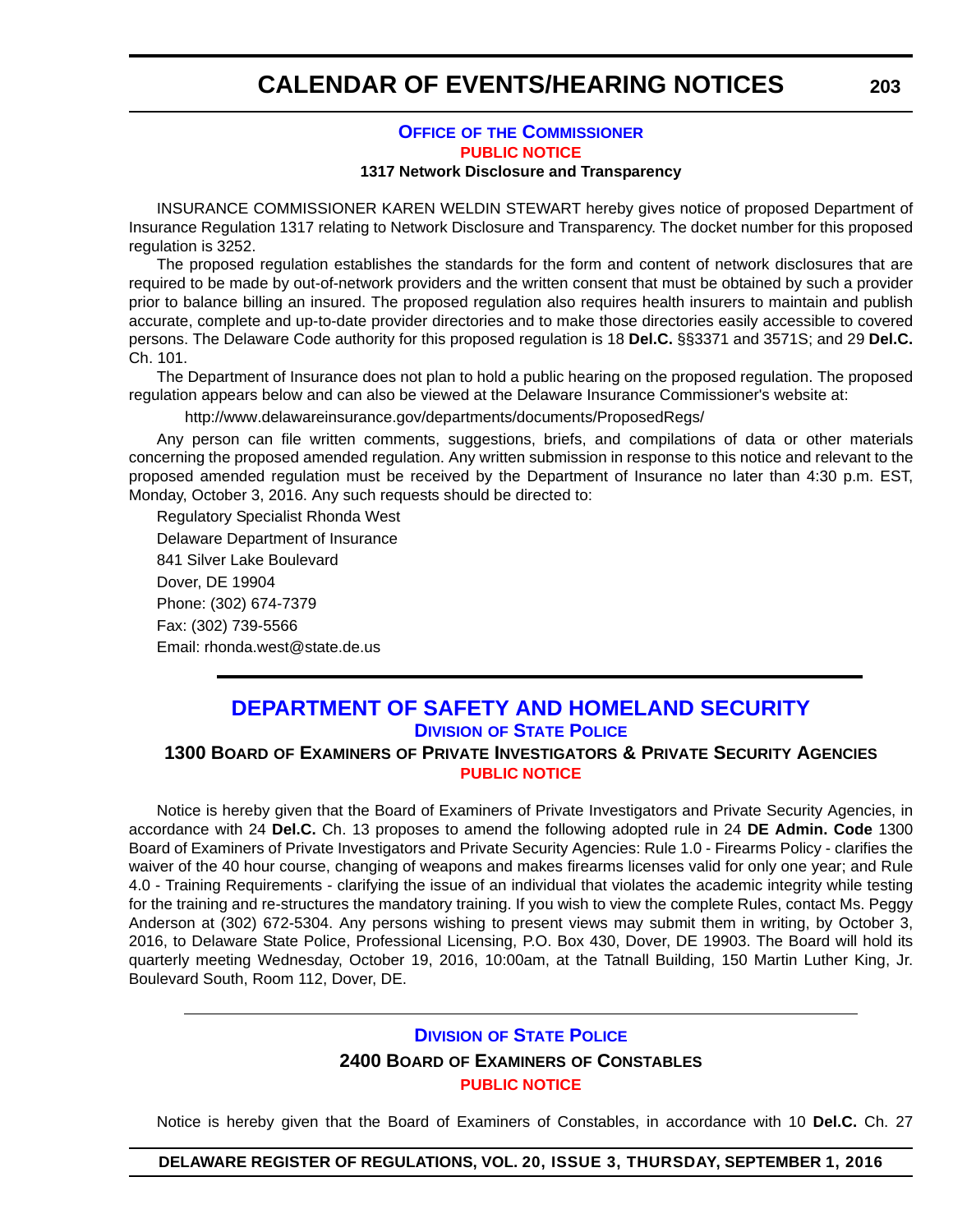### OFFICE OF THE COMMISSIONER

**PUBLIC NOTICE**

**1317 Network Disclosure and Transparency**

INSURANCE COMMISSIONER KAREN WELDIN STEWART hereby gives notice of proposed Department of Insurance Regulation 1317 relating to Network Disclosure and Transparency. The docket number for this proposed regulation is 3252.

The proposed regulation establishes the standards for the form and content of network disclosures that are required to be made by out-of-network providers and the written consent that must be obtained by such a provider prior to balance billing an insured. The proposed regulation also requires health insurers to maintain and publish accurate, complete and up-to-date provider directories and to make those directories easily accessible to covered persons. The Delaware Code authority for this proposed regulation is 18 **Del.C.** §§3371 and 3571S; and 29 **Del.C.** Ch. 101.

The Department of Insurance does not plan to hold a public hearing on the proposed regulation. The proposed regulation appears below and can also be viewed at the Delaware Insurance Commissioner's website at:

http://www.delawareinsurance.gov/departments/documents/ProposedRegs/

Any person can file written comments, suggestions, briefs, and compilations of data or other materials concerning the proposed amended regulation. Any written submission in response to this notice and relevant to the proposed amended regulation must be received by the Department of Insurance no later than 4:30 p.m. EST, Monday, October 3, 2016. Any such requests should be directed to:

Regulatory Specialist Rhonda West
Delaware Department of Insurance
841 Silver Lake Boulevard
Dover, DE 19904
Phone: (302) 674-7379
Fax: (302) 739-5566
Email: rhonda.west@state.de.us

---

## DEPARTMENT OF SAFETY AND HOMELAND SECURITY

### DIVISION OF STATE POLICE

### 1300 BOARD OF EXAMINERS OF PRIVATE INVESTIGATORS & PRIVATE SECURITY AGENCIES

**PUBLIC NOTICE**

Notice is hereby given that the Board of Examiners of Private Investigators and Private Security Agencies, in accordance with 24 **Del.C.** Ch. 13 proposes to amend the following adopted rule in 24 **DE Admin. Code** 1300 Board of Examiners of Private Investigators and Private Security Agencies: Rule 1.0 - Firearms Policy - clarifies the waiver of the 40 hour course, changing of weapons and makes firearms licenses valid for only one year; and Rule 4.0 - Training Requirements - clarifying the issue of an individual that violates the academic integrity while testing for the training and re-structures the mandatory training. If you wish to view the complete Rules, contact Ms. Peggy Anderson at (302) 672-5304. Any persons wishing to present views may submit them in writing, by October 3, 2016, to Delaware State Police, Professional Licensing, P.O. Box 430, Dover, DE 19903. The Board will hold its quarterly meeting Wednesday, October 19, 2016, 10:00am, at the Tatnall Building, 150 Martin Luther King, Jr. Boulevard South, Room 112, Dover, DE.

---

### DIVISION OF STATE POLICE

### 2400 BOARD OF EXAMINERS OF CONSTABLES

**PUBLIC NOTICE**

Notice is hereby given that the Board of Examiners of Constables, in accordance with 10 **Del.C.** Ch. 27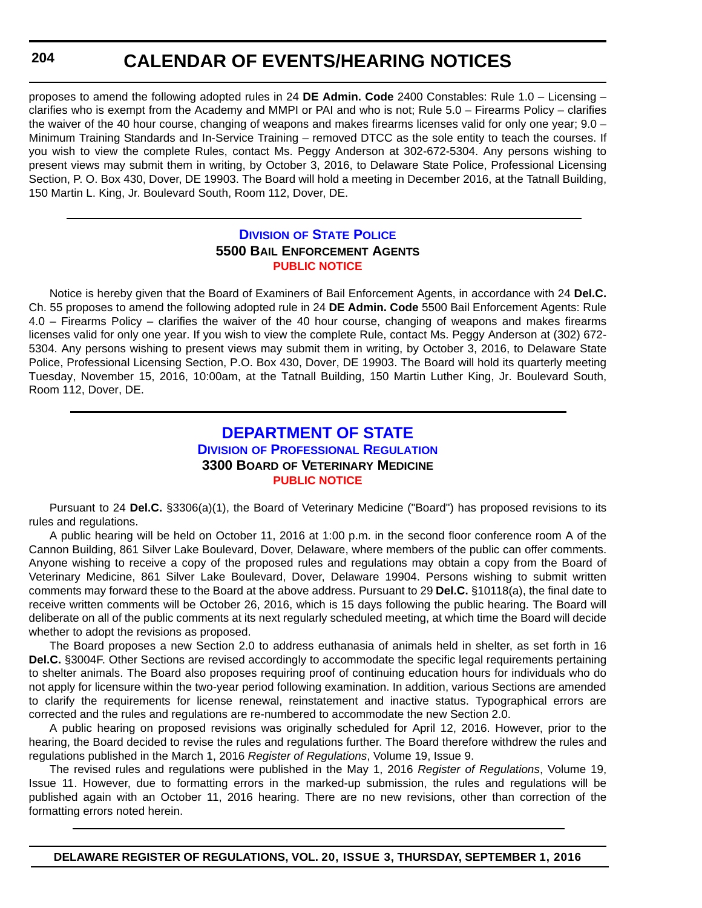proposes to amend the following adopted rules in 24 **DE Admin. Code** 2400 Constables: Rule 1.0 – Licensing – clarifies who is exempt from the Academy and MMPI or PAI and who is not; Rule 5.0 – Firearms Policy – clarifies the waiver of the 40 hour course, changing of weapons and makes firearms licenses valid for only one year; 9.0 – Minimum Training Standards and In-Service Training – removed DTCC as the sole entity to teach the courses. If you wish to view the complete Rules, contact Ms. Peggy Anderson at 302-672-5304. Any persons wishing to present views may submit them in writing, by October 3, 2016, to Delaware State Police, Professional Licensing Section, P. O. Box 430, Dover, DE 19903. The Board will hold a meeting in December 2016, at the Tatnall Building, 150 Martin L. King, Jr. Boulevard South, Room 112, Dover, DE.

---

### Division of State Police
### 5500 Bail Enforcement Agents
**PUBLIC NOTICE**

Notice is hereby given that the Board of Examiners of Bail Enforcement Agents, in accordance with 24 **Del.C.** Ch. 55 proposes to amend the following adopted rule in 24 **DE Admin. Code** 5500 Bail Enforcement Agents: Rule 4.0 – Firearms Policy – clarifies the waiver of the 40 hour course, changing of weapons and makes firearms licenses valid for only one year. If you wish to view the complete Rule, contact Ms. Peggy Anderson at (302) 672-5304. Any persons wishing to present views may submit them in writing, by October 3, 2016, to Delaware State Police, Professional Licensing Section, P.O. Box 430, Dover, DE 19903. The Board will hold its quarterly meeting Tuesday, November 15, 2016, 10:00am, at the Tatnall Building, 150 Martin Luther King, Jr. Boulevard South, Room 112, Dover, DE.

---

## DEPARTMENT OF STATE
### Division of Professional Regulation
### 3300 Board of Veterinary Medicine
**PUBLIC NOTICE**

Pursuant to 24 **Del.C.** §3306(a)(1), the Board of Veterinary Medicine ("Board") has proposed revisions to its rules and regulations.

A public hearing will be held on October 11, 2016 at 1:00 p.m. in the second floor conference room A of the Cannon Building, 861 Silver Lake Boulevard, Dover, Delaware, where members of the public can offer comments. Anyone wishing to receive a copy of the proposed rules and regulations may obtain a copy from the Board of Veterinary Medicine, 861 Silver Lake Boulevard, Dover, Delaware 19904. Persons wishing to submit written comments may forward these to the Board at the above address. Pursuant to 29 **Del.C.** §10118(a), the final date to receive written comments will be October 26, 2016, which is 15 days following the public hearing. The Board will deliberate on all of the public comments at its next regularly scheduled meeting, at which time the Board will decide whether to adopt the revisions as proposed.

The Board proposes a new Section 2.0 to address euthanasia of animals held in shelter, as set forth in 16 **Del.C.** §3004F. Other Sections are revised accordingly to accommodate the specific legal requirements pertaining to shelter animals. The Board also proposes requiring proof of continuing education hours for individuals who do not apply for licensure within the two-year period following examination. In addition, various Sections are amended to clarify the requirements for license renewal, reinstatement and inactive status. Typographical errors are corrected and the rules and regulations are re-numbered to accommodate the new Section 2.0.

A public hearing on proposed revisions was originally scheduled for April 12, 2016. However, prior to the hearing, the Board decided to revise the rules and regulations further. The Board therefore withdrew the rules and regulations published in the March 1, 2016 *Register of Regulations*, Volume 19, Issue 9.

The revised rules and regulations were published in the May 1, 2016 *Register of Regulations*, Volume 19, Issue 11. However, due to formatting errors in the marked-up submission, the rules and regulations will be published again with an October 11, 2016 hearing. There are no new revisions, other than correction of the formatting errors noted herein.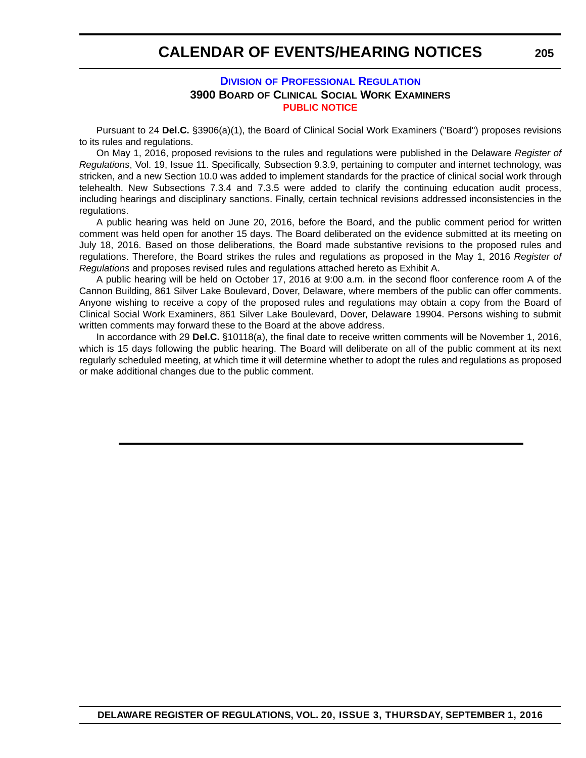# CALENDAR OF EVENTS/HEARING NOTICES

## DIVISION OF PROFESSIONAL REGULATION

### 3900 BOARD OF CLINICAL SOCIAL WORK EXAMINERS

#### PUBLIC NOTICE

Pursuant to 24 **Del.C.** §3906(a)(1), the Board of Clinical Social Work Examiners ("Board") proposes revisions to its rules and regulations.

On May 1, 2016, proposed revisions to the rules and regulations were published in the Delaware *Register of Regulations*, Vol. 19, Issue 11. Specifically, Subsection 9.3.9, pertaining to computer and internet technology, was stricken, and a new Section 10.0 was added to implement standards for the practice of clinical social work through telehealth. New Subsections 7.3.4 and 7.3.5 were added to clarify the continuing education audit process, including hearings and disciplinary sanctions. Finally, certain technical revisions addressed inconsistencies in the regulations.

A public hearing was held on June 20, 2016, before the Board, and the public comment period for written comment was held open for another 15 days. The Board deliberated on the evidence submitted at its meeting on July 18, 2016. Based on those deliberations, the Board made substantive revisions to the proposed rules and regulations. Therefore, the Board strikes the rules and regulations as proposed in the May 1, 2016 *Register of Regulations* and proposes revised rules and regulations attached hereto as Exhibit A.

A public hearing will be held on October 17, 2016 at 9:00 a.m. in the second floor conference room A of the Cannon Building, 861 Silver Lake Boulevard, Dover, Delaware, where members of the public can offer comments. Anyone wishing to receive a copy of the proposed rules and regulations may obtain a copy from the Board of Clinical Social Work Examiners, 861 Silver Lake Boulevard, Dover, Delaware 19904. Persons wishing to submit written comments may forward these to the Board at the above address.

In accordance with 29 **Del.C.** §10118(a), the final date to receive written comments will be November 1, 2016, which is 15 days following the public hearing. The Board will deliberate on all of the public comment at its next regularly scheduled meeting, at which time it will determine whether to adopt the rules and regulations as proposed or make additional changes due to the public comment.